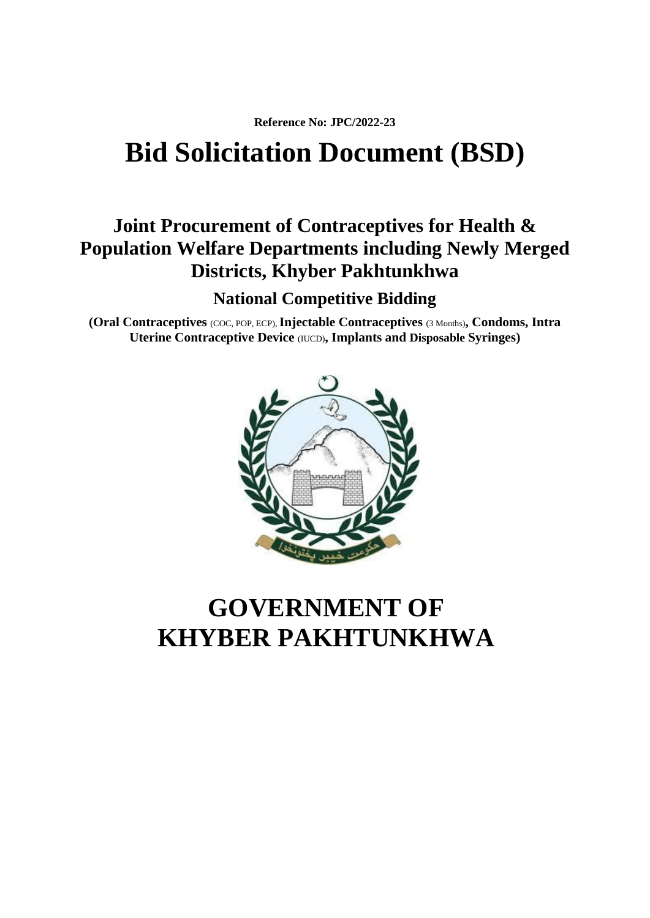**Reference No: JPC/2022-23**

# Bid Solicitation Document (BSD)

## Joint Procurement of Contraceptives for Health & Population Welfare Departments including Newly Merged Districts, Khyber Pakhtunkhwa

### National Competitive Bidding

**(Oral Contraceptives** (COC, POP, ECP), **Injectable Contraceptives** (3 Months)**, Condoms, Intra Uterine Contraceptive Device** (IUCD)**, Implants and Disposable Syringes)**

# GOVERNMENT OF KHYBER PAKHTUNKHWA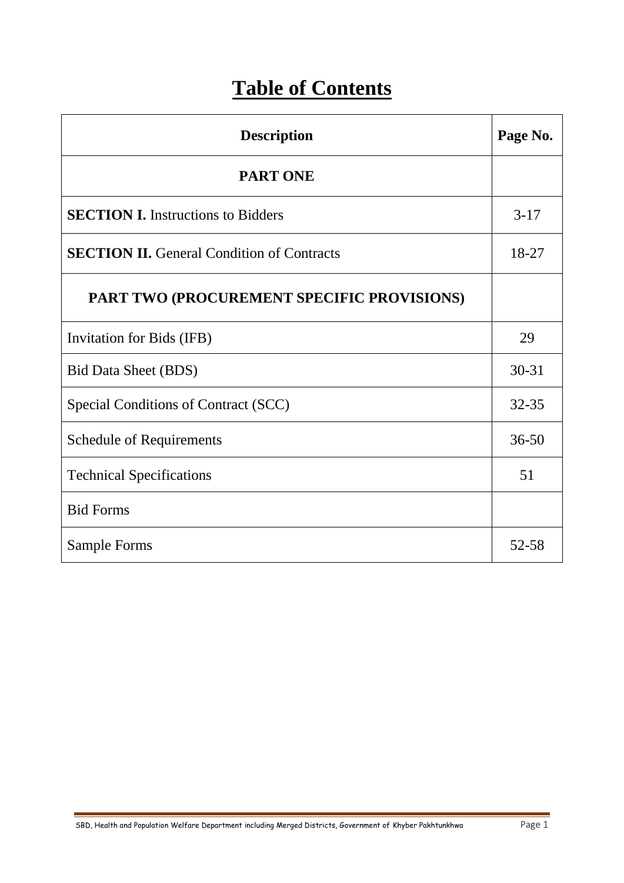# Table of Contents

| Description | Page No. |
|---|---|
| **PART ONE** | |
| **SECTION I.** Instructions to Bidders | 3-17 |
| **SECTION II.** General Condition of Contracts | 18-27 |
| **PART TWO (PROCUREMENT SPECIFIC PROVISIONS)** | |
| Invitation for Bids (IFB) | 29 |
| Bid Data Sheet (BDS) | 30-31 |
| Special Conditions of Contract (SCC) | 32-35 |
| Schedule of Requirements | 36-50 |
| Technical Specifications | 51 |
| Bid Forms | |
| Sample Forms | 52-58 |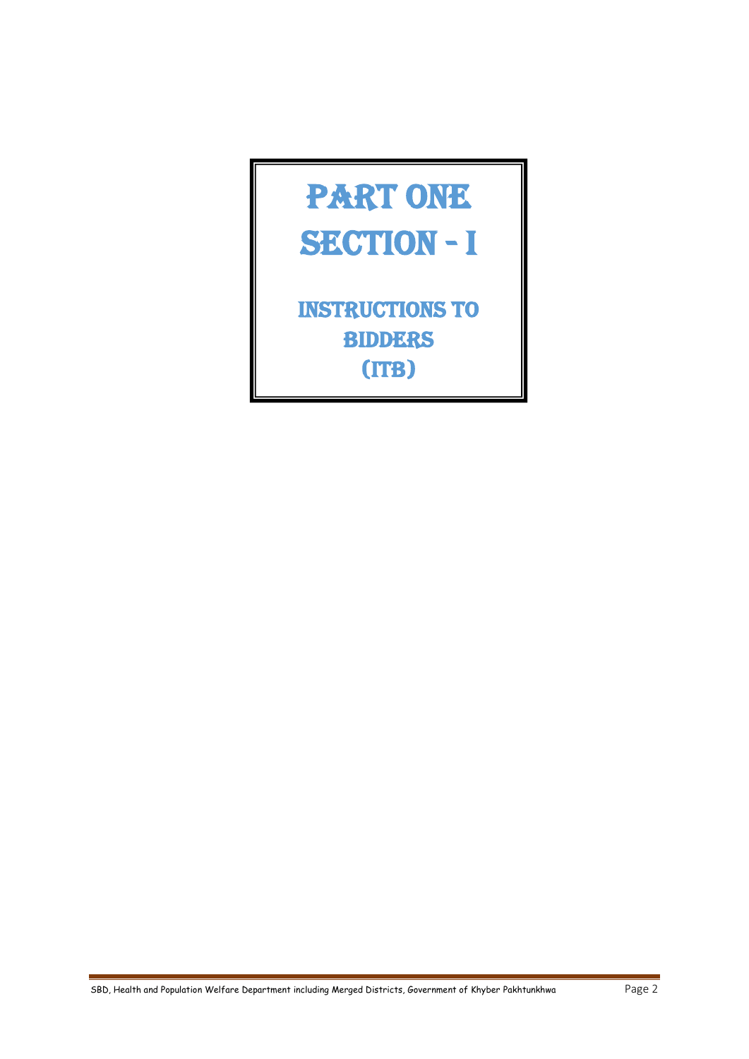# PART ONE
# SECTION - I

## INSTRUCTIONS TO BIDDERS (ITB)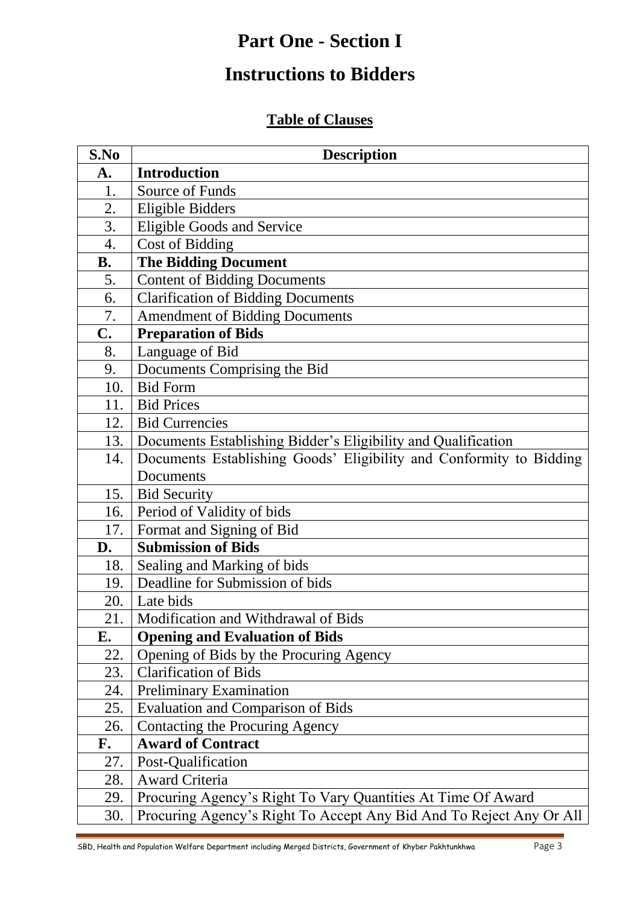# Part One - Section I

# Instructions to Bidders

## Table of Clauses

| S.No | Description |
|---|---|
| **A.** | **Introduction** |
| 1. | Source of Funds |
| 2. | Eligible Bidders |
| 3. | Eligible Goods and Service |
| 4. | Cost of Bidding |
| **B.** | **The Bidding Document** |
| 5. | Content of Bidding Documents |
| 6. | Clarification of Bidding Documents |
| 7. | Amendment of Bidding Documents |
| **C.** | **Preparation of Bids** |
| 8. | Language of Bid |
| 9. | Documents Comprising the Bid |
| 10. | Bid Form |
| 11. | Bid Prices |
| 12. | Bid Currencies |
| 13. | Documents Establishing Bidder's Eligibility and Qualification |
| 14. | Documents Establishing Goods' Eligibility and Conformity to Bidding Documents |
| 15. | Bid Security |
| 16. | Period of Validity of bids |
| 17. | Format and Signing of Bid |
| **D.** | **Submission of Bids** |
| 18. | Sealing and Marking of bids |
| 19. | Deadline for Submission of bids |
| 20. | Late bids |
| 21. | Modification and Withdrawal of Bids |
| **E.** | **Opening and Evaluation of Bids** |
| 22. | Opening of Bids by the Procuring Agency |
| 23. | Clarification of Bids |
| 24. | Preliminary Examination |
| 25. | Evaluation and Comparison of Bids |
| 26. | Contacting the Procuring Agency |
| **F.** | **Award of Contract** |
| 27. | Post-Qualification |
| 28. | Award Criteria |
| 29. | Procuring Agency's Right To Vary Quantities At Time Of Award |
| 30. | Procuring Agency's Right To Accept Any Bid And To Reject Any Or All |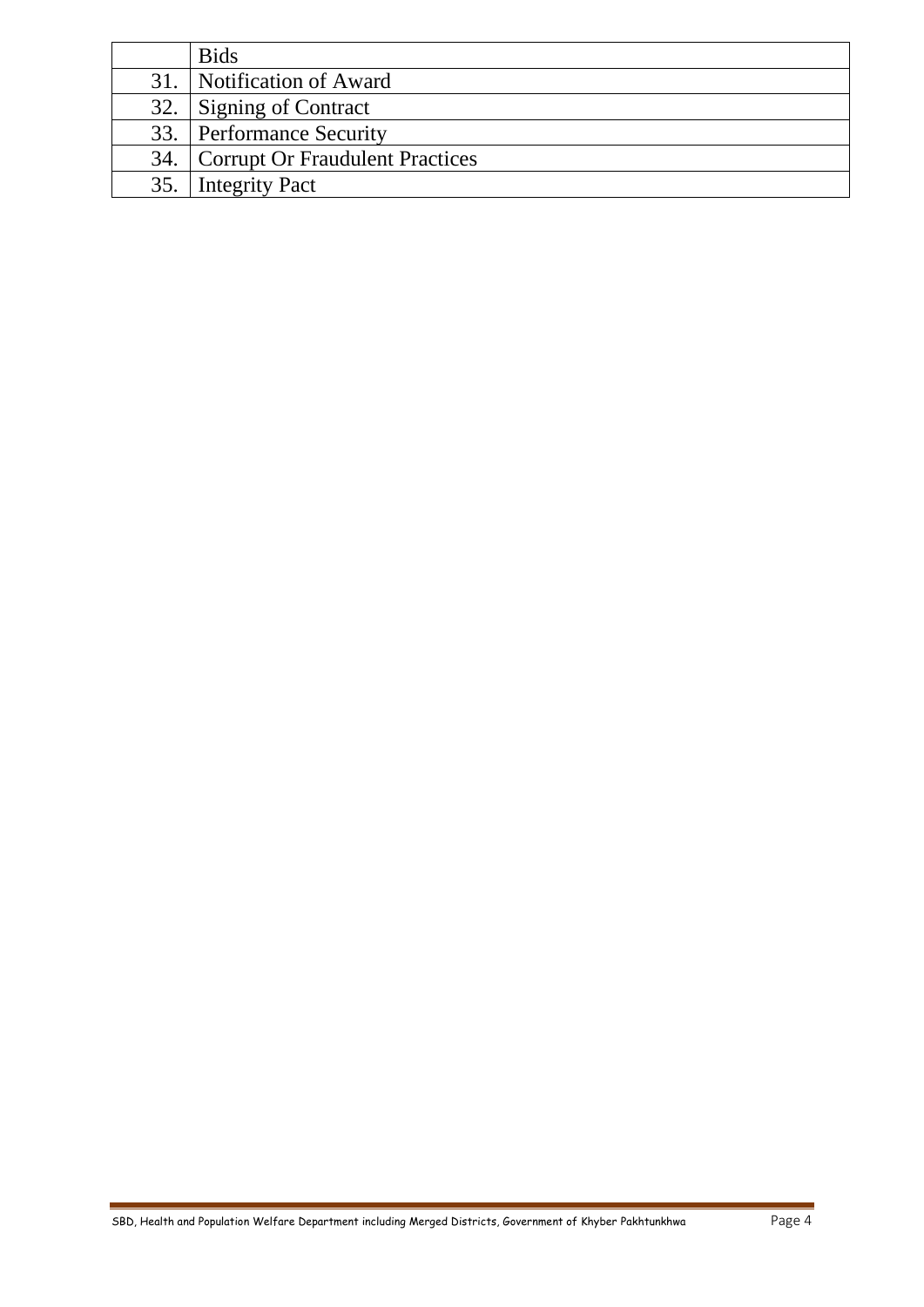|  | Bids |
|---|---|
| 31. | Notification of Award |
| 32. | Signing of Contract |
| 33. | Performance Security |
| 34. | Corrupt Or Fraudulent Practices |
| 35. | Integrity Pact |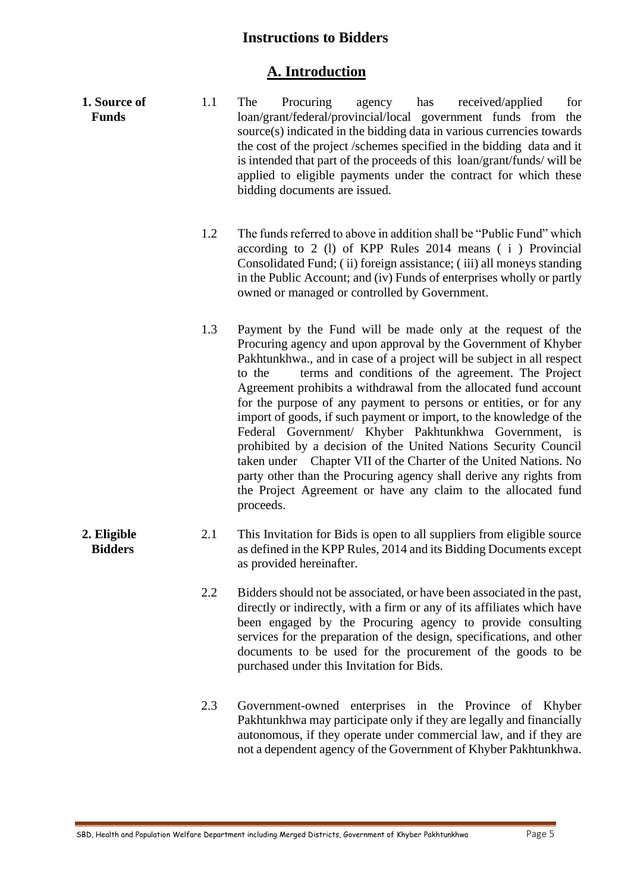# Instructions to Bidders

## A. Introduction

**1. Source of Funds**

1.1 The Procuring agency has received/applied for loan/grant/federal/provincial/local government funds from the source(s) indicated in the bidding data in various currencies towards the cost of the project /schemes specified in the bidding data and it is intended that part of the proceeds of this loan/grant/funds/ will be applied to eligible payments under the contract for which these bidding documents are issued.

1.2 The funds referred to above in addition shall be "Public Fund" which according to 2 (l) of KPP Rules 2014 means ( i ) Provincial Consolidated Fund; ( ii) foreign assistance; ( iii) all moneys standing in the Public Account; and (iv) Funds of enterprises wholly or partly owned or managed or controlled by Government.

1.3 Payment by the Fund will be made only at the request of the Procuring agency and upon approval by the Government of Khyber Pakhtunkhwa., and in case of a project will be subject in all respect to the terms and conditions of the agreement. The Project Agreement prohibits a withdrawal from the allocated fund account for the purpose of any payment to persons or entities, or for any import of goods, if such payment or import, to the knowledge of the Federal Government/ Khyber Pakhtunkhwa Government, is prohibited by a decision of the United Nations Security Council taken under Chapter VII of the Charter of the United Nations. No party other than the Procuring agency shall derive any rights from the Project Agreement or have any claim to the allocated fund proceeds.

**2. Eligible Bidders**

2.1 This Invitation for Bids is open to all suppliers from eligible source as defined in the KPP Rules, 2014 and its Bidding Documents except as provided hereinafter.

2.2 Bidders should not be associated, or have been associated in the past, directly or indirectly, with a firm or any of its affiliates which have been engaged by the Procuring agency to provide consulting services for the preparation of the design, specifications, and other documents to be used for the procurement of the goods to be purchased under this Invitation for Bids.

2.3 Government-owned enterprises in the Province of Khyber Pakhtunkhwa may participate only if they are legally and financially autonomous, if they operate under commercial law, and if they are not a dependent agency of the Government of Khyber Pakhtunkhwa.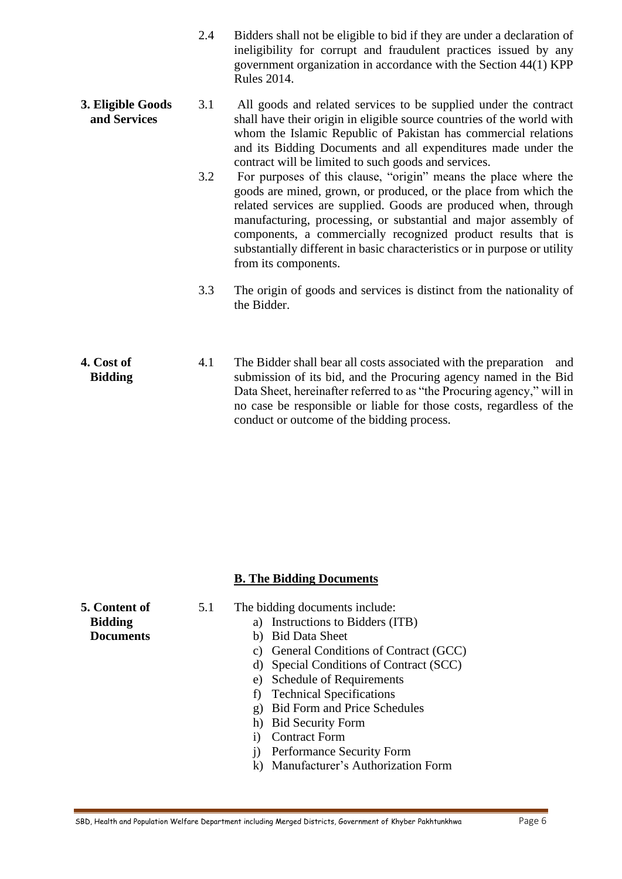2.4 Bidders shall not be eligible to bid if they are under a declaration of ineligibility for corrupt and fraudulent practices issued by any government organization in accordance with the Section 44(1) KPP Rules 2014.

**3. Eligible Goods and Services**

3.1 All goods and related services to be supplied under the contract shall have their origin in eligible source countries of the world with whom the Islamic Republic of Pakistan has commercial relations and its Bidding Documents and all expenditures made under the contract will be limited to such goods and services.

3.2 For purposes of this clause, "origin" means the place where the goods are mined, grown, or produced, or the place from which the related services are supplied. Goods are produced when, through manufacturing, processing, or substantial and major assembly of components, a commercially recognized product results that is substantially different in basic characteristics or in purpose or utility from its components.

3.3 The origin of goods and services is distinct from the nationality of the Bidder.

**4. Cost of Bidding**

4.1 The Bidder shall bear all costs associated with the preparation and submission of its bid, and the Procuring agency named in the Bid Data Sheet, hereinafter referred to as "the Procuring agency," will in no case be responsible or liable for those costs, regardless of the conduct or outcome of the bidding process.

## B. The Bidding Documents

**5. Content of Bidding Documents**

5.1 The bidding documents include:

a) Instructions to Bidders (ITB)
b) Bid Data Sheet
c) General Conditions of Contract (GCC)
d) Special Conditions of Contract (SCC)
e) Schedule of Requirements
f) Technical Specifications
g) Bid Form and Price Schedules
h) Bid Security Form
i) Contract Form
j) Performance Security Form
k) Manufacturer's Authorization Form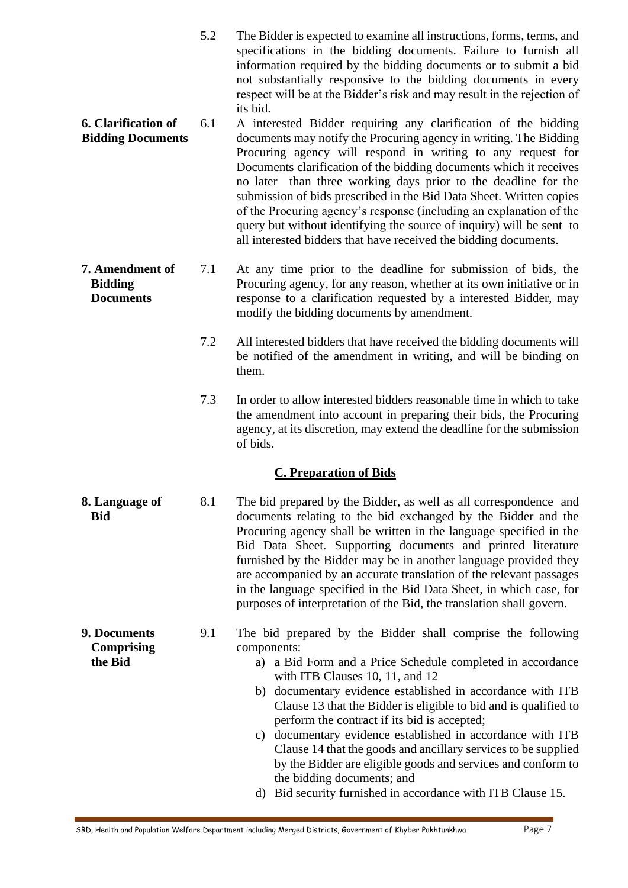5.2 The Bidder is expected to examine all instructions, forms, terms, and specifications in the bidding documents. Failure to furnish all information required by the bidding documents or to submit a bid not substantially responsive to the bidding documents in every respect will be at the Bidder's risk and may result in the rejection of its bid.

**6. Clarification of Bidding Documents**

6.1 A interested Bidder requiring any clarification of the bidding documents may notify the Procuring agency in writing. The Bidding Procuring agency will respond in writing to any request for Documents clarification of the bidding documents which it receives no later than three working days prior to the deadline for the submission of bids prescribed in the Bid Data Sheet. Written copies of the Procuring agency's response (including an explanation of the query but without identifying the source of inquiry) will be sent to all interested bidders that have received the bidding documents.

**7. Amendment of Bidding Documents**

7.1 At any time prior to the deadline for submission of bids, the Procuring agency, for any reason, whether at its own initiative or in response to a clarification requested by a interested Bidder, may modify the bidding documents by amendment.

7.2 All interested bidders that have received the bidding documents will be notified of the amendment in writing, and will be binding on them.

7.3 In order to allow interested bidders reasonable time in which to take the amendment into account in preparing their bids, the Procuring agency, at its discretion, may extend the deadline for the submission of bids.

## C. Preparation of Bids

**8. Language of Bid**

8.1 The bid prepared by the Bidder, as well as all correspondence and documents relating to the bid exchanged by the Bidder and the Procuring agency shall be written in the language specified in the Bid Data Sheet. Supporting documents and printed literature furnished by the Bidder may be in another language provided they are accompanied by an accurate translation of the relevant passages in the language specified in the Bid Data Sheet, in which case, for purposes of interpretation of the Bid, the translation shall govern.

**9. Documents Comprising the Bid**

9.1 The bid prepared by the Bidder shall comprise the following components:

a) a Bid Form and a Price Schedule completed in accordance with ITB Clauses 10, 11, and 12
b) documentary evidence established in accordance with ITB Clause 13 that the Bidder is eligible to bid and is qualified to perform the contract if its bid is accepted;
c) documentary evidence established in accordance with ITB Clause 14 that the goods and ancillary services to be supplied by the Bidder are eligible goods and services and conform to the bidding documents; and
d) Bid security furnished in accordance with ITB Clause 15.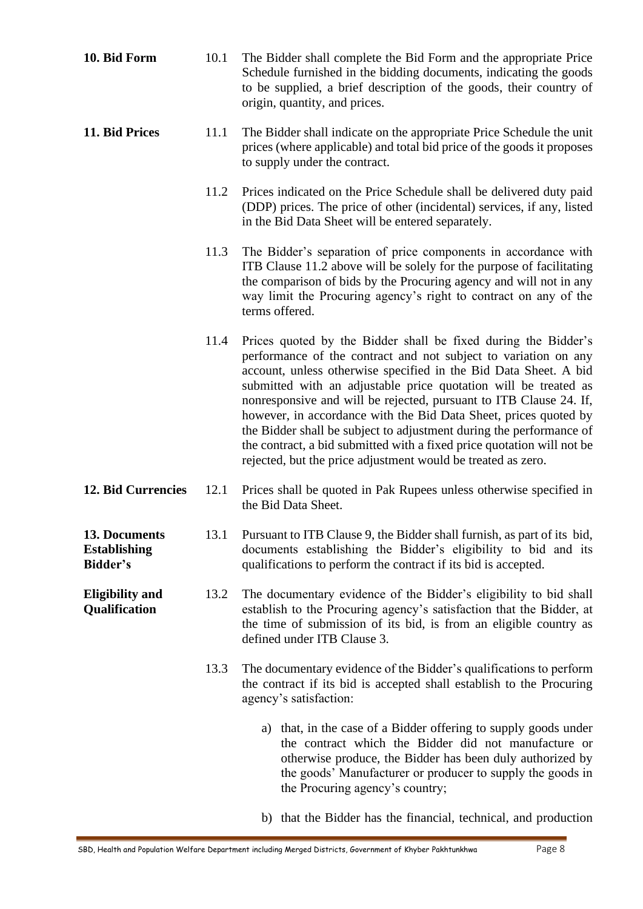**10. Bid Form**

10.1 The Bidder shall complete the Bid Form and the appropriate Price Schedule furnished in the bidding documents, indicating the goods to be supplied, a brief description of the goods, their country of origin, quantity, and prices.

**11. Bid Prices**

11.1 The Bidder shall indicate on the appropriate Price Schedule the unit prices (where applicable) and total bid price of the goods it proposes to supply under the contract.

11.2 Prices indicated on the Price Schedule shall be delivered duty paid (DDP) prices. The price of other (incidental) services, if any, listed in the Bid Data Sheet will be entered separately.

11.3 The Bidder's separation of price components in accordance with ITB Clause 11.2 above will be solely for the purpose of facilitating the comparison of bids by the Procuring agency and will not in any way limit the Procuring agency's right to contract on any of the terms offered.

11.4 Prices quoted by the Bidder shall be fixed during the Bidder's performance of the contract and not subject to variation on any account, unless otherwise specified in the Bid Data Sheet. A bid submitted with an adjustable price quotation will be treated as nonresponsive and will be rejected, pursuant to ITB Clause 24. If, however, in accordance with the Bid Data Sheet, prices quoted by the Bidder shall be subject to adjustment during the performance of the contract, a bid submitted with a fixed price quotation will not be rejected, but the price adjustment would be treated as zero.

**12. Bid Currencies**

12.1 Prices shall be quoted in Pak Rupees unless otherwise specified in the Bid Data Sheet.

**13. Documents Establishing Bidder's Eligibility and Qualification**

13.1 Pursuant to ITB Clause 9, the Bidder shall furnish, as part of its bid, documents establishing the Bidder's eligibility to bid and its qualifications to perform the contract if its bid is accepted.

13.2 The documentary evidence of the Bidder's eligibility to bid shall establish to the Procuring agency's satisfaction that the Bidder, at the time of submission of its bid, is from an eligible country as defined under ITB Clause 3.

13.3 The documentary evidence of the Bidder's qualifications to perform the contract if its bid is accepted shall establish to the Procuring agency's satisfaction:

a) that, in the case of a Bidder offering to supply goods under the contract which the Bidder did not manufacture or otherwise produce, the Bidder has been duly authorized by the goods' Manufacturer or producer to supply the goods in the Procuring agency's country;

b) that the Bidder has the financial, technical, and production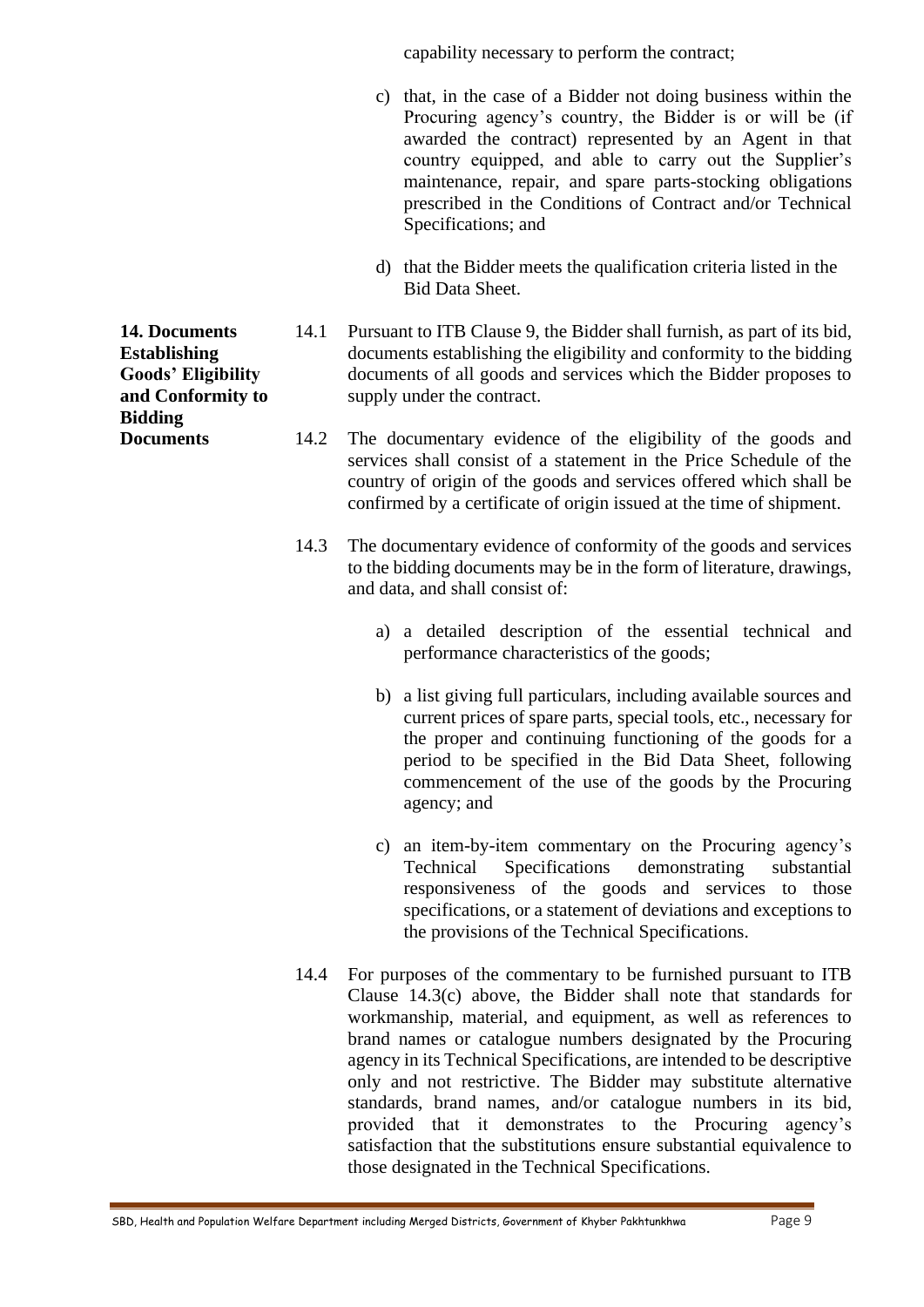capability necessary to perform the contract;

c) that, in the case of a Bidder not doing business within the Procuring agency's country, the Bidder is or will be (if awarded the contract) represented by an Agent in that country equipped, and able to carry out the Supplier's maintenance, repair, and spare parts-stocking obligations prescribed in the Conditions of Contract and/or Technical Specifications; and

d) that the Bidder meets the qualification criteria listed in the Bid Data Sheet.

**14. Documents Establishing Goods' Eligibility and Conformity to Bidding Documents**

14.1 Pursuant to ITB Clause 9, the Bidder shall furnish, as part of its bid, documents establishing the eligibility and conformity to the bidding documents of all goods and services which the Bidder proposes to supply under the contract.

14.2 The documentary evidence of the eligibility of the goods and services shall consist of a statement in the Price Schedule of the country of origin of the goods and services offered which shall be confirmed by a certificate of origin issued at the time of shipment.

14.3 The documentary evidence of conformity of the goods and services to the bidding documents may be in the form of literature, drawings, and data, and shall consist of:

a) a detailed description of the essential technical and performance characteristics of the goods;

b) a list giving full particulars, including available sources and current prices of spare parts, special tools, etc., necessary for the proper and continuing functioning of the goods for a period to be specified in the Bid Data Sheet, following commencement of the use of the goods by the Procuring agency; and

c) an item-by-item commentary on the Procuring agency's Technical Specifications demonstrating substantial responsiveness of the goods and services to those specifications, or a statement of deviations and exceptions to the provisions of the Technical Specifications.

14.4 For purposes of the commentary to be furnished pursuant to ITB Clause 14.3(c) above, the Bidder shall note that standards for workmanship, material, and equipment, as well as references to brand names or catalogue numbers designated by the Procuring agency in its Technical Specifications, are intended to be descriptive only and not restrictive. The Bidder may substitute alternative standards, brand names, and/or catalogue numbers in its bid, provided that it demonstrates to the Procuring agency's satisfaction that the substitutions ensure substantial equivalence to those designated in the Technical Specifications.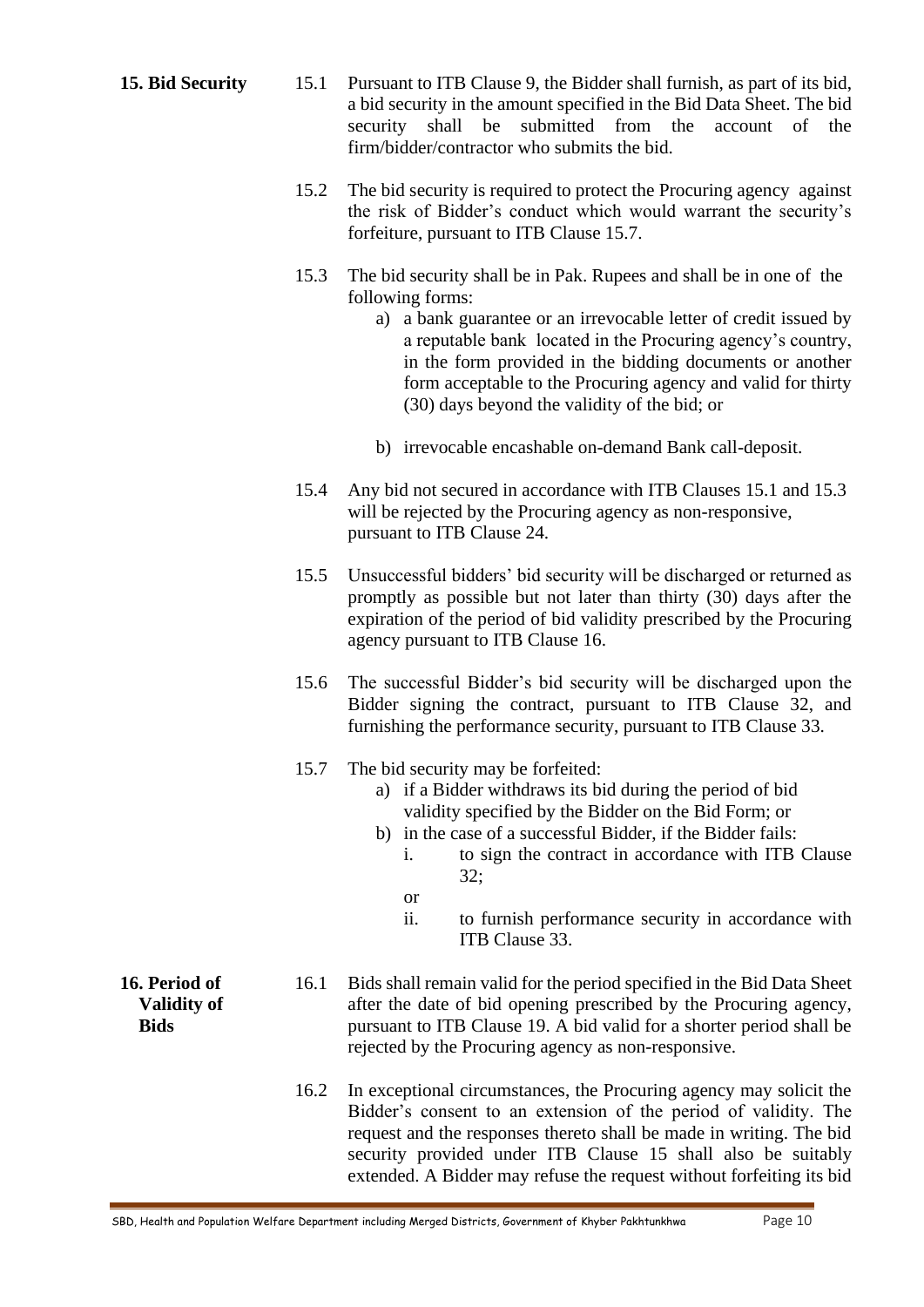**15. Bid Security**

15.1 Pursuant to ITB Clause 9, the Bidder shall furnish, as part of its bid, a bid security in the amount specified in the Bid Data Sheet. The bid security shall be submitted from the account of the firm/bidder/contractor who submits the bid.

15.2 The bid security is required to protect the Procuring agency against the risk of Bidder's conduct which would warrant the security's forfeiture, pursuant to ITB Clause 15.7.

15.3 The bid security shall be in Pak. Rupees and shall be in one of the following forms:

a) a bank guarantee or an irrevocable letter of credit issued by a reputable bank located in the Procuring agency's country, in the form provided in the bidding documents or another form acceptable to the Procuring agency and valid for thirty (30) days beyond the validity of the bid; or

b) irrevocable encashable on-demand Bank call-deposit.

15.4 Any bid not secured in accordance with ITB Clauses 15.1 and 15.3 will be rejected by the Procuring agency as non-responsive, pursuant to ITB Clause 24.

15.5 Unsuccessful bidders' bid security will be discharged or returned as promptly as possible but not later than thirty (30) days after the expiration of the period of bid validity prescribed by the Procuring agency pursuant to ITB Clause 16.

15.6 The successful Bidder's bid security will be discharged upon the Bidder signing the contract, pursuant to ITB Clause 32, and furnishing the performance security, pursuant to ITB Clause 33.

15.7 The bid security may be forfeited:

a) if a Bidder withdraws its bid during the period of bid validity specified by the Bidder on the Bid Form; or

b) in the case of a successful Bidder, if the Bidder fails:

   i. to sign the contract in accordance with ITB Clause 32;

   or

   ii. to furnish performance security in accordance with ITB Clause 33.

**16. Period of Validity of Bids**

16.1 Bids shall remain valid for the period specified in the Bid Data Sheet after the date of bid opening prescribed by the Procuring agency, pursuant to ITB Clause 19. A bid valid for a shorter period shall be rejected by the Procuring agency as non-responsive.

16.2 In exceptional circumstances, the Procuring agency may solicit the Bidder's consent to an extension of the period of validity. The request and the responses thereto shall be made in writing. The bid security provided under ITB Clause 15 shall also be suitably extended. A Bidder may refuse the request without forfeiting its bid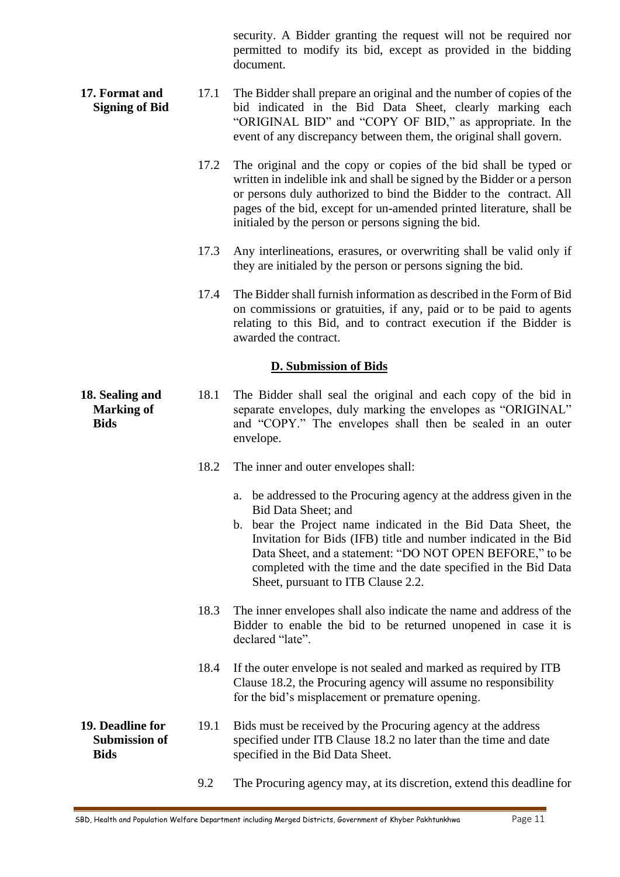security. A Bidder granting the request will not be required nor permitted to modify its bid, except as provided in the bidding document.

**17. Format and Signing of Bid**

17.1 The Bidder shall prepare an original and the number of copies of the bid indicated in the Bid Data Sheet, clearly marking each "ORIGINAL BID" and "COPY OF BID," as appropriate. In the event of any discrepancy between them, the original shall govern.

17.2 The original and the copy or copies of the bid shall be typed or written in indelible ink and shall be signed by the Bidder or a person or persons duly authorized to bind the Bidder to the contract. All pages of the bid, except for un-amended printed literature, shall be initialed by the person or persons signing the bid.

17.3 Any interlineations, erasures, or overwriting shall be valid only if they are initialed by the person or persons signing the bid.

17.4 The Bidder shall furnish information as described in the Form of Bid on commissions or gratuities, if any, paid or to be paid to agents relating to this Bid, and to contract execution if the Bidder is awarded the contract.

## D. Submission of Bids

**18. Sealing and Marking of Bids**

18.1 The Bidder shall seal the original and each copy of the bid in separate envelopes, duly marking the envelopes as "ORIGINAL" and "COPY." The envelopes shall then be sealed in an outer envelope.

18.2 The inner and outer envelopes shall:

a. be addressed to the Procuring agency at the address given in the Bid Data Sheet; and
b. bear the Project name indicated in the Bid Data Sheet, the Invitation for Bids (IFB) title and number indicated in the Bid Data Sheet, and a statement: "DO NOT OPEN BEFORE," to be completed with the time and the date specified in the Bid Data Sheet, pursuant to ITB Clause 2.2.

18.3 The inner envelopes shall also indicate the name and address of the Bidder to enable the bid to be returned unopened in case it is declared "late".

18.4 If the outer envelope is not sealed and marked as required by ITB Clause 18.2, the Procuring agency will assume no responsibility for the bid's misplacement or premature opening.

**19. Deadline for Submission of Bids**

19.1 Bids must be received by the Procuring agency at the address specified under ITB Clause 18.2 no later than the time and date specified in the Bid Data Sheet.

9.2 The Procuring agency may, at its discretion, extend this deadline for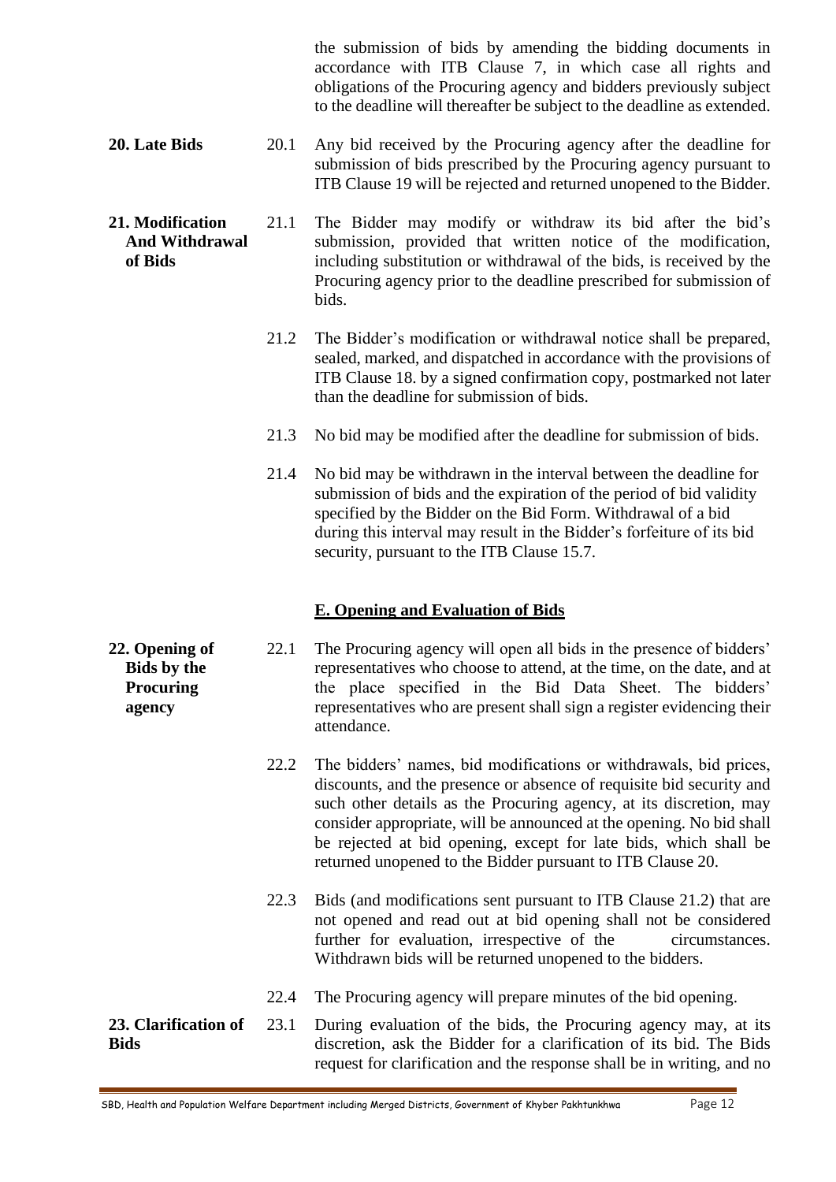the submission of bids by amending the bidding documents in accordance with ITB Clause 7, in which case all rights and obligations of the Procuring agency and bidders previously subject to the deadline will thereafter be subject to the deadline as extended.

**20. Late Bids**

20.1 Any bid received by the Procuring agency after the deadline for submission of bids prescribed by the Procuring agency pursuant to ITB Clause 19 will be rejected and returned unopened to the Bidder.

**21. Modification And Withdrawal of Bids**

21.1 The Bidder may modify or withdraw its bid after the bid's submission, provided that written notice of the modification, including substitution or withdrawal of the bids, is received by the Procuring agency prior to the deadline prescribed for submission of bids.

21.2 The Bidder's modification or withdrawal notice shall be prepared, sealed, marked, and dispatched in accordance with the provisions of ITB Clause 18. by a signed confirmation copy, postmarked not later than the deadline for submission of bids.

21.3 No bid may be modified after the deadline for submission of bids.

21.4 No bid may be withdrawn in the interval between the deadline for submission of bids and the expiration of the period of bid validity specified by the Bidder on the Bid Form. Withdrawal of a bid during this interval may result in the Bidder's forfeiture of its bid security, pursuant to the ITB Clause 15.7.

## E. Opening and Evaluation of Bids

**22. Opening of Bids by the Procuring agency**

22.1 The Procuring agency will open all bids in the presence of bidders' representatives who choose to attend, at the time, on the date, and at the place specified in the Bid Data Sheet. The bidders' representatives who are present shall sign a register evidencing their attendance.

22.2 The bidders' names, bid modifications or withdrawals, bid prices, discounts, and the presence or absence of requisite bid security and such other details as the Procuring agency, at its discretion, may consider appropriate, will be announced at the opening. No bid shall be rejected at bid opening, except for late bids, which shall be returned unopened to the Bidder pursuant to ITB Clause 20.

22.3 Bids (and modifications sent pursuant to ITB Clause 21.2) that are not opened and read out at bid opening shall not be considered further for evaluation, irrespective of the circumstances. Withdrawn bids will be returned unopened to the bidders.

22.4 The Procuring agency will prepare minutes of the bid opening.

**23. Clarification of Bids**

23.1 During evaluation of the bids, the Procuring agency may, at its discretion, ask the Bidder for a clarification of its bid. The Bids request for clarification and the response shall be in writing, and no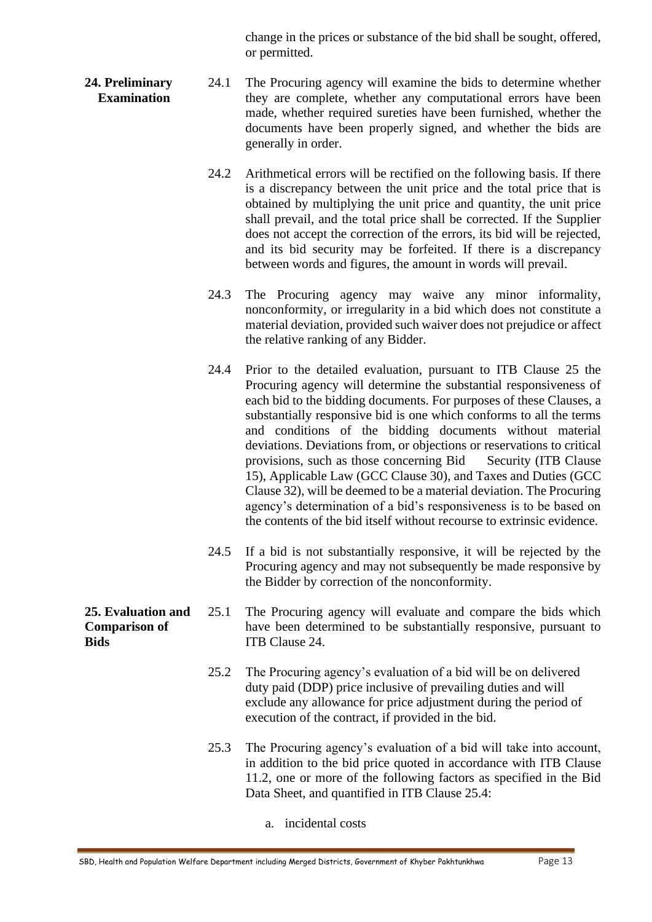change in the prices or substance of the bid shall be sought, offered, or permitted.

**24. Preliminary Examination**

24.1 The Procuring agency will examine the bids to determine whether they are complete, whether any computational errors have been made, whether required sureties have been furnished, whether the documents have been properly signed, and whether the bids are generally in order.

24.2 Arithmetical errors will be rectified on the following basis. If there is a discrepancy between the unit price and the total price that is obtained by multiplying the unit price and quantity, the unit price shall prevail, and the total price shall be corrected. If the Supplier does not accept the correction of the errors, its bid will be rejected, and its bid security may be forfeited. If there is a discrepancy between words and figures, the amount in words will prevail.

24.3 The Procuring agency may waive any minor informality, nonconformity, or irregularity in a bid which does not constitute a material deviation, provided such waiver does not prejudice or affect the relative ranking of any Bidder.

24.4 Prior to the detailed evaluation, pursuant to ITB Clause 25 the Procuring agency will determine the substantial responsiveness of each bid to the bidding documents. For purposes of these Clauses, a substantially responsive bid is one which conforms to all the terms and conditions of the bidding documents without material deviations. Deviations from, or objections or reservations to critical provisions, such as those concerning Bid Security (ITB Clause 15), Applicable Law (GCC Clause 30), and Taxes and Duties (GCC Clause 32), will be deemed to be a material deviation. The Procuring agency's determination of a bid's responsiveness is to be based on the contents of the bid itself without recourse to extrinsic evidence.

24.5 If a bid is not substantially responsive, it will be rejected by the Procuring agency and may not subsequently be made responsive by the Bidder by correction of the nonconformity.

**25. Evaluation and Comparison of Bids**

25.1 The Procuring agency will evaluate and compare the bids which have been determined to be substantially responsive, pursuant to ITB Clause 24.

25.2 The Procuring agency's evaluation of a bid will be on delivered duty paid (DDP) price inclusive of prevailing duties and will exclude any allowance for price adjustment during the period of execution of the contract, if provided in the bid.

25.3 The Procuring agency's evaluation of a bid will take into account, in addition to the bid price quoted in accordance with ITB Clause 11.2, one or more of the following factors as specified in the Bid Data Sheet, and quantified in ITB Clause 25.4:

a. incidental costs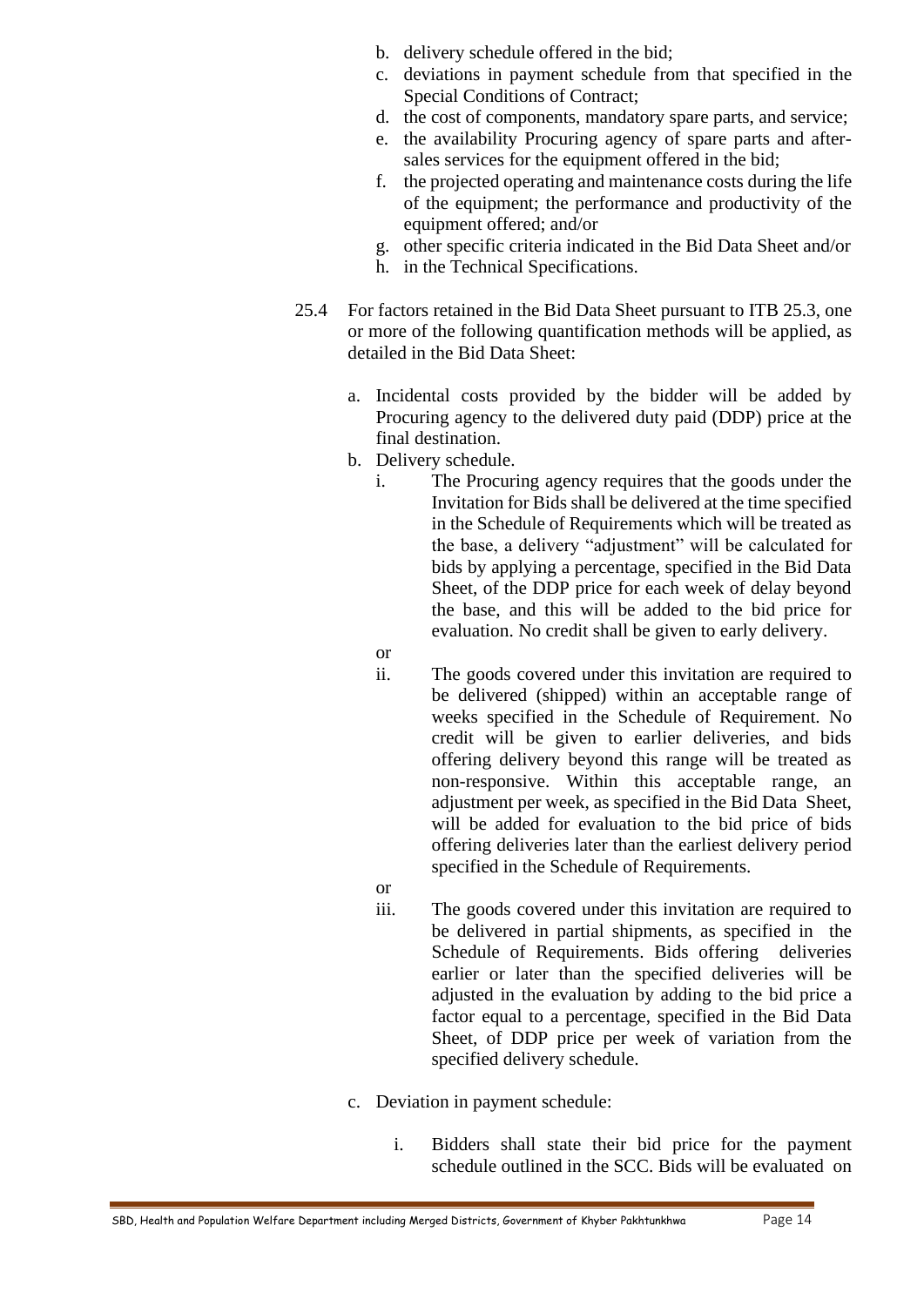b. delivery schedule offered in the bid;
c. deviations in payment schedule from that specified in the Special Conditions of Contract;
d. the cost of components, mandatory spare parts, and service;
e. the availability Procuring agency of spare parts and after-sales services for the equipment offered in the bid;
f. the projected operating and maintenance costs during the life of the equipment; the performance and productivity of the equipment offered; and/or
g. other specific criteria indicated in the Bid Data Sheet and/or
h. in the Technical Specifications.

25.4 For factors retained in the Bid Data Sheet pursuant to ITB 25.3, one or more of the following quantification methods will be applied, as detailed in the Bid Data Sheet:

a. Incidental costs provided by the bidder will be added by Procuring agency to the delivered duty paid (DDP) price at the final destination.

b. Delivery schedule.

   i. The Procuring agency requires that the goods under the Invitation for Bids shall be delivered at the time specified in the Schedule of Requirements which will be treated as the base, a delivery "adjustment" will be calculated for bids by applying a percentage, specified in the Bid Data Sheet, of the DDP price for each week of delay beyond the base, and this will be added to the bid price for evaluation. No credit shall be given to early delivery.

   or

   ii. The goods covered under this invitation are required to be delivered (shipped) within an acceptable range of weeks specified in the Schedule of Requirement. No credit will be given to earlier deliveries, and bids offering delivery beyond this range will be treated as non-responsive. Within this acceptable range, an adjustment per week, as specified in the Bid Data Sheet, will be added for evaluation to the bid price of bids offering deliveries later than the earliest delivery period specified in the Schedule of Requirements.

   or

   iii. The goods covered under this invitation are required to be delivered in partial shipments, as specified in the Schedule of Requirements. Bids offering deliveries earlier or later than the specified deliveries will be adjusted in the evaluation by adding to the bid price a factor equal to a percentage, specified in the Bid Data Sheet, of DDP price per week of variation from the specified delivery schedule.

c. Deviation in payment schedule:

   i. Bidders shall state their bid price for the payment schedule outlined in the SCC. Bids will be evaluated on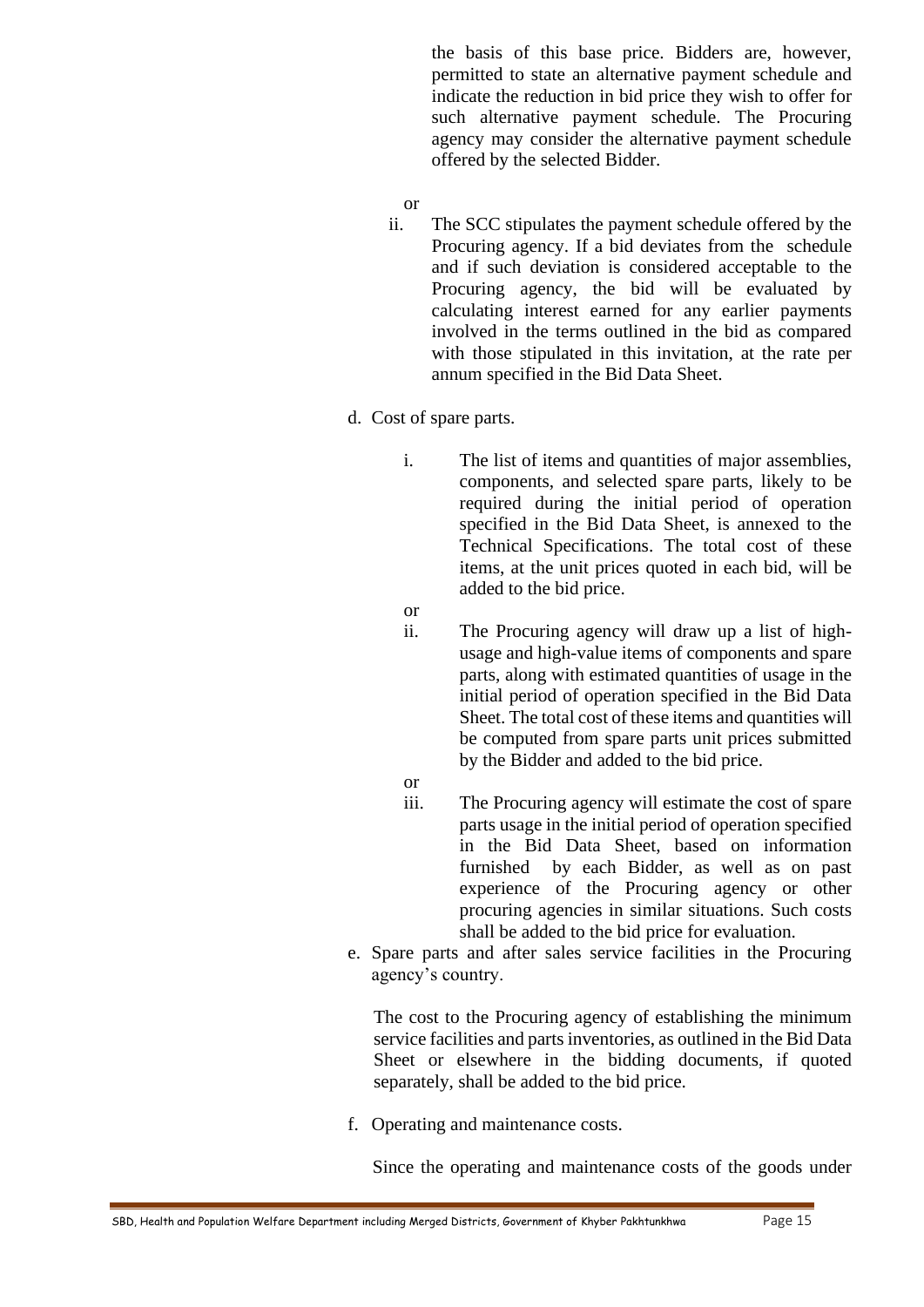the basis of this base price. Bidders are, however, permitted to state an alternative payment schedule and indicate the reduction in bid price they wish to offer for such alternative payment schedule. The Procuring agency may consider the alternative payment schedule offered by the selected Bidder.

or

ii. The SCC stipulates the payment schedule offered by the Procuring agency. If a bid deviates from the schedule and if such deviation is considered acceptable to the Procuring agency, the bid will be evaluated by calculating interest earned for any earlier payments involved in the terms outlined in the bid as compared with those stipulated in this invitation, at the rate per annum specified in the Bid Data Sheet.

d. Cost of spare parts.

i. The list of items and quantities of major assemblies, components, and selected spare parts, likely to be required during the initial period of operation specified in the Bid Data Sheet, is annexed to the Technical Specifications. The total cost of these items, at the unit prices quoted in each bid, will be added to the bid price.

or

ii. The Procuring agency will draw up a list of high-usage and high-value items of components and spare parts, along with estimated quantities of usage in the initial period of operation specified in the Bid Data Sheet. The total cost of these items and quantities will be computed from spare parts unit prices submitted by the Bidder and added to the bid price.

or

iii. The Procuring agency will estimate the cost of spare parts usage in the initial period of operation specified in the Bid Data Sheet, based on information furnished by each Bidder, as well as on past experience of the Procuring agency or other procuring agencies in similar situations. Such costs shall be added to the bid price for evaluation.

e. Spare parts and after sales service facilities in the Procuring agency's country.

The cost to the Procuring agency of establishing the minimum service facilities and parts inventories, as outlined in the Bid Data Sheet or elsewhere in the bidding documents, if quoted separately, shall be added to the bid price.

f. Operating and maintenance costs.

Since the operating and maintenance costs of the goods under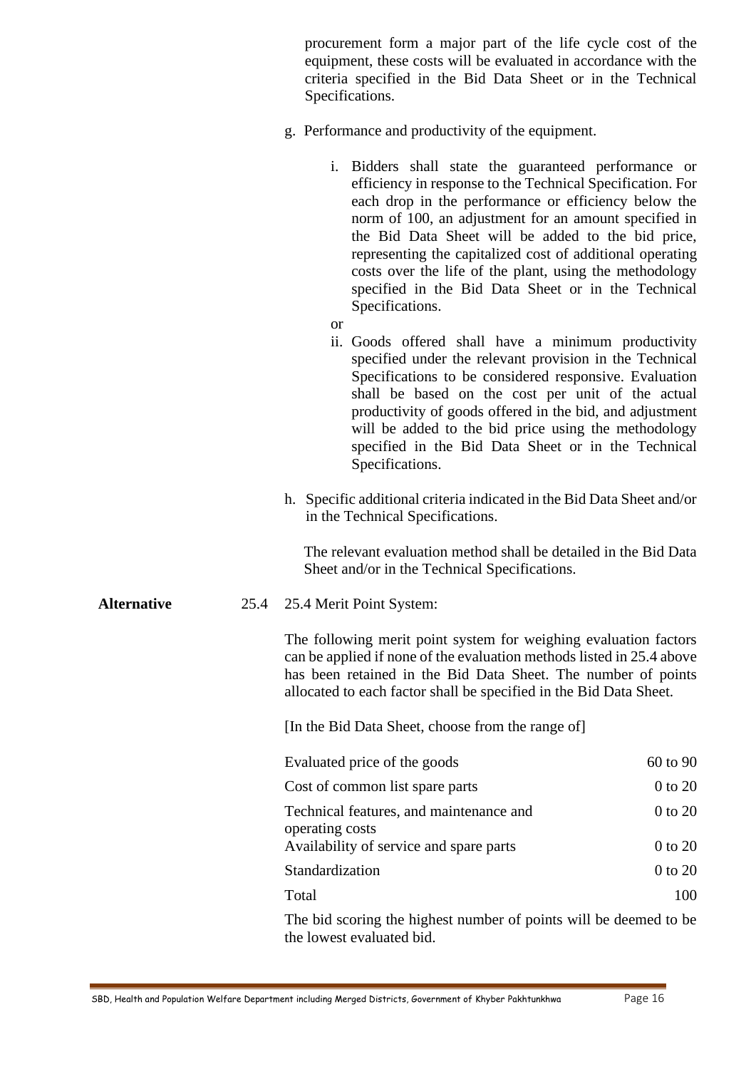procurement form a major part of the life cycle cost of the equipment, these costs will be evaluated in accordance with the criteria specified in the Bid Data Sheet or in the Technical Specifications.

g. Performance and productivity of the equipment.

   i. Bidders shall state the guaranteed performance or efficiency in response to the Technical Specification. For each drop in the performance or efficiency below the norm of 100, an adjustment for an amount specified in the Bid Data Sheet will be added to the bid price, representing the capitalized cost of additional operating costs over the life of the plant, using the methodology specified in the Bid Data Sheet or in the Technical Specifications.

   or

   ii. Goods offered shall have a minimum productivity specified under the relevant provision in the Technical Specifications to be considered responsive. Evaluation shall be based on the cost per unit of the actual productivity of goods offered in the bid, and adjustment will be added to the bid price using the methodology specified in the Bid Data Sheet or in the Technical Specifications.

h. Specific additional criteria indicated in the Bid Data Sheet and/or in the Technical Specifications.

   The relevant evaluation method shall be detailed in the Bid Data Sheet and/or in the Technical Specifications.

**Alternative** 25.4 25.4 Merit Point System:

The following merit point system for weighing evaluation factors can be applied if none of the evaluation methods listed in 25.4 above has been retained in the Bid Data Sheet. The number of points allocated to each factor shall be specified in the Bid Data Sheet.

[In the Bid Data Sheet, choose from the range of]

| | |
|---|---|
| Evaluated price of the goods | 60 to 90 |
| Cost of common list spare parts | 0 to 20 |
| Technical features, and maintenance and operating costs | 0 to 20 |
| Availability of service and spare parts | 0 to 20 |
| Standardization | 0 to 20 |
| Total | 100 |

The bid scoring the highest number of points will be deemed to be the lowest evaluated bid.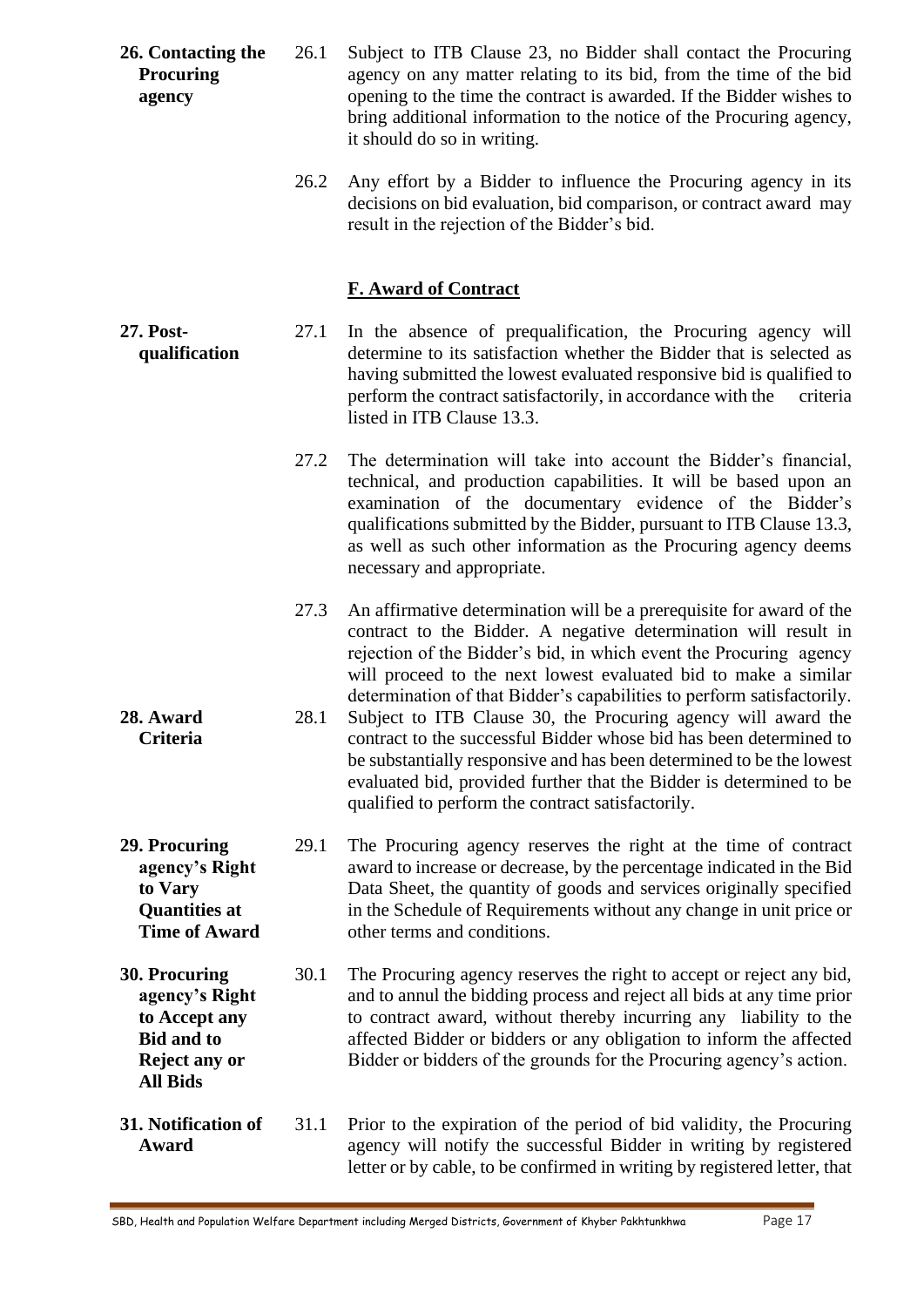**26. Contacting the Procuring agency**

26.1 Subject to ITB Clause 23, no Bidder shall contact the Procuring agency on any matter relating to its bid, from the time of the bid opening to the time the contract is awarded. If the Bidder wishes to bring additional information to the notice of the Procuring agency, it should do so in writing.

26.2 Any effort by a Bidder to influence the Procuring agency in its decisions on bid evaluation, bid comparison, or contract award may result in the rejection of the Bidder's bid.

## F. Award of Contract

**27. Post-qualification**

27.1 In the absence of prequalification, the Procuring agency will determine to its satisfaction whether the Bidder that is selected as having submitted the lowest evaluated responsive bid is qualified to perform the contract satisfactorily, in accordance with the criteria listed in ITB Clause 13.3.

27.2 The determination will take into account the Bidder's financial, technical, and production capabilities. It will be based upon an examination of the documentary evidence of the Bidder's qualifications submitted by the Bidder, pursuant to ITB Clause 13.3, as well as such other information as the Procuring agency deems necessary and appropriate.

27.3 An affirmative determination will be a prerequisite for award of the contract to the Bidder. A negative determination will result in rejection of the Bidder's bid, in which event the Procuring agency will proceed to the next lowest evaluated bid to make a similar determination of that Bidder's capabilities to perform satisfactorily.

**28. Award Criteria**

28.1 Subject to ITB Clause 30, the Procuring agency will award the contract to the successful Bidder whose bid has been determined to be substantially responsive and has been determined to be the lowest evaluated bid, provided further that the Bidder is determined to be qualified to perform the contract satisfactorily.

**29. Procuring agency's Right to Vary Quantities at Time of Award**

29.1 The Procuring agency reserves the right at the time of contract award to increase or decrease, by the percentage indicated in the Bid Data Sheet, the quantity of goods and services originally specified in the Schedule of Requirements without any change in unit price or other terms and conditions.

**30. Procuring agency's Right to Accept any Bid and to Reject any or All Bids**

30.1 The Procuring agency reserves the right to accept or reject any bid, and to annul the bidding process and reject all bids at any time prior to contract award, without thereby incurring any liability to the affected Bidder or bidders or any obligation to inform the affected Bidder or bidders of the grounds for the Procuring agency's action.

**31. Notification of Award**

31.1 Prior to the expiration of the period of bid validity, the Procuring agency will notify the successful Bidder in writing by registered letter or by cable, to be confirmed in writing by registered letter, that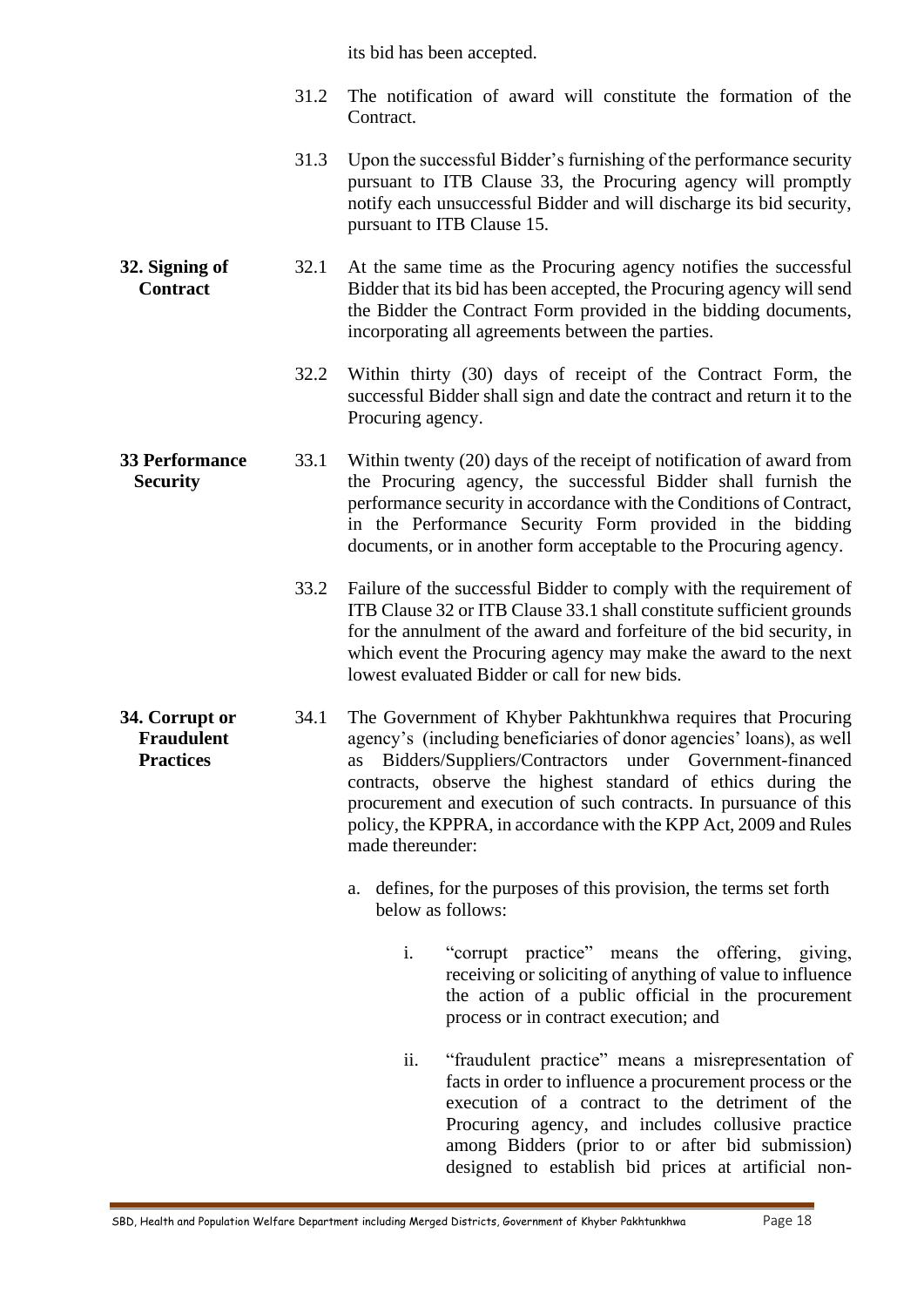its bid has been accepted.

31.2 The notification of award will constitute the formation of the Contract.

31.3 Upon the successful Bidder's furnishing of the performance security pursuant to ITB Clause 33, the Procuring agency will promptly notify each unsuccessful Bidder and will discharge its bid security, pursuant to ITB Clause 15.

**32. Signing of Contract**

32.1 At the same time as the Procuring agency notifies the successful Bidder that its bid has been accepted, the Procuring agency will send the Bidder the Contract Form provided in the bidding documents, incorporating all agreements between the parties.

32.2 Within thirty (30) days of receipt of the Contract Form, the successful Bidder shall sign and date the contract and return it to the Procuring agency.

**33 Performance Security**

33.1 Within twenty (20) days of the receipt of notification of award from the Procuring agency, the successful Bidder shall furnish the performance security in accordance with the Conditions of Contract, in the Performance Security Form provided in the bidding documents, or in another form acceptable to the Procuring agency.

33.2 Failure of the successful Bidder to comply with the requirement of ITB Clause 32 or ITB Clause 33.1 shall constitute sufficient grounds for the annulment of the award and forfeiture of the bid security, in which event the Procuring agency may make the award to the next lowest evaluated Bidder or call for new bids.

**34. Corrupt or Fraudulent Practices**

34.1 The Government of Khyber Pakhtunkhwa requires that Procuring agency's (including beneficiaries of donor agencies' loans), as well as Bidders/Suppliers/Contractors under Government-financed contracts, observe the highest standard of ethics during the procurement and execution of such contracts. In pursuance of this policy, the KPPRA, in accordance with the KPP Act, 2009 and Rules made thereunder:

a. defines, for the purposes of this provision, the terms set forth below as follows:

   i. "corrupt practice" means the offering, giving, receiving or soliciting of anything of value to influence the action of a public official in the procurement process or in contract execution; and

   ii. "fraudulent practice" means a misrepresentation of facts in order to influence a procurement process or the execution of a contract to the detriment of the Procuring agency, and includes collusive practice among Bidders (prior to or after bid submission) designed to establish bid prices at artificial non-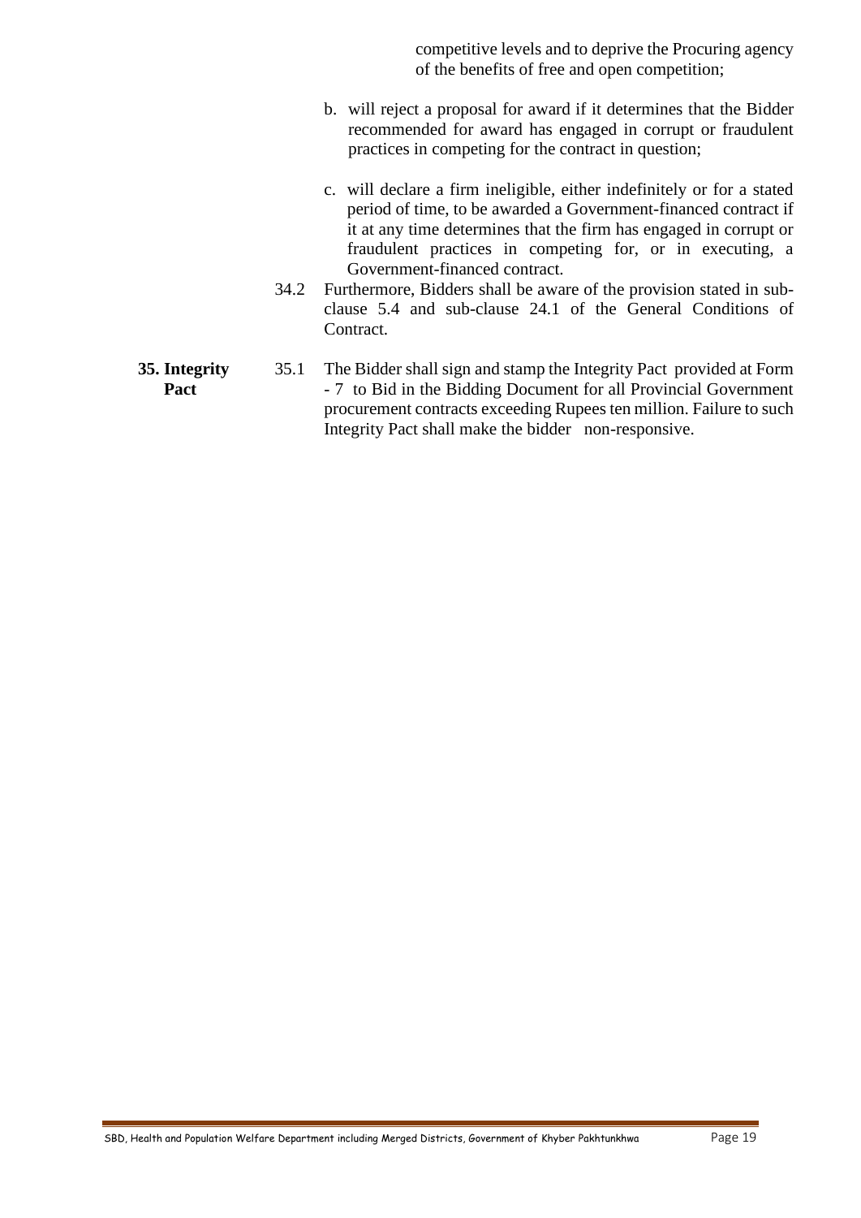competitive levels and to deprive the Procuring agency of the benefits of free and open competition;

b. will reject a proposal for award if it determines that the Bidder recommended for award has engaged in corrupt or fraudulent practices in competing for the contract in question;

c. will declare a firm ineligible, either indefinitely or for a stated period of time, to be awarded a Government-financed contract if it at any time determines that the firm has engaged in corrupt or fraudulent practices in competing for, or in executing, a Government-financed contract.

34.2 Furthermore, Bidders shall be aware of the provision stated in sub-clause 5.4 and sub-clause 24.1 of the General Conditions of Contract.

**35. Integrity Pact**

35.1 The Bidder shall sign and stamp the Integrity Pact provided at Form - 7 to Bid in the Bidding Document for all Provincial Government procurement contracts exceeding Rupees ten million. Failure to such Integrity Pact shall make the bidder non-responsive.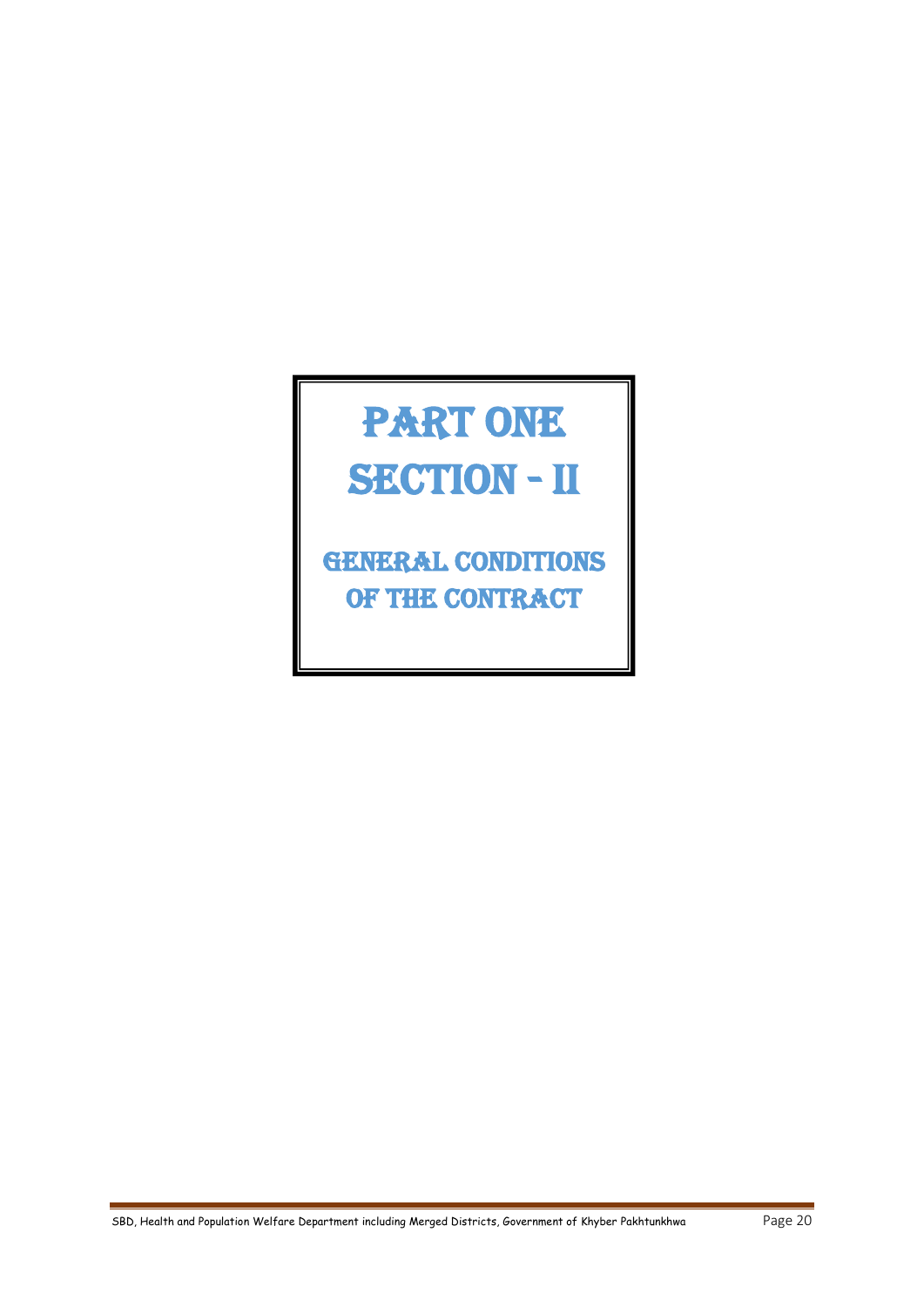# PART ONE

# SECTION - II

## GENERAL CONDITIONS OF THE CONTRACT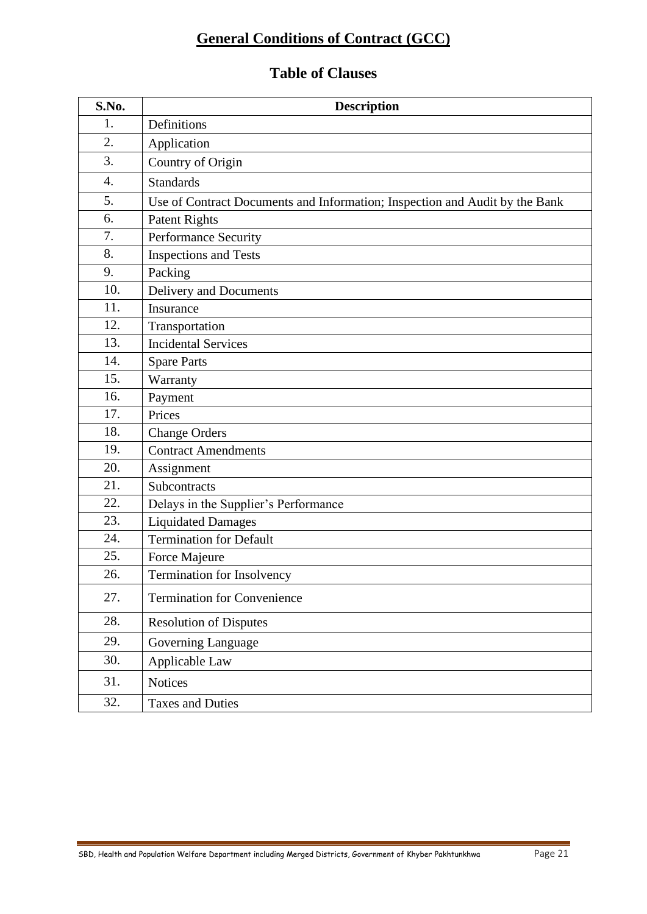# General Conditions of Contract (GCC)

## Table of Clauses

| S.No. | Description |
|---|---|
| 1. | Definitions |
| 2. | Application |
| 3. | Country of Origin |
| 4. | Standards |
| 5. | Use of Contract Documents and Information; Inspection and Audit by the Bank |
| 6. | Patent Rights |
| 7. | Performance Security |
| 8. | Inspections and Tests |
| 9. | Packing |
| 10. | Delivery and Documents |
| 11. | Insurance |
| 12. | Transportation |
| 13. | Incidental Services |
| 14. | Spare Parts |
| 15. | Warranty |
| 16. | Payment |
| 17. | Prices |
| 18. | Change Orders |
| 19. | Contract Amendments |
| 20. | Assignment |
| 21. | Subcontracts |
| 22. | Delays in the Supplier's Performance |
| 23. | Liquidated Damages |
| 24. | Termination for Default |
| 25. | Force Majeure |
| 26. | Termination for Insolvency |
| 27. | Termination for Convenience |
| 28. | Resolution of Disputes |
| 29. | Governing Language |
| 30. | Applicable Law |
| 31. | Notices |
| 32. | Taxes and Duties |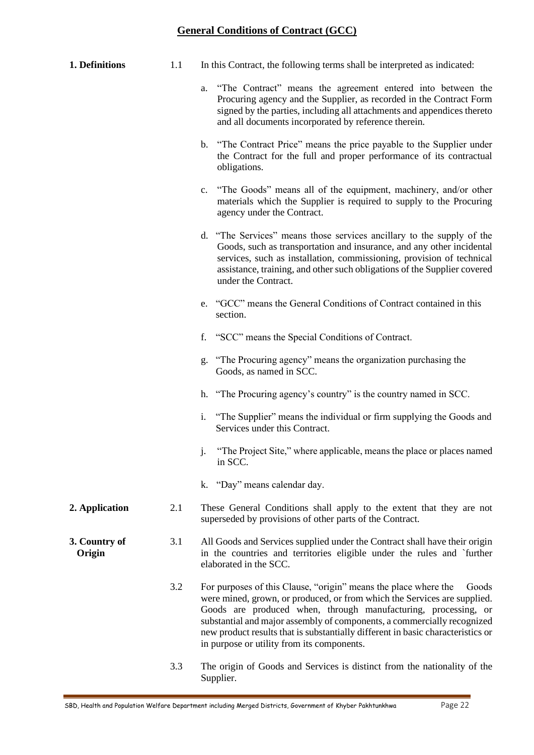# General Conditions of Contract (GCC)

**1. Definitions**

1.1 In this Contract, the following terms shall be interpreted as indicated:

a. "The Contract" means the agreement entered into between the Procuring agency and the Supplier, as recorded in the Contract Form signed by the parties, including all attachments and appendices thereto and all documents incorporated by reference therein.

b. "The Contract Price" means the price payable to the Supplier under the Contract for the full and proper performance of its contractual obligations.

c. "The Goods" means all of the equipment, machinery, and/or other materials which the Supplier is required to supply to the Procuring agency under the Contract.

d. "The Services" means those services ancillary to the supply of the Goods, such as transportation and insurance, and any other incidental services, such as installation, commissioning, provision of technical assistance, training, and other such obligations of the Supplier covered under the Contract.

e. "GCC" means the General Conditions of Contract contained in this section.

f. "SCC" means the Special Conditions of Contract.

g. "The Procuring agency" means the organization purchasing the Goods, as named in SCC.

h. "The Procuring agency's country" is the country named in SCC.

i. "The Supplier" means the individual or firm supplying the Goods and Services under this Contract.

j. "The Project Site," where applicable, means the place or places named in SCC.

k. "Day" means calendar day.

**2. Application**

2.1 These General Conditions shall apply to the extent that they are not superseded by provisions of other parts of the Contract.

**3. Country of Origin**

3.1 All Goods and Services supplied under the Contract shall have their origin in the countries and territories eligible under the rules and `further elaborated in the SCC.

3.2 For purposes of this Clause, "origin" means the place where the Goods were mined, grown, or produced, or from which the Services are supplied. Goods are produced when, through manufacturing, processing, or substantial and major assembly of components, a commercially recognized new product results that is substantially different in basic characteristics or in purpose or utility from its components.

3.3 The origin of Goods and Services is distinct from the nationality of the Supplier.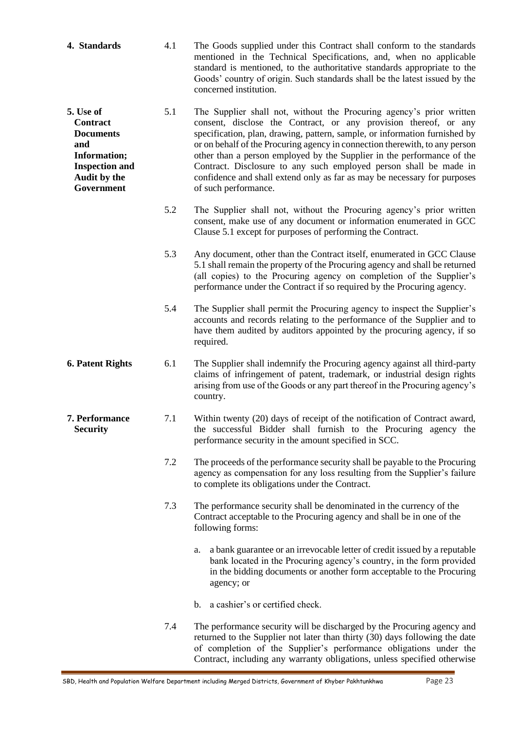**4. Standards**

4.1 The Goods supplied under this Contract shall conform to the standards mentioned in the Technical Specifications, and, when no applicable standard is mentioned, to the authoritative standards appropriate to the Goods' country of origin. Such standards shall be the latest issued by the concerned institution.

**5. Use of Contract Documents and Information; Inspection and Audit by the Government**

5.1 The Supplier shall not, without the Procuring agency's prior written consent, disclose the Contract, or any provision thereof, or any specification, plan, drawing, pattern, sample, or information furnished by or on behalf of the Procuring agency in connection therewith, to any person other than a person employed by the Supplier in the performance of the Contract. Disclosure to any such employed person shall be made in confidence and shall extend only as far as may be necessary for purposes of such performance.

5.2 The Supplier shall not, without the Procuring agency's prior written consent, make use of any document or information enumerated in GCC Clause 5.1 except for purposes of performing the Contract.

5.3 Any document, other than the Contract itself, enumerated in GCC Clause 5.1 shall remain the property of the Procuring agency and shall be returned (all copies) to the Procuring agency on completion of the Supplier's performance under the Contract if so required by the Procuring agency.

5.4 The Supplier shall permit the Procuring agency to inspect the Supplier's accounts and records relating to the performance of the Supplier and to have them audited by auditors appointed by the procuring agency, if so required.

**6. Patent Rights**

6.1 The Supplier shall indemnify the Procuring agency against all third-party claims of infringement of patent, trademark, or industrial design rights arising from use of the Goods or any part thereof in the Procuring agency's country.

**7. Performance Security**

7.1 Within twenty (20) days of receipt of the notification of Contract award, the successful Bidder shall furnish to the Procuring agency the performance security in the amount specified in SCC.

7.2 The proceeds of the performance security shall be payable to the Procuring agency as compensation for any loss resulting from the Supplier's failure to complete its obligations under the Contract.

7.3 The performance security shall be denominated in the currency of the Contract acceptable to the Procuring agency and shall be in one of the following forms:

a. a bank guarantee or an irrevocable letter of credit issued by a reputable bank located in the Procuring agency's country, in the form provided in the bidding documents or another form acceptable to the Procuring agency; or

b. a cashier's or certified check.

7.4 The performance security will be discharged by the Procuring agency and returned to the Supplier not later than thirty (30) days following the date of completion of the Supplier's performance obligations under the Contract, including any warranty obligations, unless specified otherwise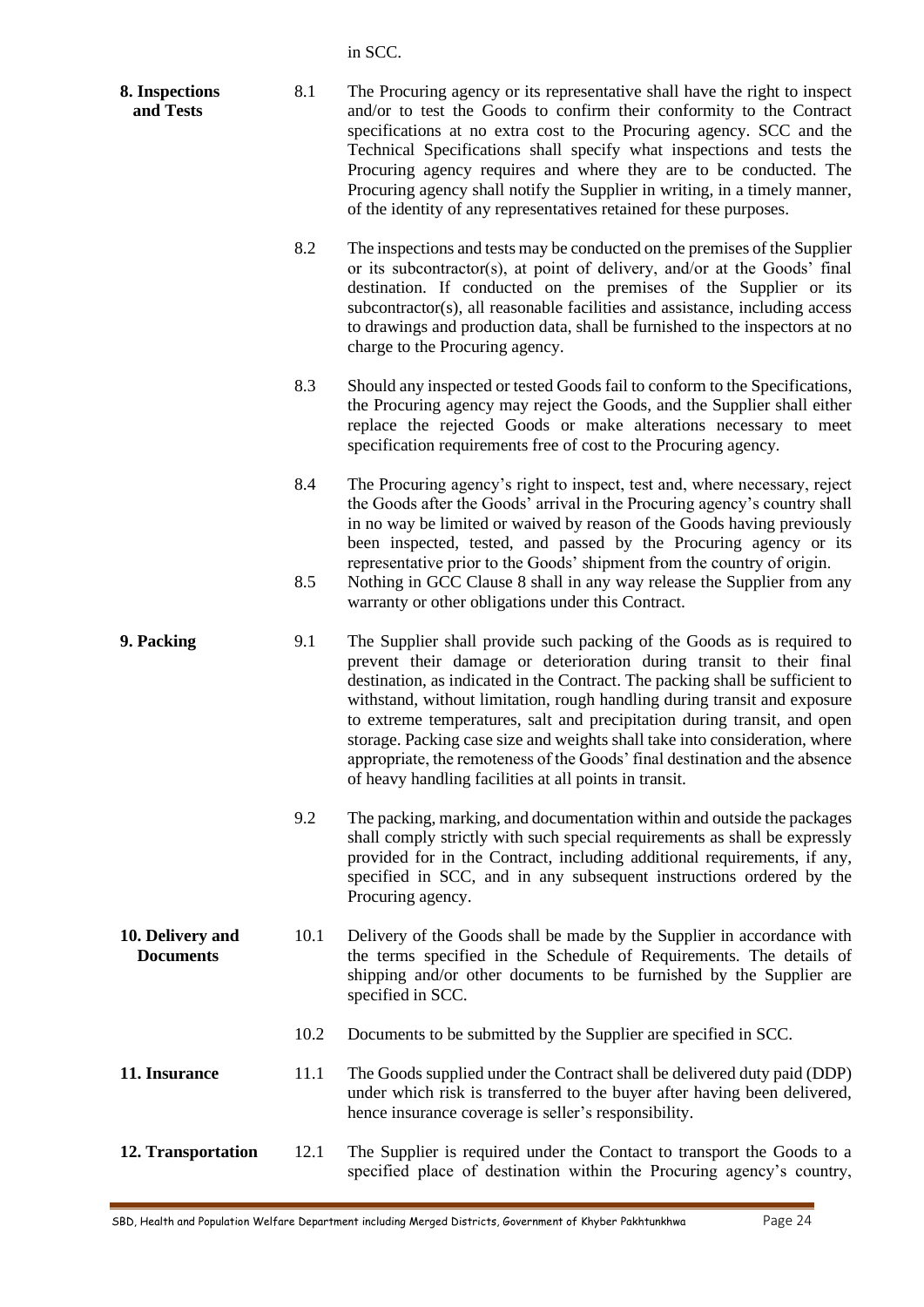in SCC.

**8. Inspections and Tests**

8.1 The Procuring agency or its representative shall have the right to inspect and/or to test the Goods to confirm their conformity to the Contract specifications at no extra cost to the Procuring agency. SCC and the Technical Specifications shall specify what inspections and tests the Procuring agency requires and where they are to be conducted. The Procuring agency shall notify the Supplier in writing, in a timely manner, of the identity of any representatives retained for these purposes.

8.2 The inspections and tests may be conducted on the premises of the Supplier or its subcontractor(s), at point of delivery, and/or at the Goods' final destination. If conducted on the premises of the Supplier or its subcontractor(s), all reasonable facilities and assistance, including access to drawings and production data, shall be furnished to the inspectors at no charge to the Procuring agency.

8.3 Should any inspected or tested Goods fail to conform to the Specifications, the Procuring agency may reject the Goods, and the Supplier shall either replace the rejected Goods or make alterations necessary to meet specification requirements free of cost to the Procuring agency.

8.4 The Procuring agency's right to inspect, test and, where necessary, reject the Goods after the Goods' arrival in the Procuring agency's country shall in no way be limited or waived by reason of the Goods having previously been inspected, tested, and passed by the Procuring agency or its representative prior to the Goods' shipment from the country of origin.

8.5 Nothing in GCC Clause 8 shall in any way release the Supplier from any warranty or other obligations under this Contract.

**9. Packing**

9.1 The Supplier shall provide such packing of the Goods as is required to prevent their damage or deterioration during transit to their final destination, as indicated in the Contract. The packing shall be sufficient to withstand, without limitation, rough handling during transit and exposure to extreme temperatures, salt and precipitation during transit, and open storage. Packing case size and weights shall take into consideration, where appropriate, the remoteness of the Goods' final destination and the absence of heavy handling facilities at all points in transit.

9.2 The packing, marking, and documentation within and outside the packages shall comply strictly with such special requirements as shall be expressly provided for in the Contract, including additional requirements, if any, specified in SCC, and in any subsequent instructions ordered by the Procuring agency.

**10. Delivery and Documents**

10.1 Delivery of the Goods shall be made by the Supplier in accordance with the terms specified in the Schedule of Requirements. The details of shipping and/or other documents to be furnished by the Supplier are specified in SCC.

10.2 Documents to be submitted by the Supplier are specified in SCC.

**11. Insurance**

11.1 The Goods supplied under the Contract shall be delivered duty paid (DDP) under which risk is transferred to the buyer after having been delivered, hence insurance coverage is seller's responsibility.

**12. Transportation**

12.1 The Supplier is required under the Contact to transport the Goods to a specified place of destination within the Procuring agency's country,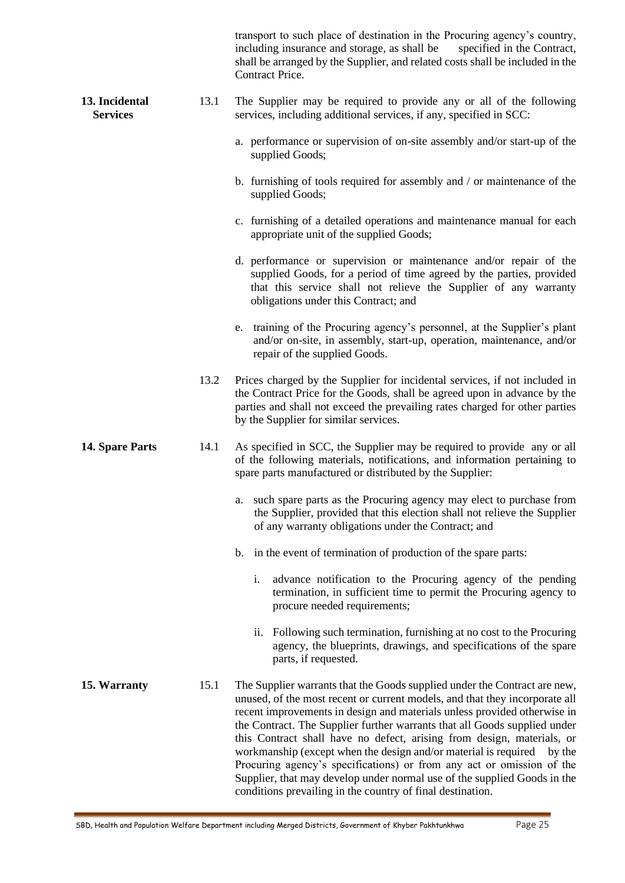transport to such place of destination in the Procuring agency's country, including insurance and storage, as shall be specified in the Contract, shall be arranged by the Supplier, and related costs shall be included in the Contract Price.

**13. Incidental Services**

13.1 The Supplier may be required to provide any or all of the following services, including additional services, if any, specified in SCC:

a. performance or supervision of on-site assembly and/or start-up of the supplied Goods;

b. furnishing of tools required for assembly and / or maintenance of the supplied Goods;

c. furnishing of a detailed operations and maintenance manual for each appropriate unit of the supplied Goods;

d. performance or supervision or maintenance and/or repair of the supplied Goods, for a period of time agreed by the parties, provided that this service shall not relieve the Supplier of any warranty obligations under this Contract; and

e. training of the Procuring agency's personnel, at the Supplier's plant and/or on-site, in assembly, start-up, operation, maintenance, and/or repair of the supplied Goods.

13.2 Prices charged by the Supplier for incidental services, if not included in the Contract Price for the Goods, shall be agreed upon in advance by the parties and shall not exceed the prevailing rates charged for other parties by the Supplier for similar services.

**14. Spare Parts**

14.1 As specified in SCC, the Supplier may be required to provide any or all of the following materials, notifications, and information pertaining to spare parts manufactured or distributed by the Supplier:

a. such spare parts as the Procuring agency may elect to purchase from the Supplier, provided that this election shall not relieve the Supplier of any warranty obligations under the Contract; and

b. in the event of termination of production of the spare parts:

i. advance notification to the Procuring agency of the pending termination, in sufficient time to permit the Procuring agency to procure needed requirements;

ii. Following such termination, furnishing at no cost to the Procuring agency, the blueprints, drawings, and specifications of the spare parts, if requested.

**15. Warranty**

15.1 The Supplier warrants that the Goods supplied under the Contract are new, unused, of the most recent or current models, and that they incorporate all recent improvements in design and materials unless provided otherwise in the Contract. The Supplier further warrants that all Goods supplied under this Contract shall have no defect, arising from design, materials, or workmanship (except when the design and/or material is required by the Procuring agency's specifications) or from any act or omission of the Supplier, that may develop under normal use of the supplied Goods in the conditions prevailing in the country of final destination.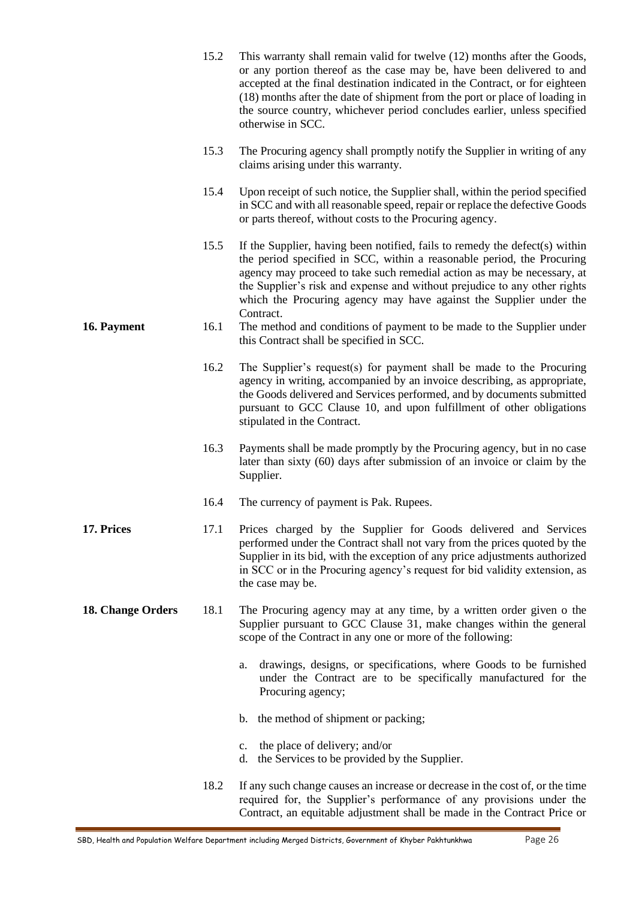15.2 This warranty shall remain valid for twelve (12) months after the Goods, or any portion thereof as the case may be, have been delivered to and accepted at the final destination indicated in the Contract, or for eighteen (18) months after the date of shipment from the port or place of loading in the source country, whichever period concludes earlier, unless specified otherwise in SCC.

15.3 The Procuring agency shall promptly notify the Supplier in writing of any claims arising under this warranty.

15.4 Upon receipt of such notice, the Supplier shall, within the period specified in SCC and with all reasonable speed, repair or replace the defective Goods or parts thereof, without costs to the Procuring agency.

15.5 If the Supplier, having been notified, fails to remedy the defect(s) within the period specified in SCC, within a reasonable period, the Procuring agency may proceed to take such remedial action as may be necessary, at the Supplier's risk and expense and without prejudice to any other rights which the Procuring agency may have against the Supplier under the Contract.

**16. Payment**

16.1 The method and conditions of payment to be made to the Supplier under this Contract shall be specified in SCC.

16.2 The Supplier's request(s) for payment shall be made to the Procuring agency in writing, accompanied by an invoice describing, as appropriate, the Goods delivered and Services performed, and by documents submitted pursuant to GCC Clause 10, and upon fulfillment of other obligations stipulated in the Contract.

16.3 Payments shall be made promptly by the Procuring agency, but in no case later than sixty (60) days after submission of an invoice or claim by the Supplier.

16.4 The currency of payment is Pak. Rupees.

**17. Prices**

17.1 Prices charged by the Supplier for Goods delivered and Services performed under the Contract shall not vary from the prices quoted by the Supplier in its bid, with the exception of any price adjustments authorized in SCC or in the Procuring agency's request for bid validity extension, as the case may be.

**18. Change Orders**

18.1 The Procuring agency may at any time, by a written order given o the Supplier pursuant to GCC Clause 31, make changes within the general scope of the Contract in any one or more of the following:

a. drawings, designs, or specifications, where Goods to be furnished under the Contract are to be specifically manufactured for the Procuring agency;

b. the method of shipment or packing;

c. the place of delivery; and/or

d. the Services to be provided by the Supplier.

18.2 If any such change causes an increase or decrease in the cost of, or the time required for, the Supplier's performance of any provisions under the Contract, an equitable adjustment shall be made in the Contract Price or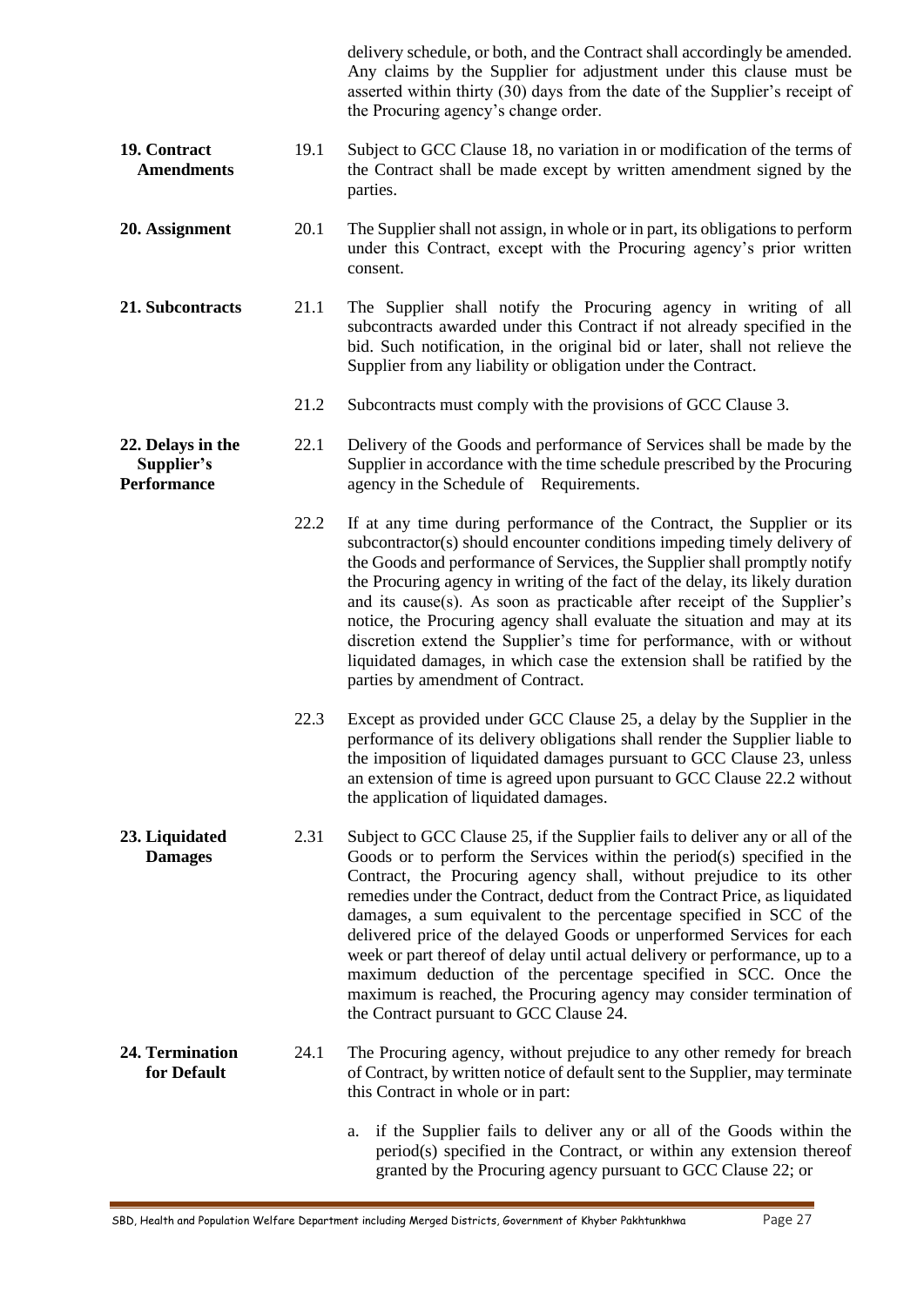delivery schedule, or both, and the Contract shall accordingly be amended. Any claims by the Supplier for adjustment under this clause must be asserted within thirty (30) days from the date of the Supplier's receipt of the Procuring agency's change order.

**19. Contract Amendments**

19.1 Subject to GCC Clause 18, no variation in or modification of the terms of the Contract shall be made except by written amendment signed by the parties.

**20. Assignment**

20.1 The Supplier shall not assign, in whole or in part, its obligations to perform under this Contract, except with the Procuring agency's prior written consent.

**21. Subcontracts**

21.1 The Supplier shall notify the Procuring agency in writing of all subcontracts awarded under this Contract if not already specified in the bid. Such notification, in the original bid or later, shall not relieve the Supplier from any liability or obligation under the Contract.

21.2 Subcontracts must comply with the provisions of GCC Clause 3.

**22. Delays in the Supplier's Performance**

22.1 Delivery of the Goods and performance of Services shall be made by the Supplier in accordance with the time schedule prescribed by the Procuring agency in the Schedule of Requirements.

22.2 If at any time during performance of the Contract, the Supplier or its subcontractor(s) should encounter conditions impeding timely delivery of the Goods and performance of Services, the Supplier shall promptly notify the Procuring agency in writing of the fact of the delay, its likely duration and its cause(s). As soon as practicable after receipt of the Supplier's notice, the Procuring agency shall evaluate the situation and may at its discretion extend the Supplier's time for performance, with or without liquidated damages, in which case the extension shall be ratified by the parties by amendment of Contract.

22.3 Except as provided under GCC Clause 25, a delay by the Supplier in the performance of its delivery obligations shall render the Supplier liable to the imposition of liquidated damages pursuant to GCC Clause 23, unless an extension of time is agreed upon pursuant to GCC Clause 22.2 without the application of liquidated damages.

**23. Liquidated Damages**

2.31 Subject to GCC Clause 25, if the Supplier fails to deliver any or all of the Goods or to perform the Services within the period(s) specified in the Contract, the Procuring agency shall, without prejudice to its other remedies under the Contract, deduct from the Contract Price, as liquidated damages, a sum equivalent to the percentage specified in SCC of the delivered price of the delayed Goods or unperformed Services for each week or part thereof of delay until actual delivery or performance, up to a maximum deduction of the percentage specified in SCC. Once the maximum is reached, the Procuring agency may consider termination of the Contract pursuant to GCC Clause 24.

**24. Termination for Default**

24.1 The Procuring agency, without prejudice to any other remedy for breach of Contract, by written notice of default sent to the Supplier, may terminate this Contract in whole or in part:

a. if the Supplier fails to deliver any or all of the Goods within the period(s) specified in the Contract, or within any extension thereof granted by the Procuring agency pursuant to GCC Clause 22; or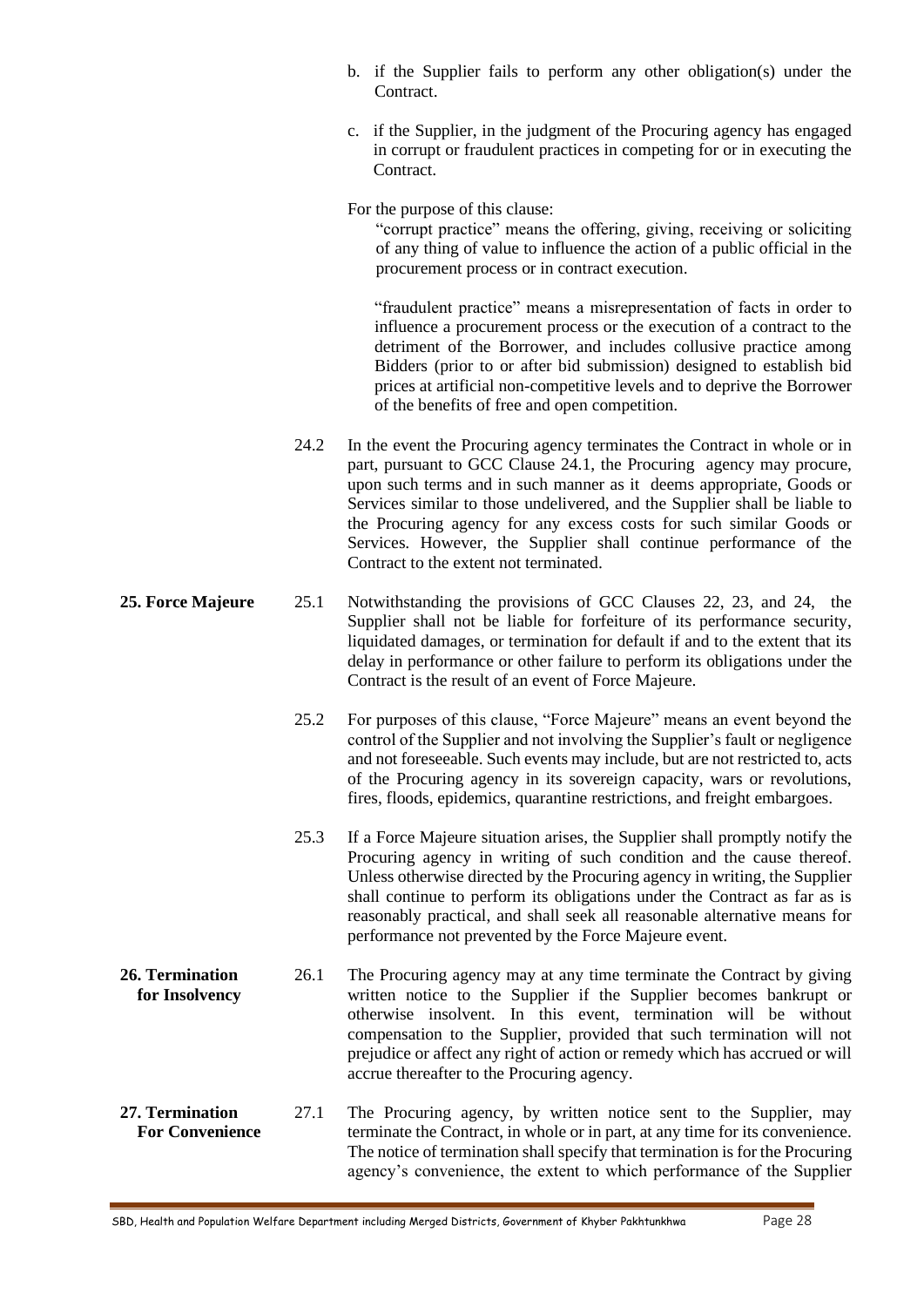b. if the Supplier fails to perform any other obligation(s) under the Contract.

c. if the Supplier, in the judgment of the Procuring agency has engaged in corrupt or fraudulent practices in competing for or in executing the Contract.

For the purpose of this clause:

"corrupt practice" means the offering, giving, receiving or soliciting of any thing of value to influence the action of a public official in the procurement process or in contract execution.

"fraudulent practice" means a misrepresentation of facts in order to influence a procurement process or the execution of a contract to the detriment of the Borrower, and includes collusive practice among Bidders (prior to or after bid submission) designed to establish bid prices at artificial non-competitive levels and to deprive the Borrower of the benefits of free and open competition.

24.2 In the event the Procuring agency terminates the Contract in whole or in part, pursuant to GCC Clause 24.1, the Procuring agency may procure, upon such terms and in such manner as it deems appropriate, Goods or Services similar to those undelivered, and the Supplier shall be liable to the Procuring agency for any excess costs for such similar Goods or Services. However, the Supplier shall continue performance of the Contract to the extent not terminated.

**25. Force Majeure**

25.1 Notwithstanding the provisions of GCC Clauses 22, 23, and 24, the Supplier shall not be liable for forfeiture of its performance security, liquidated damages, or termination for default if and to the extent that its delay in performance or other failure to perform its obligations under the Contract is the result of an event of Force Majeure.

25.2 For purposes of this clause, "Force Majeure" means an event beyond the control of the Supplier and not involving the Supplier's fault or negligence and not foreseeable. Such events may include, but are not restricted to, acts of the Procuring agency in its sovereign capacity, wars or revolutions, fires, floods, epidemics, quarantine restrictions, and freight embargoes.

25.3 If a Force Majeure situation arises, the Supplier shall promptly notify the Procuring agency in writing of such condition and the cause thereof. Unless otherwise directed by the Procuring agency in writing, the Supplier shall continue to perform its obligations under the Contract as far as is reasonably practical, and shall seek all reasonable alternative means for performance not prevented by the Force Majeure event.

**26. Termination for Insolvency**

26.1 The Procuring agency may at any time terminate the Contract by giving written notice to the Supplier if the Supplier becomes bankrupt or otherwise insolvent. In this event, termination will be without compensation to the Supplier, provided that such termination will not prejudice or affect any right of action or remedy which has accrued or will accrue thereafter to the Procuring agency.

**27. Termination For Convenience**

27.1 The Procuring agency, by written notice sent to the Supplier, may terminate the Contract, in whole or in part, at any time for its convenience. The notice of termination shall specify that termination is for the Procuring agency's convenience, the extent to which performance of the Supplier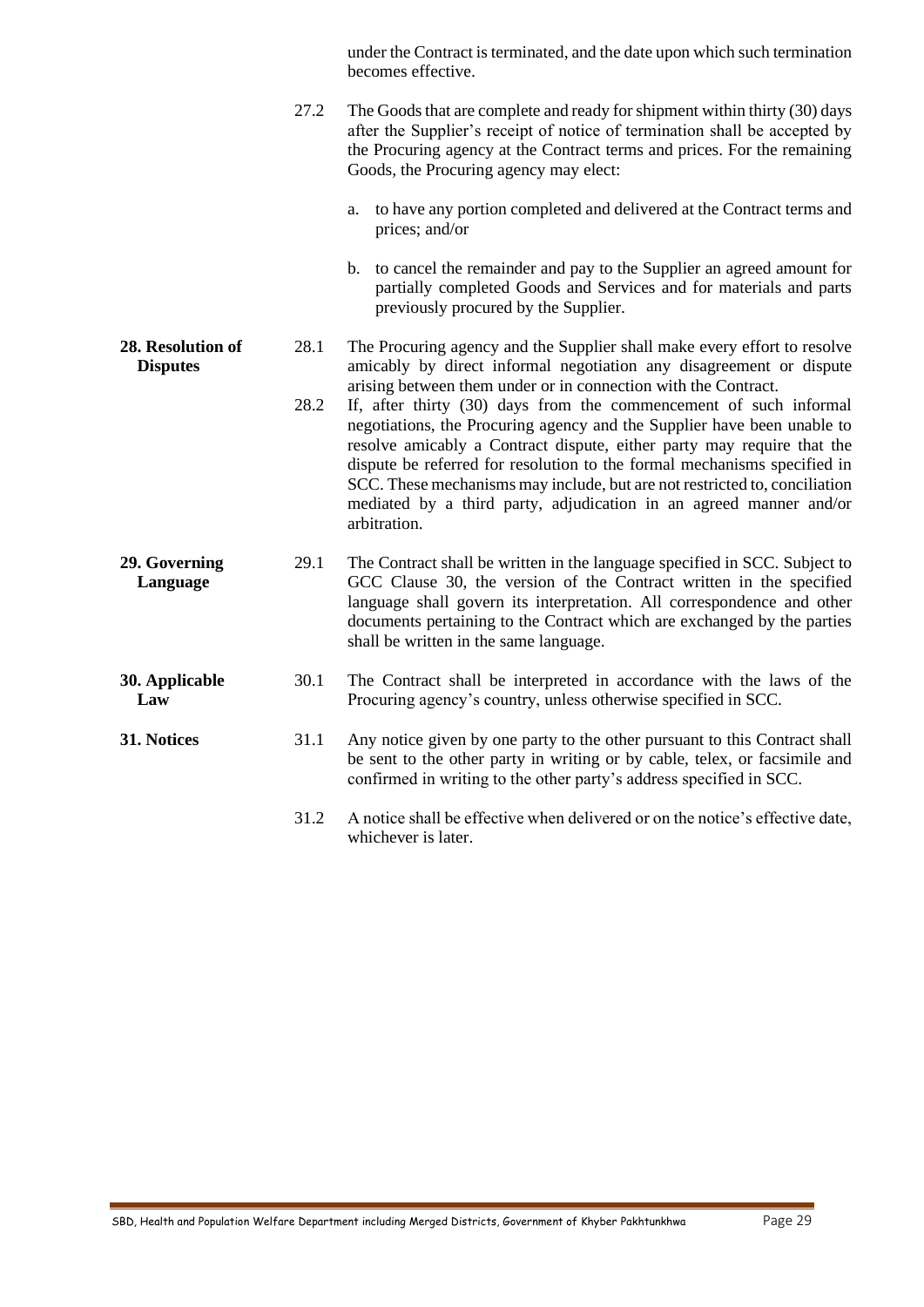under the Contract is terminated, and the date upon which such termination becomes effective.

27.2 The Goods that are complete and ready for shipment within thirty (30) days after the Supplier's receipt of notice of termination shall be accepted by the Procuring agency at the Contract terms and prices. For the remaining Goods, the Procuring agency may elect:

a. to have any portion completed and delivered at the Contract terms and prices; and/or

b. to cancel the remainder and pay to the Supplier an agreed amount for partially completed Goods and Services and for materials and parts previously procured by the Supplier.

**28. Resolution of Disputes**

28.1 The Procuring agency and the Supplier shall make every effort to resolve amicably by direct informal negotiation any disagreement or dispute arising between them under or in connection with the Contract.

28.2 If, after thirty (30) days from the commencement of such informal negotiations, the Procuring agency and the Supplier have been unable to resolve amicably a Contract dispute, either party may require that the dispute be referred for resolution to the formal mechanisms specified in SCC. These mechanisms may include, but are not restricted to, conciliation mediated by a third party, adjudication in an agreed manner and/or arbitration.

**29. Governing Language**

29.1 The Contract shall be written in the language specified in SCC. Subject to GCC Clause 30, the version of the Contract written in the specified language shall govern its interpretation. All correspondence and other documents pertaining to the Contract which are exchanged by the parties shall be written in the same language.

**30. Applicable Law**

30.1 The Contract shall be interpreted in accordance with the laws of the Procuring agency's country, unless otherwise specified in SCC.

**31. Notices**

31.1 Any notice given by one party to the other pursuant to this Contract shall be sent to the other party in writing or by cable, telex, or facsimile and confirmed in writing to the other party's address specified in SCC.

31.2 A notice shall be effective when delivered or on the notice's effective date, whichever is later.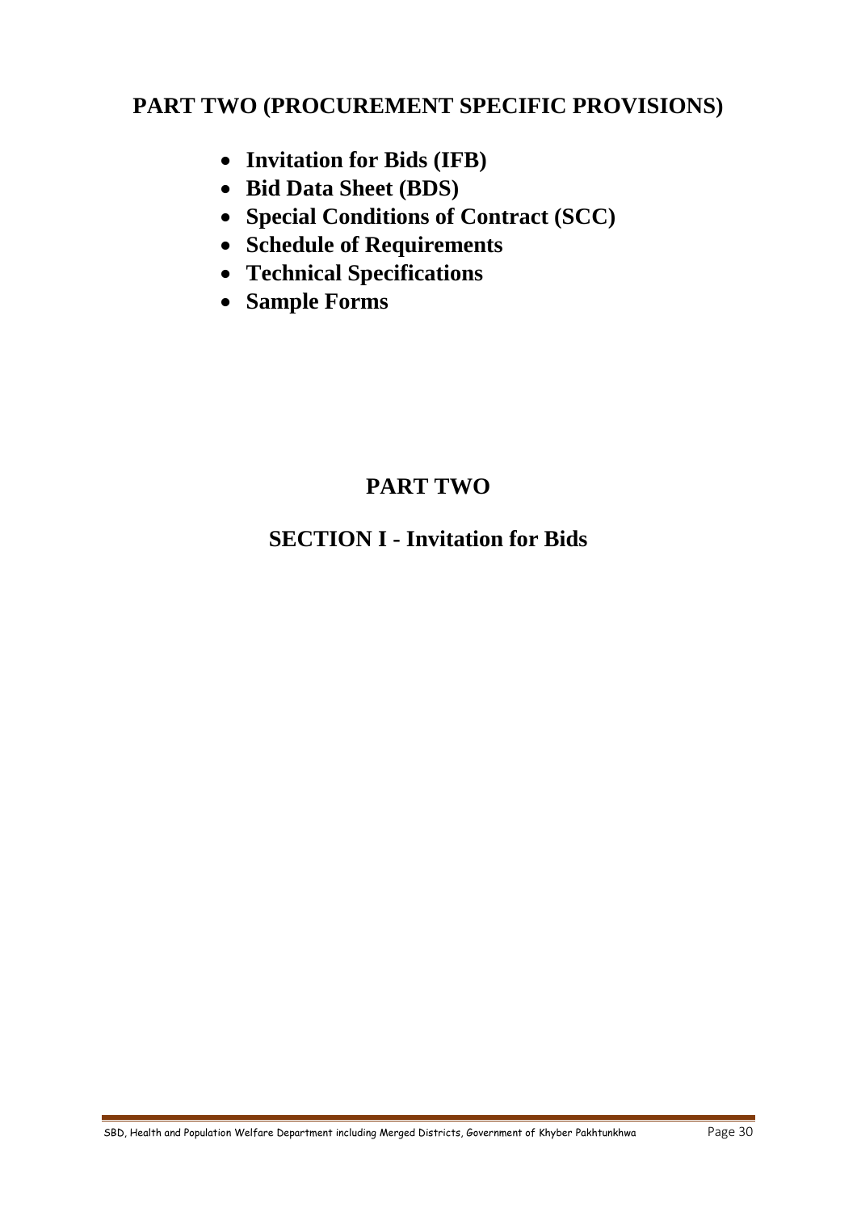## PART TWO (PROCUREMENT SPECIFIC PROVISIONS)

- **Invitation for Bids (IFB)**
- **Bid Data Sheet (BDS)**
- **Special Conditions of Contract (SCC)**
- **Schedule of Requirements**
- **Technical Specifications**
- **Sample Forms**

# PART TWO

## SECTION I - Invitation for Bids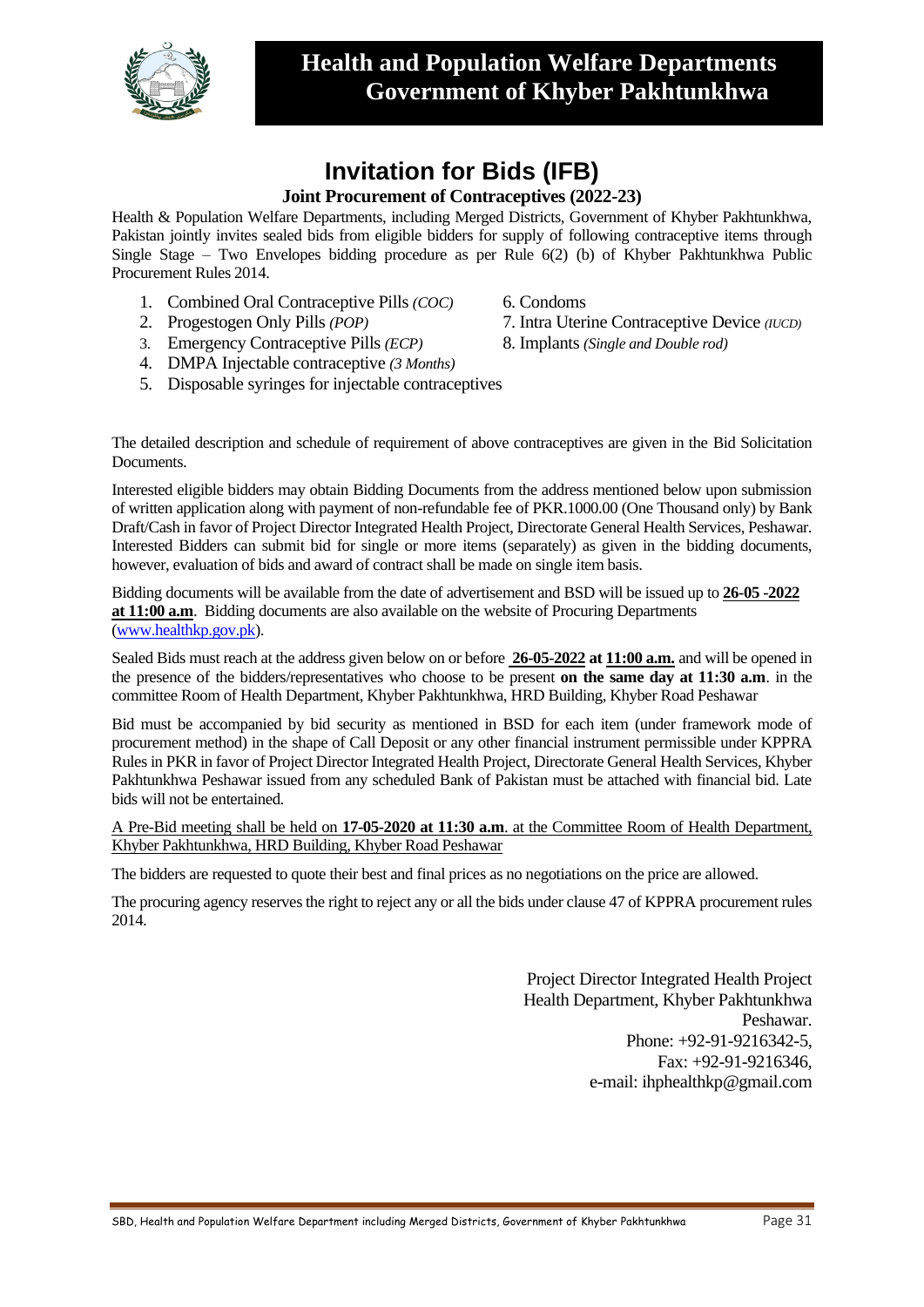# Health and Population Welfare Departments Government of Khyber Pakhtunkhwa

## Invitation for Bids (IFB)

### Joint Procurement of Contraceptives (2022-23)

Health & Population Welfare Departments, including Merged Districts, Government of Khyber Pakhtunkhwa, Pakistan jointly invites sealed bids from eligible bidders for supply of following contraceptive items through Single Stage – Two Envelopes bidding procedure as per Rule 6(2) (b) of Khyber Pakhtunkhwa Public Procurement Rules 2014.

1. Combined Oral Contraceptive Pills *(COC)*
2. Progestogen Only Pills *(POP)*
3. Emergency Contraceptive Pills *(ECP)*
4. DMPA Injectable contraceptive *(3 Months)*
5. Disposable syringes for injectable contraceptives
6. Condoms
7. Intra Uterine Contraceptive Device *(IUCD)*
8. Implants *(Single and Double rod)*

The detailed description and schedule of requirement of above contraceptives are given in the Bid Solicitation Documents.

Interested eligible bidders may obtain Bidding Documents from the address mentioned below upon submission of written application along with payment of non-refundable fee of PKR.1000.00 (One Thousand only) by Bank Draft/Cash in favor of Project Director Integrated Health Project, Directorate General Health Services, Peshawar. Interested Bidders can submit bid for single or more items (separately) as given in the bidding documents, however, evaluation of bids and award of contract shall be made on single item basis.

Bidding documents will be available from the date of advertisement and BSD will be issued up to **26-05 -2022 at 11:00 a.m**. Bidding documents are also available on the website of Procuring Departments (www.healthkp.gov.pk).

Sealed Bids must reach at the address given below on or before **26-05-2022 at 11:00 a.m.** and will be opened in the presence of the bidders/representatives who choose to be present **on the same day at 11:30 a.m**. in the committee Room of Health Department, Khyber Pakhtunkhwa, HRD Building, Khyber Road Peshawar

Bid must be accompanied by bid security as mentioned in BSD for each item (under framework mode of procurement method) in the shape of Call Deposit or any other financial instrument permissible under KPPRA Rules in PKR in favor of Project Director Integrated Health Project, Directorate General Health Services, Khyber Pakhtunkhwa Peshawar issued from any scheduled Bank of Pakistan must be attached with financial bid. Late bids will not be entertained.

A Pre-Bid meeting shall be held on **17-05-2020 at 11:30 a.m**. at the Committee Room of Health Department, Khyber Pakhtunkhwa, HRD Building, Khyber Road Peshawar

The bidders are requested to quote their best and final prices as no negotiations on the price are allowed.

The procuring agency reserves the right to reject any or all the bids under clause 47 of KPPRA procurement rules 2014.

Project Director Integrated Health Project
Health Department, Khyber Pakhtunkhwa
Peshawar.
Phone: +92-91-9216342-5,
Fax: +92-91-9216346,
e-mail: ihphealthkp@gmail.com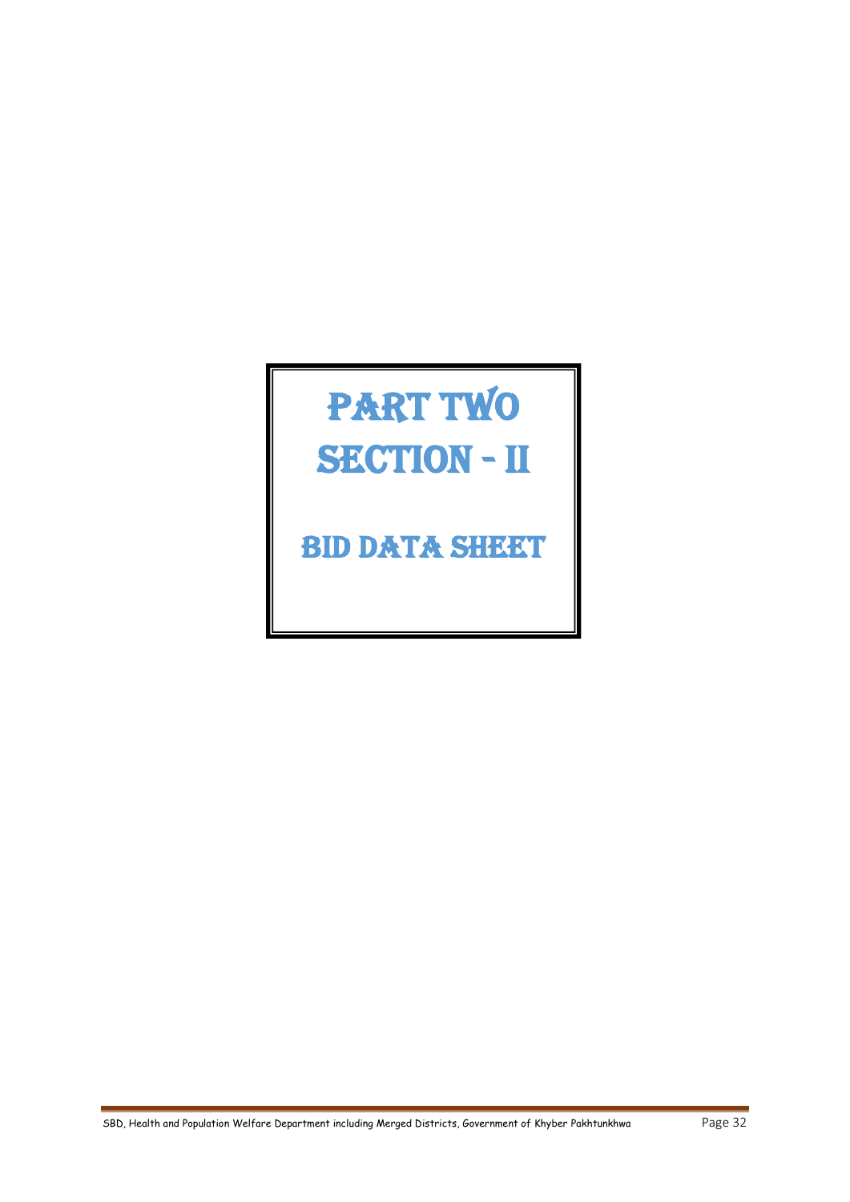# PART TWO

# SECTION - II

## BID DATA SHEET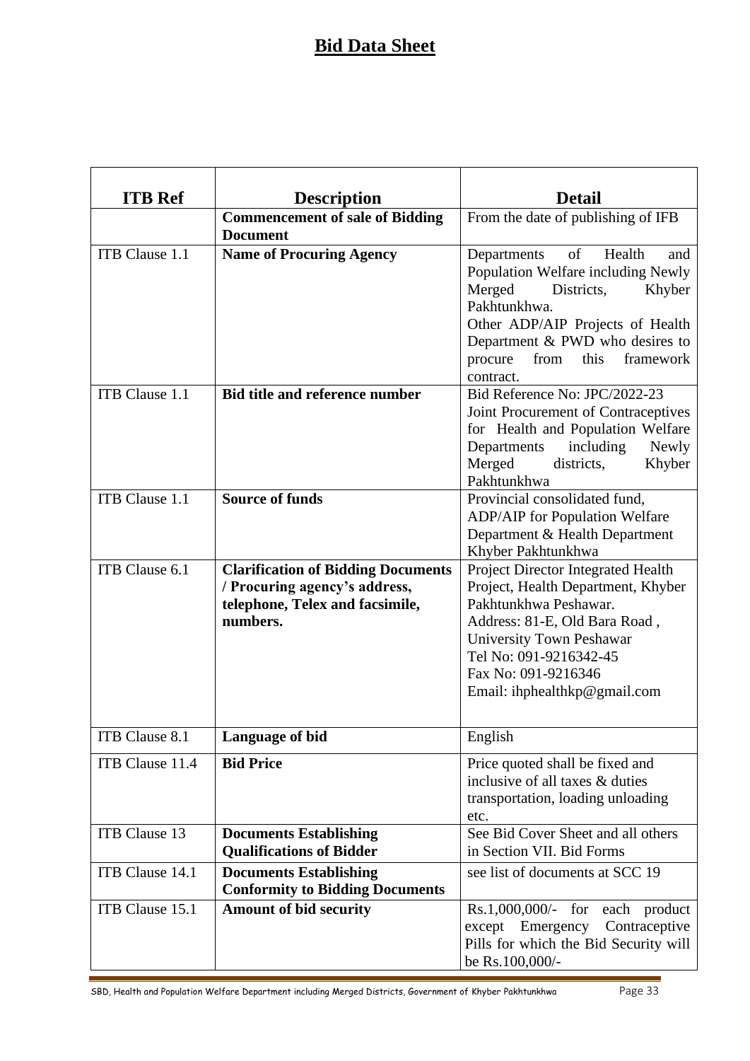# Bid Data Sheet

| ITB Ref | Description | Detail |
|---|---|---|
| | **Commencement of sale of Bidding Document** | From the date of publishing of IFB |
| ITB Clause 1.1 | **Name of Procuring Agency** | Departments of Health and Population Welfare including Newly Merged Districts, Khyber Pakhtunkhwa.<br>Other ADP/AIP Projects of Health Department & PWD who desires to procure from this framework contract. |
| ITB Clause 1.1 | **Bid title and reference number** | Bid Reference No: JPC/2022-23<br>Joint Procurement of Contraceptives for Health and Population Welfare Departments including Newly Merged districts, Khyber Pakhtunkhwa |
| ITB Clause 1.1 | **Source of funds** | Provincial consolidated fund, ADP/AIP for Population Welfare Department & Health Department Khyber Pakhtunkhwa |
| ITB Clause 6.1 | **Clarification of Bidding Documents / Procuring agency's address, telephone, Telex and facsimile, numbers.** | Project Director Integrated Health Project, Health Department, Khyber Pakhtunkhwa Peshawar.<br>Address: 81-E, Old Bara Road , University Town Peshawar<br>Tel No: 091-9216342-45<br>Fax No: 091-9216346<br>Email: ihphealthkp@gmail.com |
| ITB Clause 8.1 | **Language of bid** | English |
| ITB Clause 11.4 | **Bid Price** | Price quoted shall be fixed and inclusive of all taxes & duties transportation, loading unloading etc. |
| ITB Clause 13 | **Documents Establishing Qualifications of Bidder** | See Bid Cover Sheet and all others in Section VII. Bid Forms |
| ITB Clause 14.1 | **Documents Establishing Conformity to Bidding Documents** | see list of documents at SCC 19 |
| ITB Clause 15.1 | **Amount of bid security** | Rs.1,000,000/- for each product except Emergency Contraceptive Pills for which the Bid Security will be Rs.100,000/- |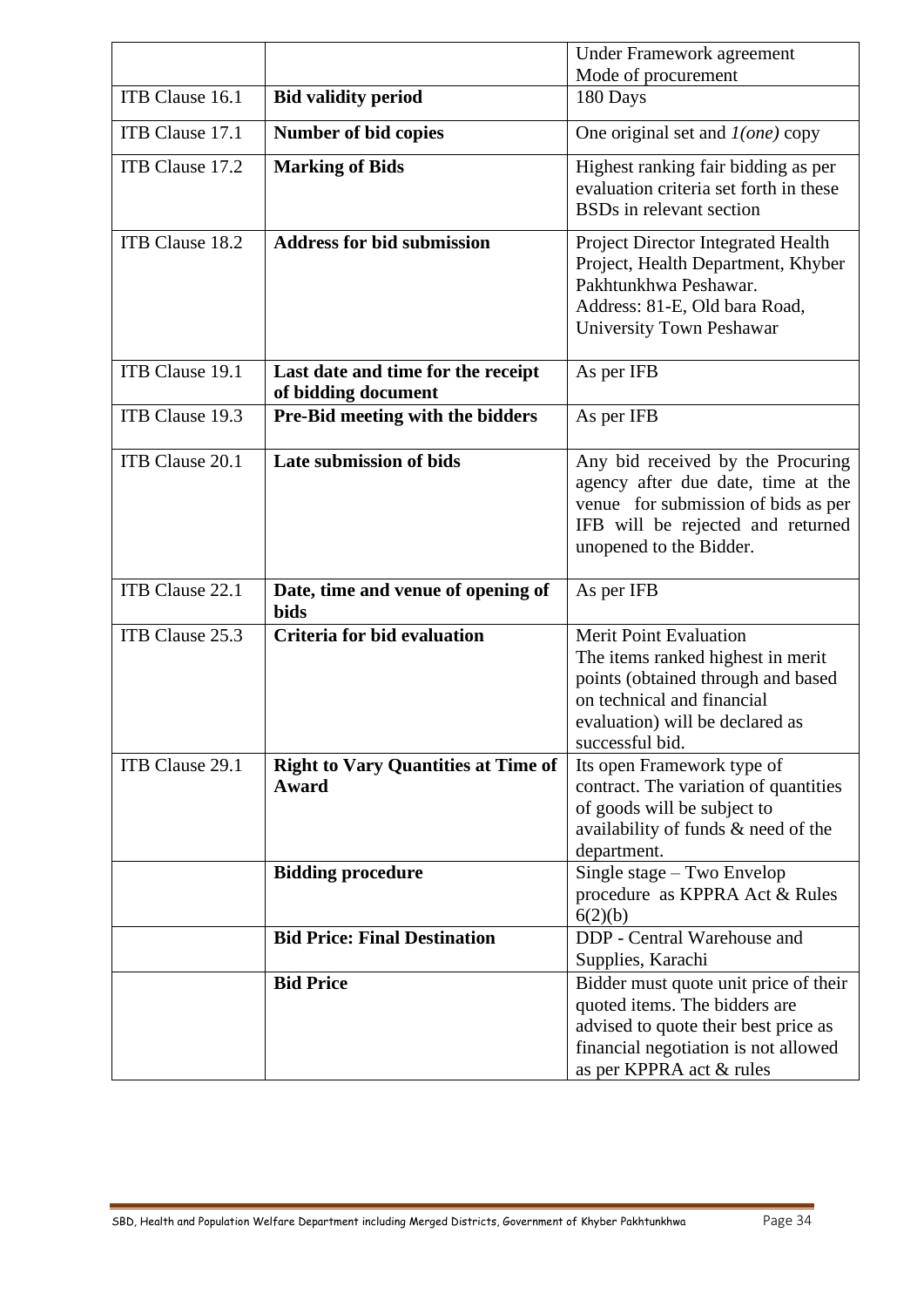| | | |
|---|---|---|
| | | Under Framework agreement Mode of procurement |
| ITB Clause 16.1 | **Bid validity period** | 180 Days |
| ITB Clause 17.1 | **Number of bid copies** | One original set and *1(one)* copy |
| ITB Clause 17.2 | **Marking of Bids** | Highest ranking fair bidding as per evaluation criteria set forth in these BSDs in relevant section |
| ITB Clause 18.2 | **Address for bid submission** | Project Director Integrated Health Project, Health Department, Khyber Pakhtunkhwa Peshawar.<br>Address: 81-E, Old bara Road, University Town Peshawar |
| ITB Clause 19.1 | **Last date and time for the receipt of bidding document** | As per IFB |
| ITB Clause 19.3 | **Pre-Bid meeting with the bidders** | As per IFB |
| ITB Clause 20.1 | **Late submission of bids** | Any bid received by the Procuring agency after due date, time at the venue for submission of bids as per IFB will be rejected and returned unopened to the Bidder. |
| ITB Clause 22.1 | **Date, time and venue of opening of bids** | As per IFB |
| ITB Clause 25.3 | **Criteria for bid evaluation** | Merit Point Evaluation<br>The items ranked highest in merit points (obtained through and based on technical and financial evaluation) will be declared as successful bid. |
| ITB Clause 29.1 | **Right to Vary Quantities at Time of Award** | Its open Framework type of contract. The variation of quantities of goods will be subject to availability of funds & need of the department. |
| | **Bidding procedure** | Single stage – Two Envelop procedure as KPPRA Act & Rules 6(2)(b) |
| | **Bid Price: Final Destination** | DDP - Central Warehouse and Supplies, Karachi |
| | **Bid Price** | Bidder must quote unit price of their quoted items. The bidders are advised to quote their best price as financial negotiation is not allowed as per KPPRA act & rules |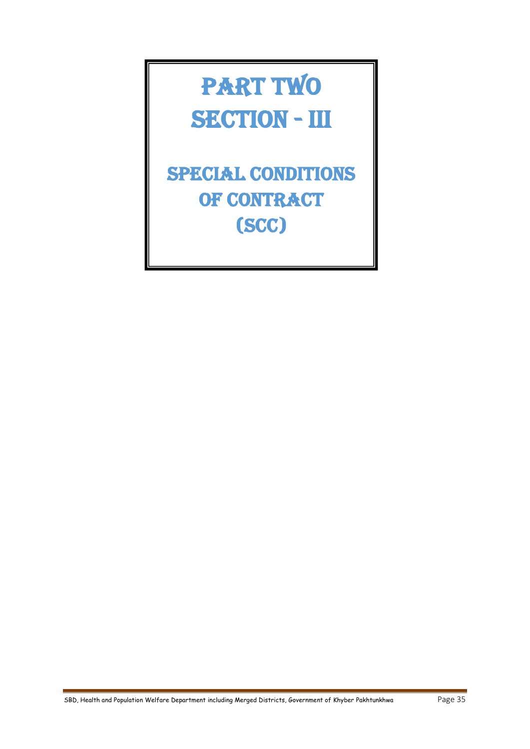# PART TWO

# SECTION - III

## SPECIAL CONDITIONS OF CONTRACT (SCC)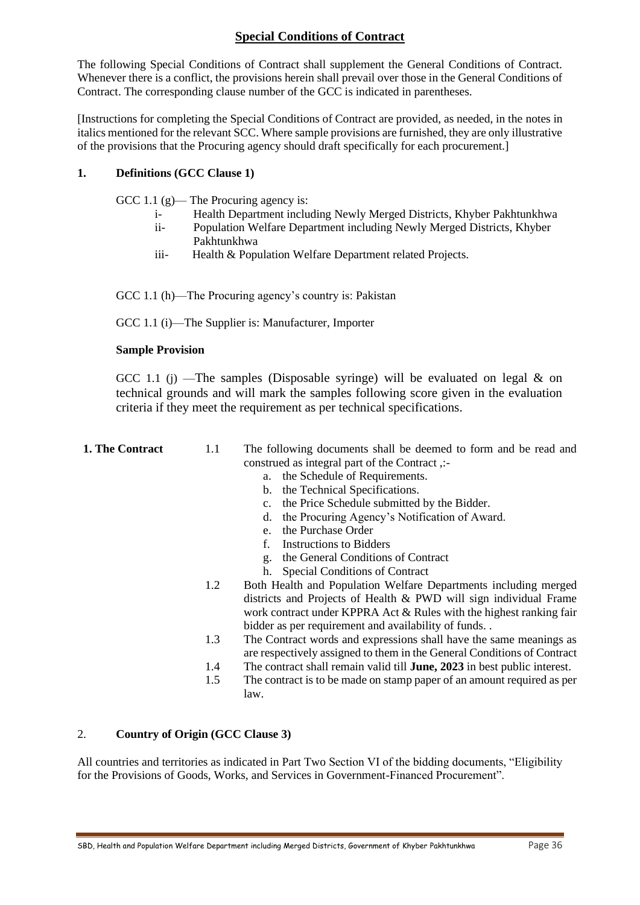## Special Conditions of Contract

The following Special Conditions of Contract shall supplement the General Conditions of Contract. Whenever there is a conflict, the provisions herein shall prevail over those in the General Conditions of Contract. The corresponding clause number of the GCC is indicated in parentheses.

[Instructions for completing the Special Conditions of Contract are provided, as needed, in the notes in italics mentioned for the relevant SCC. Where sample provisions are furnished, they are only illustrative of the provisions that the Procuring agency should draft specifically for each procurement.]

### 1. Definitions (GCC Clause 1)

GCC 1.1 (g)— The Procuring agency is:

- i- Health Department including Newly Merged Districts, Khyber Pakhtunkhwa
- ii- Population Welfare Department including Newly Merged Districts, Khyber Pakhtunkhwa
- iii- Health & Population Welfare Department related Projects.

GCC 1.1 (h)—The Procuring agency's country is: Pakistan

GCC 1.1 (i)—The Supplier is: Manufacturer, Importer

**Sample Provision**

GCC 1.1 (j) —The samples (Disposable syringe) will be evaluated on legal & on technical grounds and will mark the samples following score given in the evaluation criteria if they meet the requirement as per technical specifications.

**1. The Contract**

1.1 The following documents shall be deemed to form and be read and construed as integral part of the Contract ,:-

a. the Schedule of Requirements.
b. the Technical Specifications.
c. the Price Schedule submitted by the Bidder.
d. the Procuring Agency's Notification of Award.
e. the Purchase Order
f. Instructions to Bidders
g. the General Conditions of Contract
h. Special Conditions of Contract

1.2 Both Health and Population Welfare Departments including merged districts and Projects of Health & PWD will sign individual Frame work contract under KPPRA Act & Rules with the highest ranking fair bidder as per requirement and availability of funds. .

1.3 The Contract words and expressions shall have the same meanings as are respectively assigned to them in the General Conditions of Contract

1.4 The contract shall remain valid till **June, 2023** in best public interest.

1.5 The contract is to be made on stamp paper of an amount required as per law.

### 2. Country of Origin (GCC Clause 3)

All countries and territories as indicated in Part Two Section VI of the bidding documents, "Eligibility for the Provisions of Goods, Works, and Services in Government-Financed Procurement".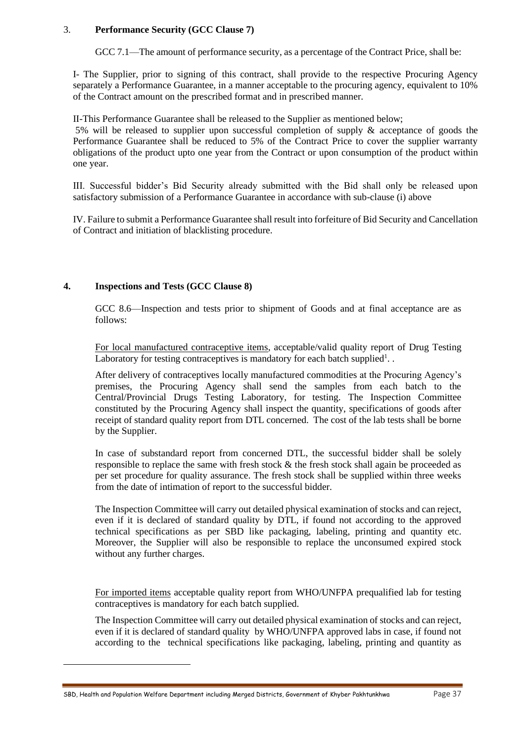3. **Performance Security (GCC Clause 7)**

GCC 7.1—The amount of performance security, as a percentage of the Contract Price, shall be:

I- The Supplier, prior to signing of this contract, shall provide to the respective Procuring Agency separately a Performance Guarantee, in a manner acceptable to the procuring agency, equivalent to 10% of the Contract amount on the prescribed format and in prescribed manner.

II-This Performance Guarantee shall be released to the Supplier as mentioned below;
5% will be released to supplier upon successful completion of supply & acceptance of goods the Performance Guarantee shall be reduced to 5% of the Contract Price to cover the supplier warranty obligations of the product upto one year from the Contract or upon consumption of the product within one year.

III. Successful bidder's Bid Security already submitted with the Bid shall only be released upon satisfactory submission of a Performance Guarantee in accordance with sub-clause (i) above

IV. Failure to submit a Performance Guarantee shall result into forfeiture of Bid Security and Cancellation of Contract and initiation of blacklisting procedure.

**4. Inspections and Tests (GCC Clause 8)**

GCC 8.6—Inspection and tests prior to shipment of Goods and at final acceptance are as follows:

For local manufactured contraceptive items, acceptable/valid quality report of Drug Testing Laboratory for testing contraceptives is mandatory for each batch supplied[1]. .

After delivery of contraceptives locally manufactured commodities at the Procuring Agency's premises, the Procuring Agency shall send the samples from each batch to the Central/Provincial Drugs Testing Laboratory, for testing. The Inspection Committee constituted by the Procuring Agency shall inspect the quantity, specifications of goods after receipt of standard quality report from DTL concerned. The cost of the lab tests shall be borne by the Supplier.

In case of substandard report from concerned DTL, the successful bidder shall be solely responsible to replace the same with fresh stock & the fresh stock shall again be proceeded as per set procedure for quality assurance. The fresh stock shall be supplied within three weeks from the date of intimation of report to the successful bidder.

The Inspection Committee will carry out detailed physical examination of stocks and can reject, even if it is declared of standard quality by DTL, if found not according to the approved technical specifications as per SBD like packaging, labeling, printing and quantity etc. Moreover, the Supplier will also be responsible to replace the unconsumed expired stock without any further charges.

For imported items acceptable quality report from WHO/UNFPA prequalified lab for testing contraceptives is mandatory for each batch supplied.

The Inspection Committee will carry out detailed physical examination of stocks and can reject, even if it is declared of standard quality by WHO/UNFPA approved labs in case, if found not according to the technical specifications like packaging, labeling, printing and quantity as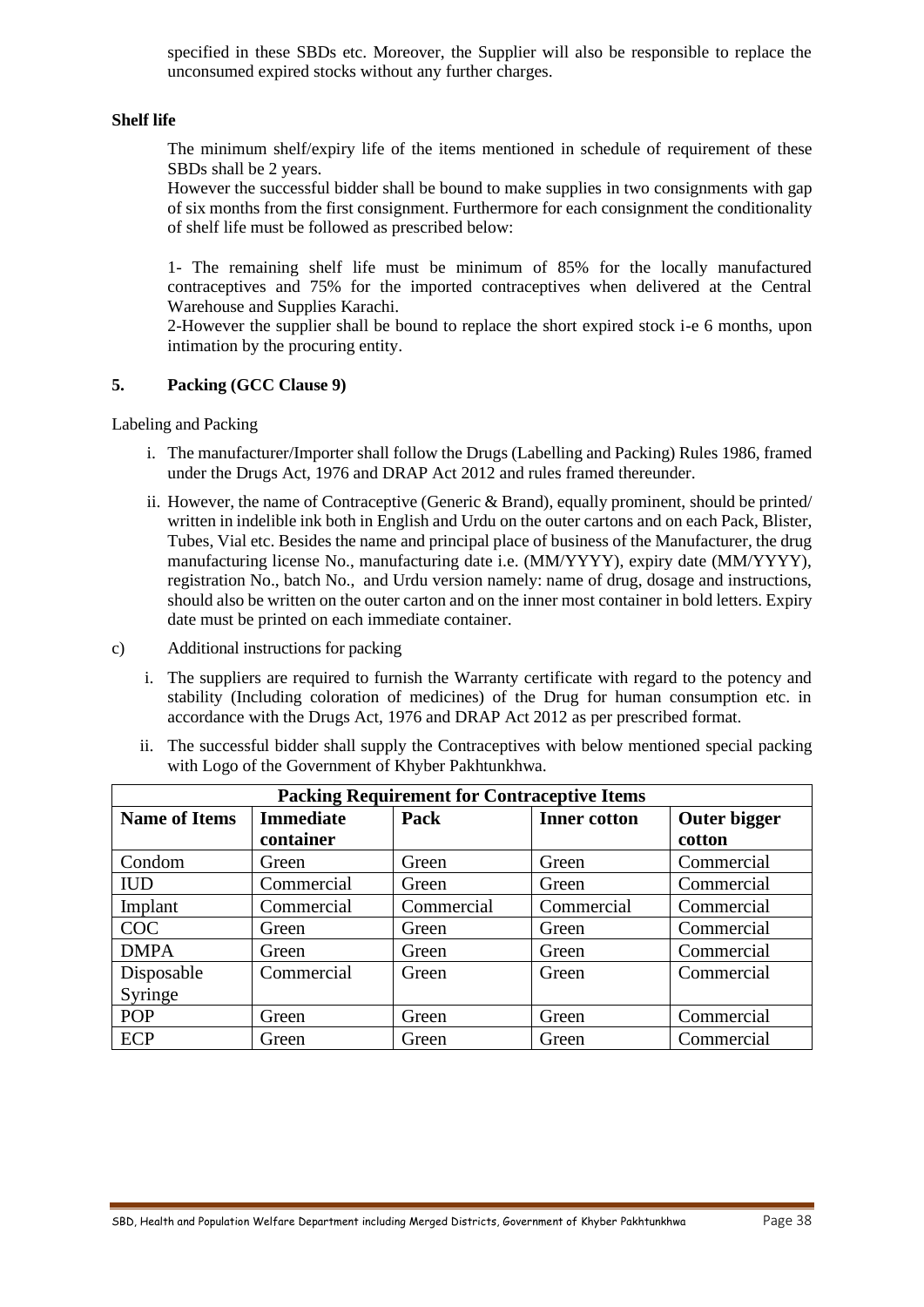specified in these SBDs etc. Moreover, the Supplier will also be responsible to replace the unconsumed expired stocks without any further charges.

**Shelf life**

The minimum shelf/expiry life of the items mentioned in schedule of requirement of these SBDs shall be 2 years.

However the successful bidder shall be bound to make supplies in two consignments with gap of six months from the first consignment. Furthermore for each consignment the conditionality of shelf life must be followed as prescribed below:

1- The remaining shelf life must be minimum of 85% for the locally manufactured contraceptives and 75% for the imported contraceptives when delivered at the Central Warehouse and Supplies Karachi.

2-However the supplier shall be bound to replace the short expired stock i-e 6 months, upon intimation by the procuring entity.

## 5. Packing (GCC Clause 9)

Labeling and Packing

i. The manufacturer/Importer shall follow the Drugs (Labelling and Packing) Rules 1986, framed under the Drugs Act, 1976 and DRAP Act 2012 and rules framed thereunder.

ii. However, the name of Contraceptive (Generic & Brand), equally prominent, should be printed/ written in indelible ink both in English and Urdu on the outer cartons and on each Pack, Blister, Tubes, Vial etc. Besides the name and principal place of business of the Manufacturer, the drug manufacturing license No., manufacturing date i.e. (MM/YYYY), expiry date (MM/YYYY), registration No., batch No., and Urdu version namely: name of drug, dosage and instructions, should also be written on the outer carton and on the inner most container in bold letters. Expiry date must be printed on each immediate container.

c) Additional instructions for packing

i. The suppliers are required to furnish the Warranty certificate with regard to the potency and stability (Including coloration of medicines) of the Drug for human consumption etc. in accordance with the Drugs Act, 1976 and DRAP Act 2012 as per prescribed format.

ii. The successful bidder shall supply the Contraceptives with below mentioned special packing with Logo of the Government of Khyber Pakhtunkhwa.

| Packing Requirement for Contraceptive Items | | | | |
|---|---|---|---|---|
| **Name of Items** | **Immediate container** | **Pack** | **Inner cotton** | **Outer bigger cotton** |
| Condom | Green | Green | Green | Commercial |
| IUD | Commercial | Green | Green | Commercial |
| Implant | Commercial | Commercial | Commercial | Commercial |
| COC | Green | Green | Green | Commercial |
| DMPA | Green | Green | Green | Commercial |
| Disposable Syringe | Commercial | Green | Green | Commercial |
| POP | Green | Green | Green | Commercial |
| ECP | Green | Green | Green | Commercial |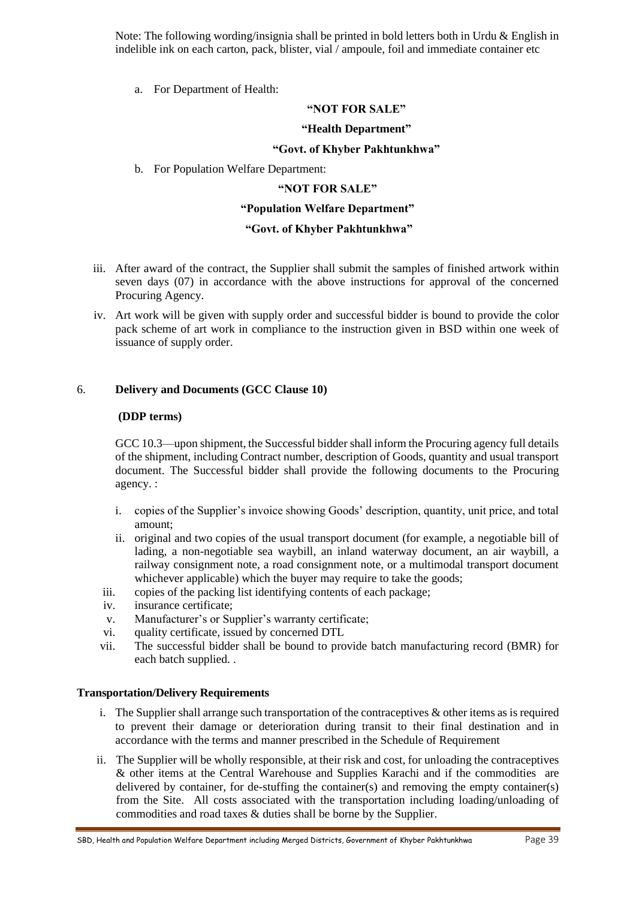Note: The following wording/insignia shall be printed in bold letters both in Urdu & English in indelible ink on each carton, pack, blister, vial / ampoule, foil and immediate container etc

a. For Department of Health:

**"NOT FOR SALE"**

**"Health Department"**

**"Govt. of Khyber Pakhtunkhwa"**

b. For Population Welfare Department:

**"NOT FOR SALE"**

**"Population Welfare Department"**

**"Govt. of Khyber Pakhtunkhwa"**

iii. After award of the contract, the Supplier shall submit the samples of finished artwork within seven days (07) in accordance with the above instructions for approval of the concerned Procuring Agency.

iv. Art work will be given with supply order and successful bidder is bound to provide the color pack scheme of art work in compliance to the instruction given in BSD within one week of issuance of supply order.

6. **Delivery and Documents (GCC Clause 10)**

**(DDP terms)**

GCC 10.3—upon shipment, the Successful bidder shall inform the Procuring agency full details of the shipment, including Contract number, description of Goods, quantity and usual transport document. The Successful bidder shall provide the following documents to the Procuring agency. :

i. copies of the Supplier's invoice showing Goods' description, quantity, unit price, and total amount;
ii. original and two copies of the usual transport document (for example, a negotiable bill of lading, a non-negotiable sea waybill, an inland waterway document, an air waybill, a railway consignment note, a road consignment note, or a multimodal transport document whichever applicable) which the buyer may require to take the goods;
iii. copies of the packing list identifying contents of each package;
iv. insurance certificate;
v. Manufacturer's or Supplier's warranty certificate;
vi. quality certificate, issued by concerned DTL
vii. The successful bidder shall be bound to provide batch manufacturing record (BMR) for each batch supplied. .

**Transportation/Delivery Requirements**

i. The Supplier shall arrange such transportation of the contraceptives & other items as is required to prevent their damage or deterioration during transit to their final destination and in accordance with the terms and manner prescribed in the Schedule of Requirement
ii. The Supplier will be wholly responsible, at their risk and cost, for unloading the contraceptives & other items at the Central Warehouse and Supplies Karachi and if the commodities are delivered by container, for de-stuffing the container(s) and removing the empty container(s) from the Site. All costs associated with the transportation including loading/unloading of commodities and road taxes & duties shall be borne by the Supplier.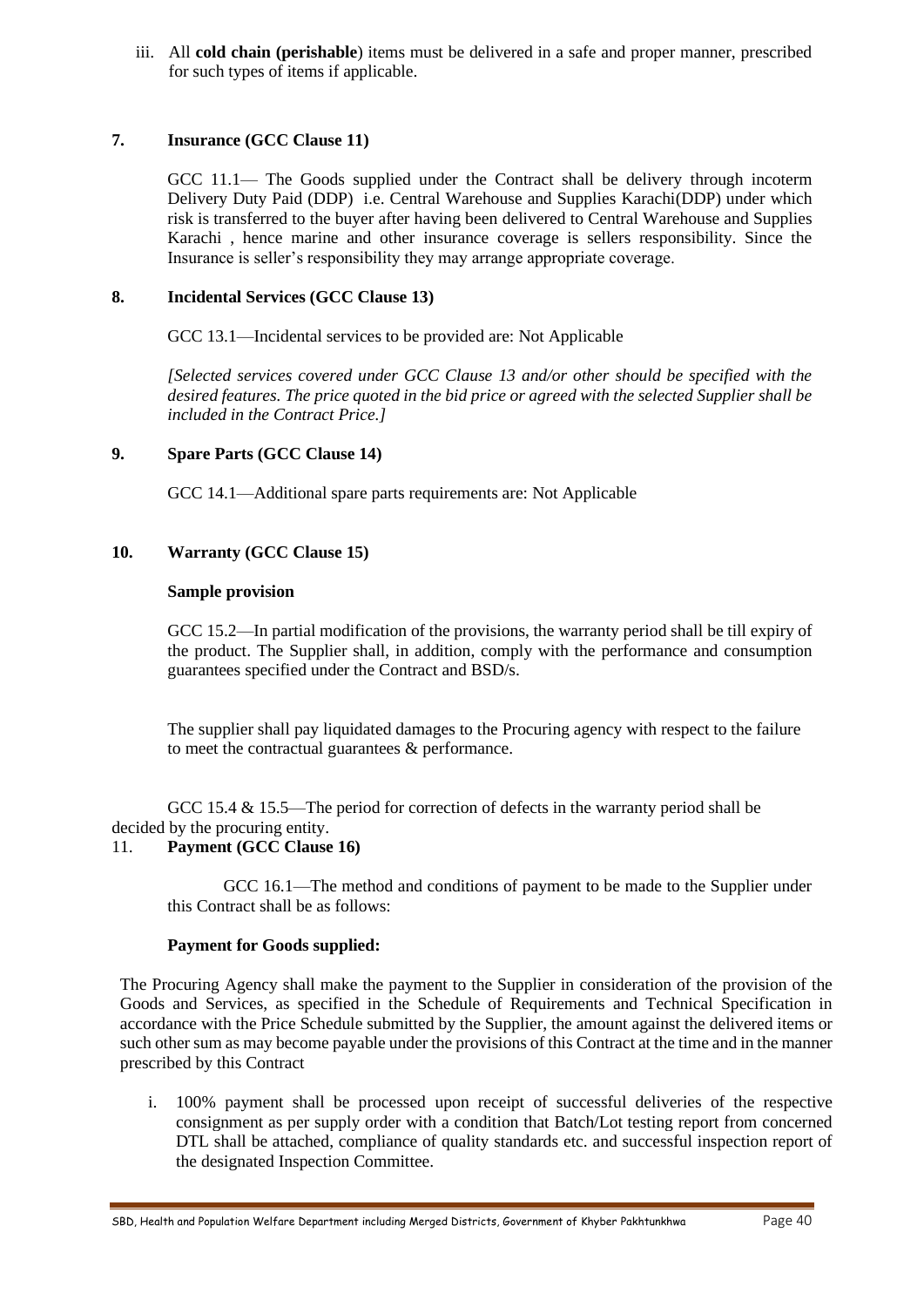iii. All **cold chain (perishable**) items must be delivered in a safe and proper manner, prescribed for such types of items if applicable.

**7. Insurance (GCC Clause 11)**

GCC 11.1— The Goods supplied under the Contract shall be delivery through incoterm Delivery Duty Paid (DDP) i.e. Central Warehouse and Supplies Karachi(DDP) under which risk is transferred to the buyer after having been delivered to Central Warehouse and Supplies Karachi , hence marine and other insurance coverage is sellers responsibility. Since the Insurance is seller's responsibility they may arrange appropriate coverage.

**8. Incidental Services (GCC Clause 13)**

GCC 13.1—Incidental services to be provided are: Not Applicable

*[Selected services covered under GCC Clause 13 and/or other should be specified with the desired features. The price quoted in the bid price or agreed with the selected Supplier shall be included in the Contract Price.]*

**9. Spare Parts (GCC Clause 14)**

GCC 14.1—Additional spare parts requirements are: Not Applicable

**10. Warranty (GCC Clause 15)**

**Sample provision**

GCC 15.2—In partial modification of the provisions, the warranty period shall be till expiry of the product. The Supplier shall, in addition, comply with the performance and consumption guarantees specified under the Contract and BSD/s.

The supplier shall pay liquidated damages to the Procuring agency with respect to the failure to meet the contractual guarantees & performance.

GCC 15.4 & 15.5—The period for correction of defects in the warranty period shall be decided by the procuring entity.

11. **Payment (GCC Clause 16)**

GCC 16.1—The method and conditions of payment to be made to the Supplier under this Contract shall be as follows:

**Payment for Goods supplied:**

The Procuring Agency shall make the payment to the Supplier in consideration of the provision of the Goods and Services, as specified in the Schedule of Requirements and Technical Specification in accordance with the Price Schedule submitted by the Supplier, the amount against the delivered items or such other sum as may become payable under the provisions of this Contract at the time and in the manner prescribed by this Contract

i. 100% payment shall be processed upon receipt of successful deliveries of the respective consignment as per supply order with a condition that Batch/Lot testing report from concerned DTL shall be attached, compliance of quality standards etc. and successful inspection report of the designated Inspection Committee.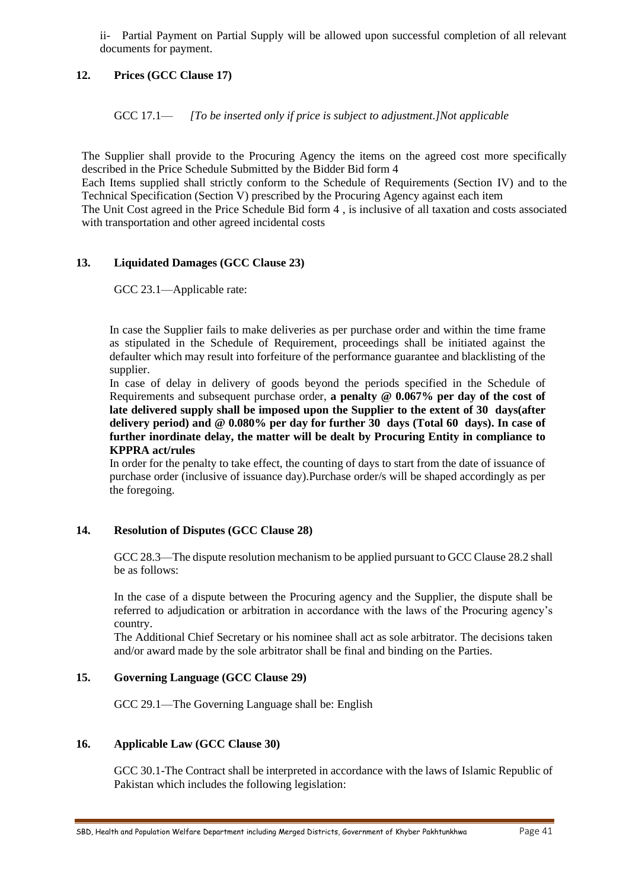ii- Partial Payment on Partial Supply will be allowed upon successful completion of all relevant documents for payment.

### 12. Prices (GCC Clause 17)

GCC 17.1— *[To be inserted only if price is subject to adjustment.]Not applicable*

The Supplier shall provide to the Procuring Agency the items on the agreed cost more specifically described in the Price Schedule Submitted by the Bidder Bid form 4

Each Items supplied shall strictly conform to the Schedule of Requirements (Section IV) and to the Technical Specification (Section V) prescribed by the Procuring Agency against each item

The Unit Cost agreed in the Price Schedule Bid form 4 , is inclusive of all taxation and costs associated with transportation and other agreed incidental costs

### 13. Liquidated Damages (GCC Clause 23)

GCC 23.1—Applicable rate:

In case the Supplier fails to make deliveries as per purchase order and within the time frame as stipulated in the Schedule of Requirement, proceedings shall be initiated against the defaulter which may result into forfeiture of the performance guarantee and blacklisting of the supplier.

In case of delay in delivery of goods beyond the periods specified in the Schedule of Requirements and subsequent purchase order, **a penalty @ 0.067% per day of the cost of late delivered supply shall be imposed upon the Supplier to the extent of 30 days(after delivery period) and @ 0.080% per day for further 30 days (Total 60 days). In case of further inordinate delay, the matter will be dealt by Procuring Entity in compliance to KPPRA act/rules**

In order for the penalty to take effect, the counting of days to start from the date of issuance of purchase order (inclusive of issuance day).Purchase order/s will be shaped accordingly as per the foregoing.

### 14. Resolution of Disputes (GCC Clause 28)

GCC 28.3—The dispute resolution mechanism to be applied pursuant to GCC Clause 28.2 shall be as follows:

In the case of a dispute between the Procuring agency and the Supplier, the dispute shall be referred to adjudication or arbitration in accordance with the laws of the Procuring agency's country.

The Additional Chief Secretary or his nominee shall act as sole arbitrator. The decisions taken and/or award made by the sole arbitrator shall be final and binding on the Parties.

### 15. Governing Language (GCC Clause 29)

GCC 29.1—The Governing Language shall be: English

### 16. Applicable Law (GCC Clause 30)

GCC 30.1-The Contract shall be interpreted in accordance with the laws of Islamic Republic of Pakistan which includes the following legislation: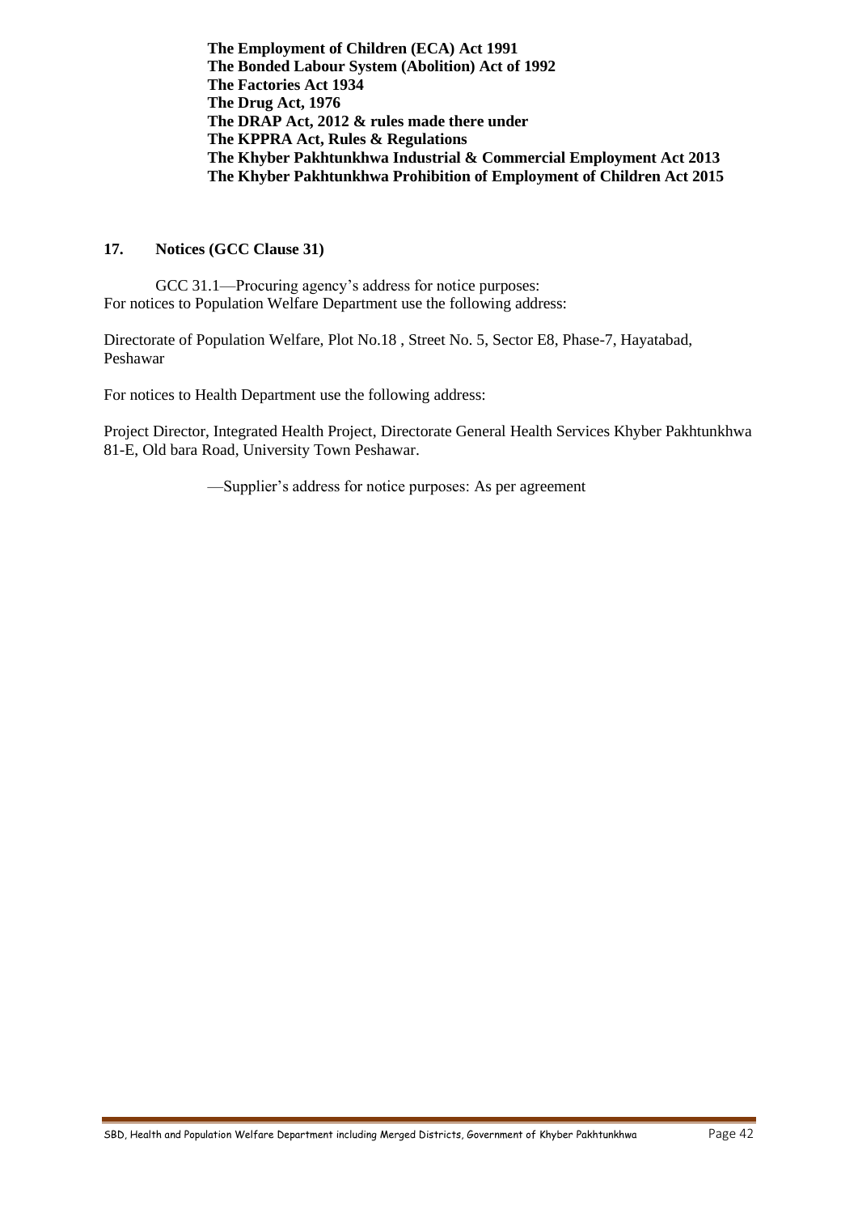**The Employment of Children (ECA) Act 1991**
**The Bonded Labour System (Abolition) Act of 1992**
**The Factories Act 1934**
**The Drug Act, 1976**
**The DRAP Act, 2012 & rules made there under**
**The KPPRA Act, Rules & Regulations**
**The Khyber Pakhtunkhwa Industrial & Commercial Employment Act 2013**
**The Khyber Pakhtunkhwa Prohibition of Employment of Children Act 2015**

## 17. Notices (GCC Clause 31)

GCC 31.1—Procuring agency's address for notice purposes:
For notices to Population Welfare Department use the following address:

Directorate of Population Welfare, Plot No.18 , Street No. 5, Sector E8, Phase-7, Hayatabad, Peshawar

For notices to Health Department use the following address:

Project Director, Integrated Health Project, Directorate General Health Services Khyber Pakhtunkhwa 81-E, Old bara Road, University Town Peshawar.

—Supplier's address for notice purposes: As per agreement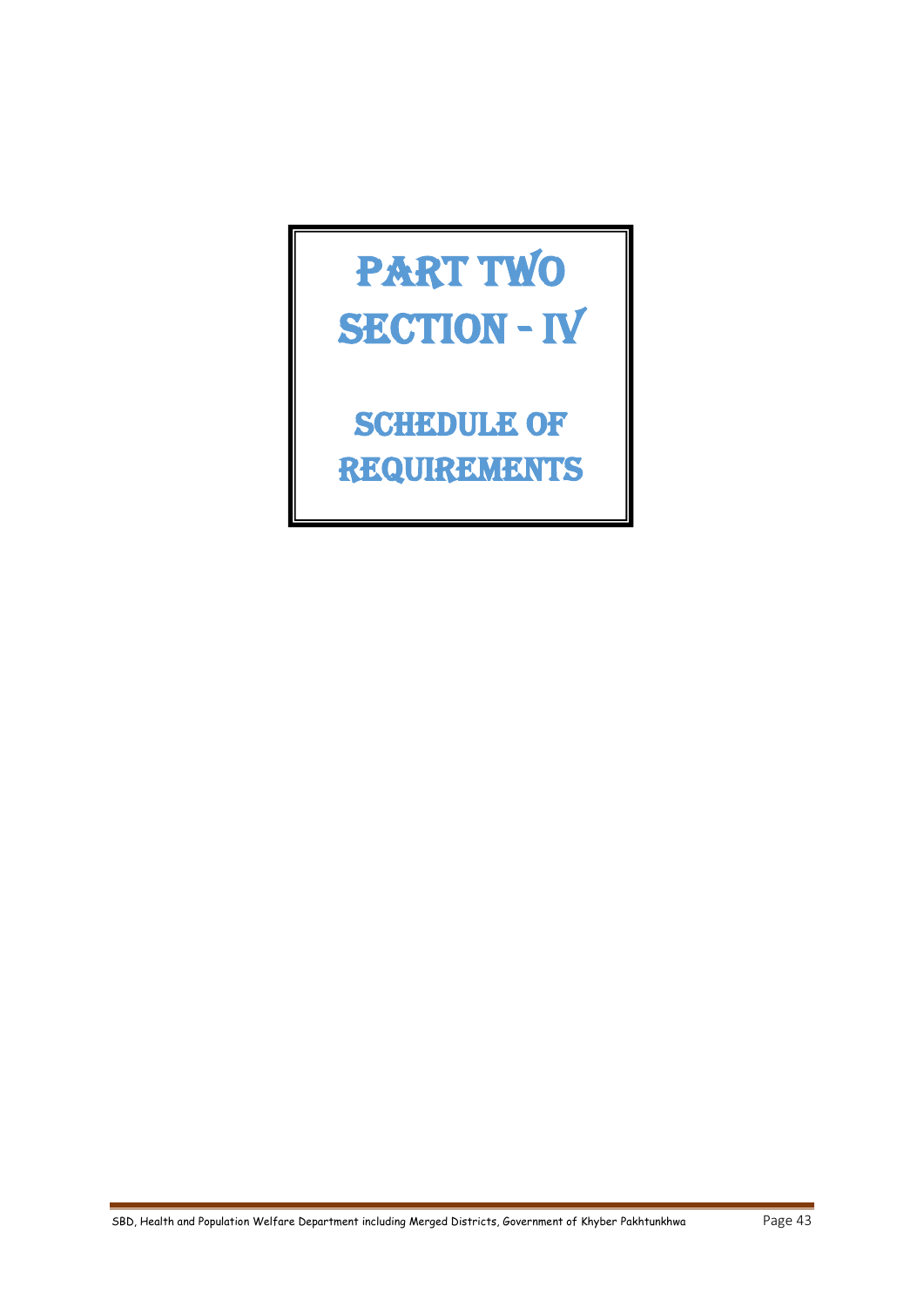# PART TWO
# SECTION - IV

# SCHEDULE OF REQUIREMENTS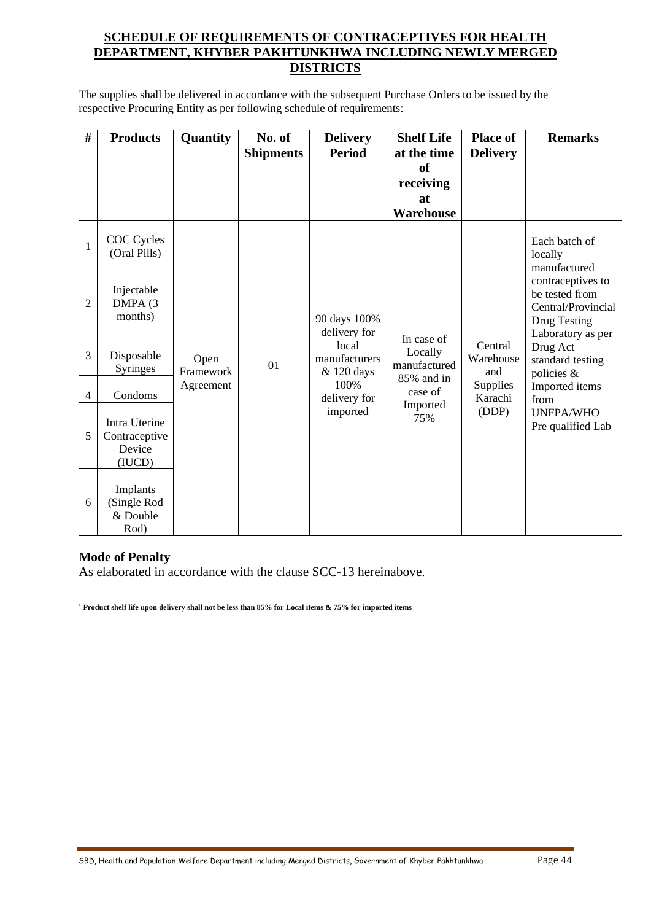## SCHEDULE OF REQUIREMENTS OF CONTRACEPTIVES FOR HEALTH DEPARTMENT, KHYBER PAKHTUNKHWA INCLUDING NEWLY MERGED DISTRICTS

The supplies shall be delivered in accordance with the subsequent Purchase Orders to be issued by the respective Procuring Entity as per following schedule of requirements:

| # | Products | Quantity | No. of Shipments | Delivery Period | Shelf Life at the time of receiving at Warehouse | Place of Delivery | Remarks |
|---|---|---|---|---|---|---|---|
| 1 | COC Cycles (Oral Pills) | Open Framework Agreement | 01 | 90 days 100% delivery for local manufacturers & 120 days 100% delivery for imported | In case of Locally manufactured 85% and in case of Imported 75% | Central Warehouse and Supplies Karachi (DDP) | Each batch of locally manufactured contraceptives to be tested from Central/Provincial Drug Testing Laboratory as per Drug Act standard testing policies & Imported items from UNFPA/WHO Pre qualified Lab |
| 2 | Injectable DMPA (3 months) | | | | | | |
| 3 | Disposable Syringes | | | | | | |
| 4 | Condoms | | | | | | |
| 5 | Intra Uterine Contraceptive Device (IUCD) | | | | | | |
| 6 | Implants (Single Rod & Double Rod) | | | | | | |

**Mode of Penalty**

As elaborated in accordance with the clause SCC-13 hereinabove.

**[1] Product shelf life upon delivery shall not be less than 85% for Local items & 75% for imported items**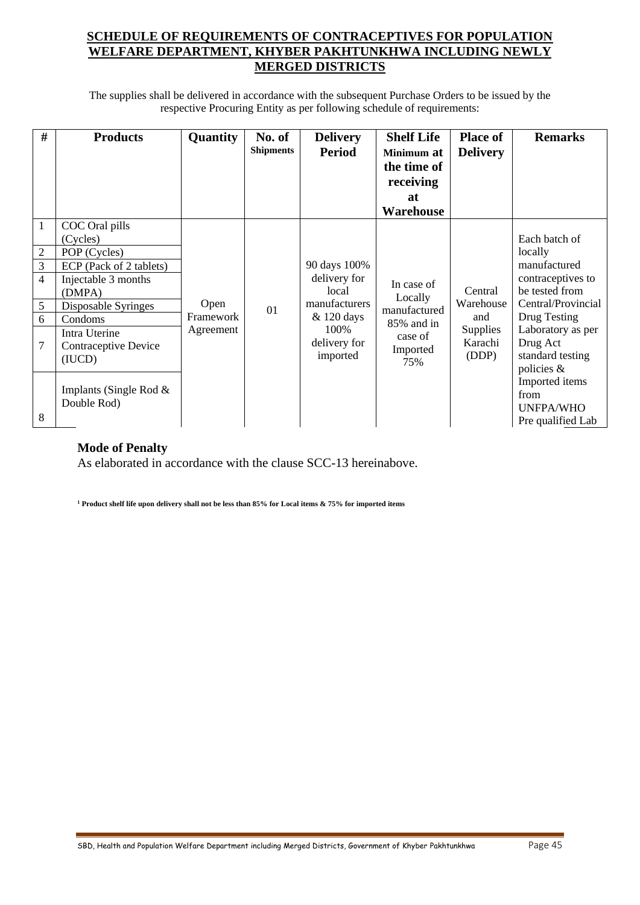## SCHEDULE OF REQUIREMENTS OF CONTRACEPTIVES FOR POPULATION WELFARE DEPARTMENT, KHYBER PAKHTUNKHWA INCLUDING NEWLY MERGED DISTRICTS

The supplies shall be delivered in accordance with the subsequent Purchase Orders to be issued by the respective Procuring Entity as per following schedule of requirements:

| # | Products | Quantity | No. of Shipments | Delivery Period | Shelf Life Minimum at the time of receiving at Warehouse | Place of Delivery | Remarks |
|---|---|---|---|---|---|---|---|
| 1 | COC Oral pills (Cycles) | Open Framework Agreement | 01 | 90 days 100% delivery for local manufacturers & 120 days 100% delivery for imported | In case of Locally manufactured 85% and in case of Imported 75% | Central Warehouse and Supplies Karachi (DDP) | Each batch of locally manufactured contraceptives to be tested from Central/Provincial Drug Testing Laboratory as per Drug Act standard testing policies & Imported items from UNFPA/WHO Pre qualified Lab |
| 2 | POP (Cycles) | | | | | | |
| 3 | ECP (Pack of 2 tablets) | | | | | | |
| 4 | Injectable 3 months (DMPA) | | | | | | |
| 5 | Disposable Syringes | | | | | | |
| 6 | Condoms | | | | | | |
| 7 | Intra Uterine Contraceptive Device (IUCD) | | | | | | |
| 8 | Implants (Single Rod & Double Rod) | | | | | | |

**Mode of Penalty**

As elaborated in accordance with the clause SCC-13 hereinabove.

[1] **Product shelf life upon delivery shall not be less than 85% for Local items & 75% for imported items**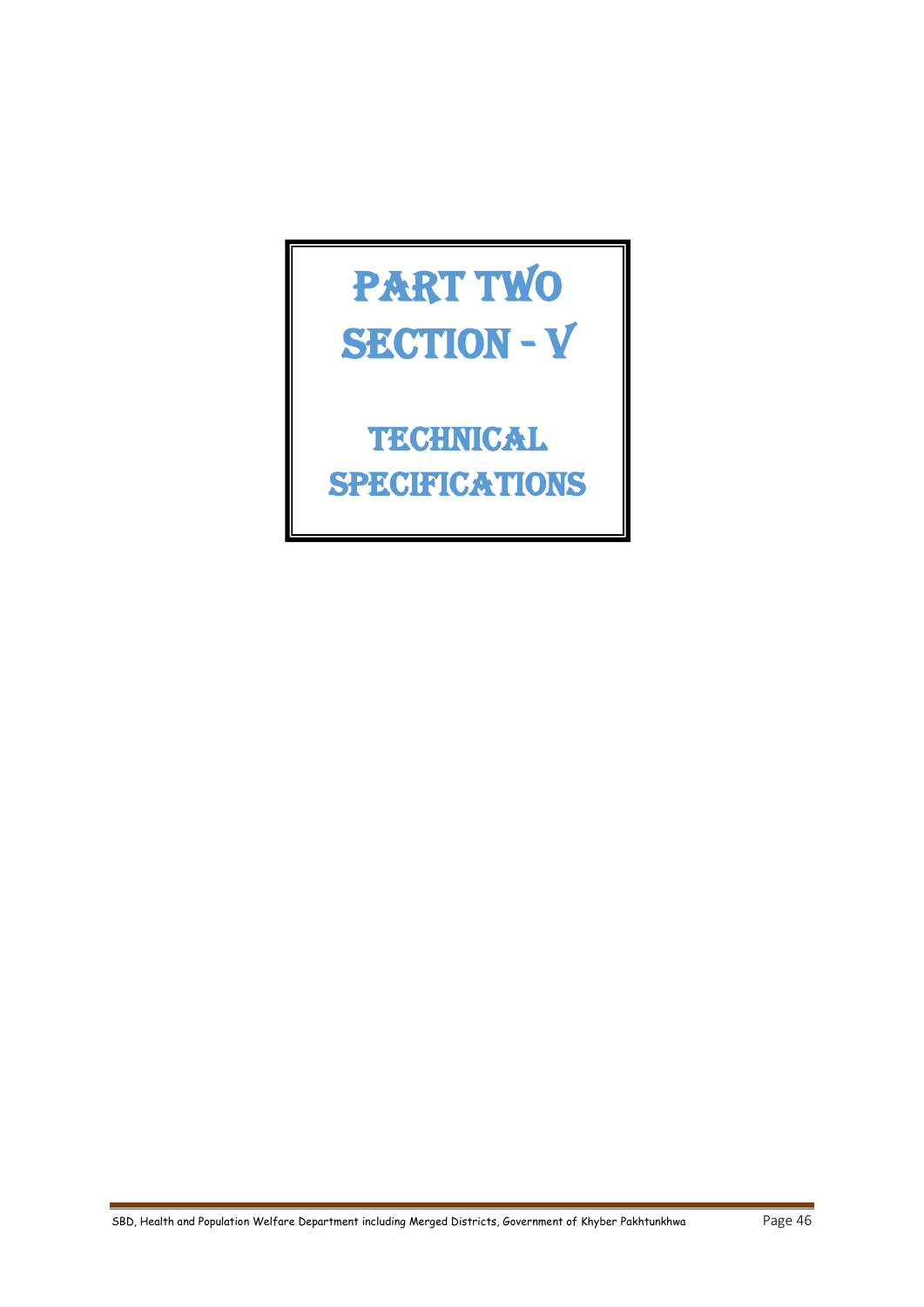# PART TWO
# SECTION - V

# TECHNICAL SPECIFICATIONS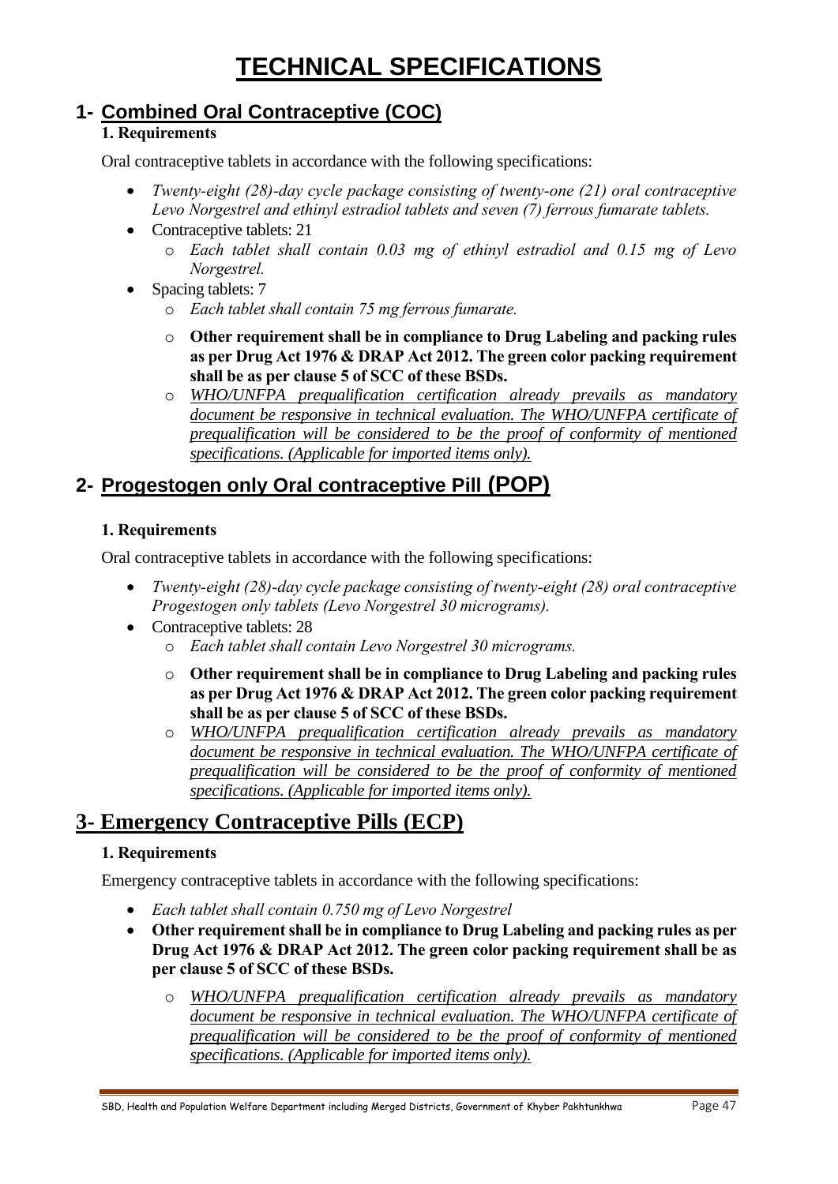# TECHNICAL SPECIFICATIONS

## 1- Combined Oral Contraceptive (COC)

**1. Requirements**

Oral contraceptive tablets in accordance with the following specifications:

- *Twenty-eight (28)-day cycle package consisting of twenty-one (21) oral contraceptive Levo Norgestrel and ethinyl estradiol tablets and seven (7) ferrous fumarate tablets.*
- Contraceptive tablets: 21
    - *Each tablet shall contain 0.03 mg of ethinyl estradiol and 0.15 mg of Levo Norgestrel.*
- Spacing tablets: 7
    - *Each tablet shall contain 75 mg ferrous fumarate.*
    - **Other requirement shall be in compliance to Drug Labeling and packing rules as per Drug Act 1976 & DRAP Act 2012. The green color packing requirement shall be as per clause 5 of SCC of these BSDs.**
    - *WHO/UNFPA prequalification certification already prevails as mandatory document be responsive in technical evaluation. The WHO/UNFPA certificate of prequalification will be considered to be the proof of conformity of mentioned specifications. (Applicable for imported items only).*

## 2- Progestogen only Oral contraceptive Pill (POP)

**1. Requirements**

Oral contraceptive tablets in accordance with the following specifications:

- *Twenty-eight (28)-day cycle package consisting of twenty-eight (28) oral contraceptive Progestogen only tablets (Levo Norgestrel 30 micrograms).*
- Contraceptive tablets: 28
    - *Each tablet shall contain Levo Norgestrel 30 micrograms.*
    - **Other requirement shall be in compliance to Drug Labeling and packing rules as per Drug Act 1976 & DRAP Act 2012. The green color packing requirement shall be as per clause 5 of SCC of these BSDs.**
    - *WHO/UNFPA prequalification certification already prevails as mandatory document be responsive in technical evaluation. The WHO/UNFPA certificate of prequalification will be considered to be the proof of conformity of mentioned specifications. (Applicable for imported items only).*

## 3- Emergency Contraceptive Pills (ECP)

**1. Requirements**

Emergency contraceptive tablets in accordance with the following specifications:

- *Each tablet shall contain 0.750 mg of Levo Norgestrel*
- **Other requirement shall be in compliance to Drug Labeling and packing rules as per Drug Act 1976 & DRAP Act 2012. The green color packing requirement shall be as per clause 5 of SCC of these BSDs.**
    - *WHO/UNFPA prequalification certification already prevails as mandatory document be responsive in technical evaluation. The WHO/UNFPA certificate of prequalification will be considered to be the proof of conformity of mentioned specifications. (Applicable for imported items only).*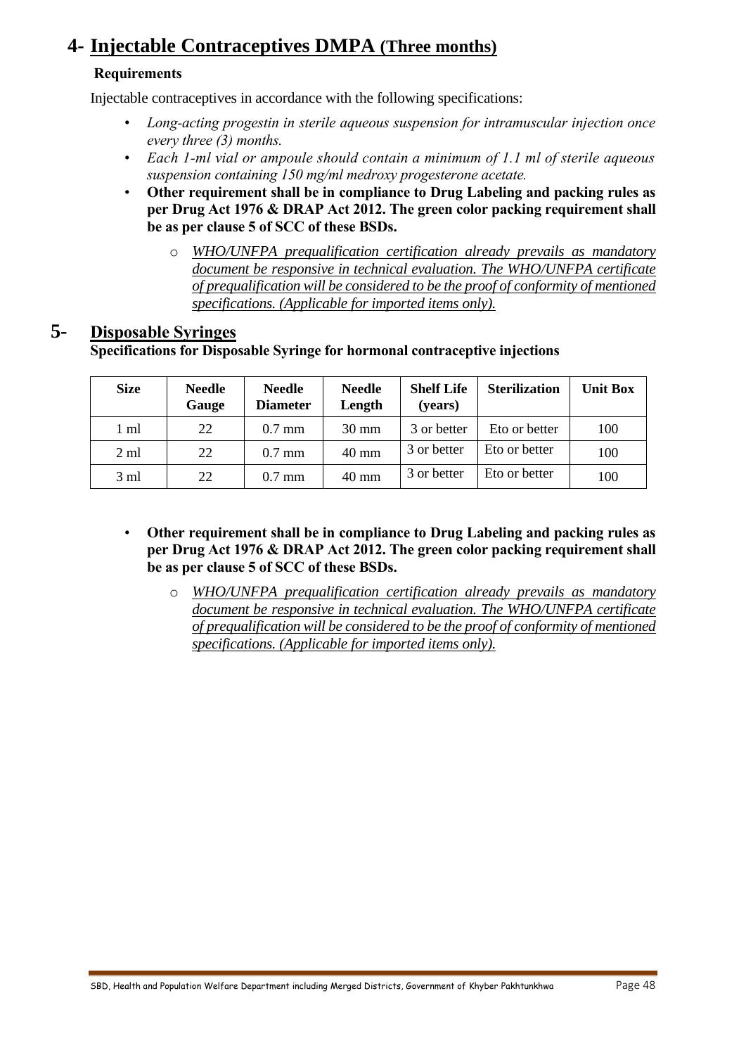## 4- Injectable Contraceptives DMPA (Three months)

**Requirements**

Injectable contraceptives in accordance with the following specifications:

- *Long-acting progestin in sterile aqueous suspension for intramuscular injection once every three (3) months.*
- *Each 1-ml vial or ampoule should contain a minimum of 1.1 ml of sterile aqueous suspension containing 150 mg/ml medroxy progesterone acetate.*
- **Other requirement shall be in compliance to Drug Labeling and packing rules as per Drug Act 1976 & DRAP Act 2012. The green color packing requirement shall be as per clause 5 of SCC of these BSDs.**
    - *WHO/UNFPA prequalification certification already prevails as mandatory document be responsive in technical evaluation. The WHO/UNFPA certificate of prequalification will be considered to be the proof of conformity of mentioned specifications. (Applicable for imported items only).*

## 5- Disposable Syringes

**Specifications for Disposable Syringe for hormonal contraceptive injections**

| Size | Needle Gauge | Needle Diameter | Needle Length | Shelf Life (years) | Sterilization | Unit Box |
|---|---|---|---|---|---|---|
| 1 ml | 22 | 0.7 mm | 30 mm | 3 or better | Eto or better | 100 |
| 2 ml | 22 | 0.7 mm | 40 mm | 3 or better | Eto or better | 100 |
| 3 ml | 22 | 0.7 mm | 40 mm | 3 or better | Eto or better | 100 |

- **Other requirement shall be in compliance to Drug Labeling and packing rules as per Drug Act 1976 & DRAP Act 2012. The green color packing requirement shall be as per clause 5 of SCC of these BSDs.**
    - *WHO/UNFPA prequalification certification already prevails as mandatory document be responsive in technical evaluation. The WHO/UNFPA certificate of prequalification will be considered to be the proof of conformity of mentioned specifications. (Applicable for imported items only).*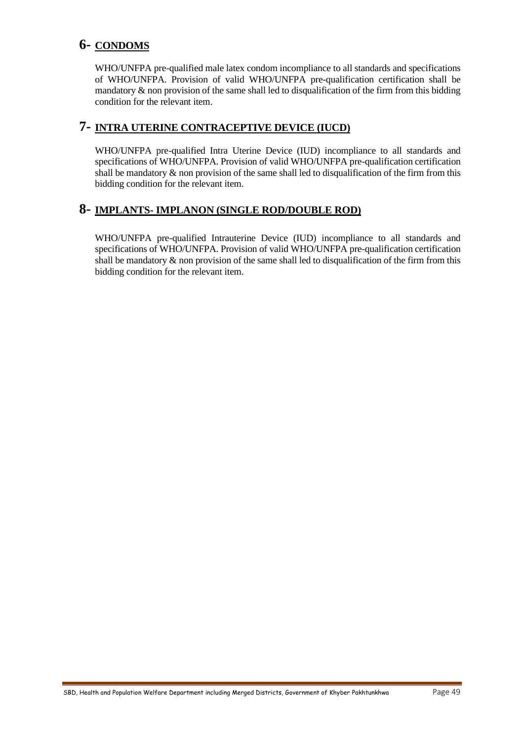## 6- CONDOMS

WHO/UNFPA pre-qualified male latex condom incompliance to all standards and specifications of WHO/UNFPA. Provision of valid WHO/UNFPA pre-qualification certification shall be mandatory & non provision of the same shall led to disqualification of the firm from this bidding condition for the relevant item.

## 7- INTRA UTERINE CONTRACEPTIVE DEVICE (IUCD)

WHO/UNFPA pre-qualified Intra Uterine Device (IUD) incompliance to all standards and specifications of WHO/UNFPA. Provision of valid WHO/UNFPA pre-qualification certification shall be mandatory & non provision of the same shall led to disqualification of the firm from this bidding condition for the relevant item.

## 8- IMPLANTS- IMPLANON (SINGLE ROD/DOUBLE ROD)

WHO/UNFPA pre-qualified Intrauterine Device (IUD) incompliance to all standards and specifications of WHO/UNFPA. Provision of valid WHO/UNFPA pre-qualification certification shall be mandatory & non provision of the same shall led to disqualification of the firm from this bidding condition for the relevant item.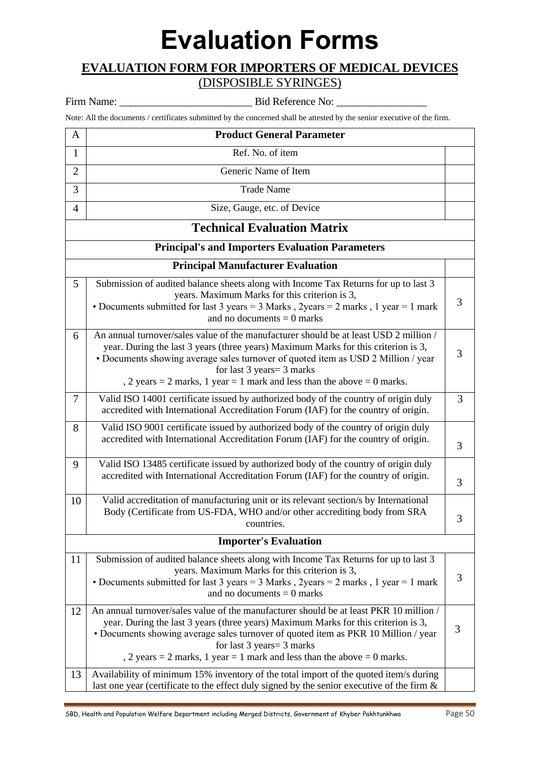# Evaluation Forms

## EVALUATION FORM FOR IMPORTERS OF MEDICAL DEVICES

(DISPOSIBLE SYRINGES)

Firm Name: ________________________ Bid Reference No: ________________

Note: All the documents / certificates submitted by the concerned shall be attested by the senior executive of the firm.

| A | Product General Parameter | |
|---|---|---|
| 1 | Ref. No. of item | |
| 2 | Generic Name of Item | |
| 3 | Trade Name | |
| 4 | Size, Gauge, etc. of Device | |
| | **Technical Evaluation Matrix** | |
| | **Principal's and Importers Evaluation Parameters** | |
| | **Principal Manufacturer Evaluation** | |
| 5 | Submission of audited balance sheets along with Income Tax Returns for up to last 3 years. Maximum Marks for this criterion is 3, • Documents submitted for last 3 years = 3 Marks , 2years = 2 marks , 1 year = 1 mark and no documents = 0 marks | 3 |
| 6 | An annual turnover/sales value of the manufacturer should be at least USD 2 million / year. During the last 3 years (three years) Maximum Marks for this criterion is 3, • Documents showing average sales turnover of quoted item as USD 2 Million / year for last 3 years= 3 marks , 2 years = 2 marks, 1 year = 1 mark and less than the above = 0 marks. | 3 |
| 7 | Valid ISO 14001 certificate issued by authorized body of the country of origin duly accredited with International Accreditation Forum (IAF) for the country of origin. | 3 |
| 8 | Valid ISO 9001 certificate issued by authorized body of the country of origin duly accredited with International Accreditation Forum (IAF) for the country of origin. | 3 |
| 9 | Valid ISO 13485 certificate issued by authorized body of the country of origin duly accredited with International Accreditation Forum (IAF) for the country of origin. | 3 |
| 10 | Valid accreditation of manufacturing unit or its relevant section/s by International Body (Certificate from US-FDA, WHO and/or other accrediting body from SRA countries. | 3 |
| | **Importer's Evaluation** | |
| 11 | Submission of audited balance sheets along with Income Tax Returns for up to last 3 years. Maximum Marks for this criterion is 3, • Documents submitted for last 3 years = 3 Marks , 2years = 2 marks , 1 year = 1 mark and no documents = 0 marks | 3 |
| 12 | An annual turnover/sales value of the manufacturer should be at least PKR 10 million / year. During the last 3 years (three years) Maximum Marks for this criterion is 3, • Documents showing average sales turnover of quoted item as PKR 10 Million / year for last 3 years= 3 marks , 2 years = 2 marks, 1 year = 1 mark and less than the above = 0 marks. | 3 |
| 13 | Availability of minimum 15% inventory of the total import of the quoted item/s during last one year (certificate to the effect duly signed by the senior executive of the firm & | |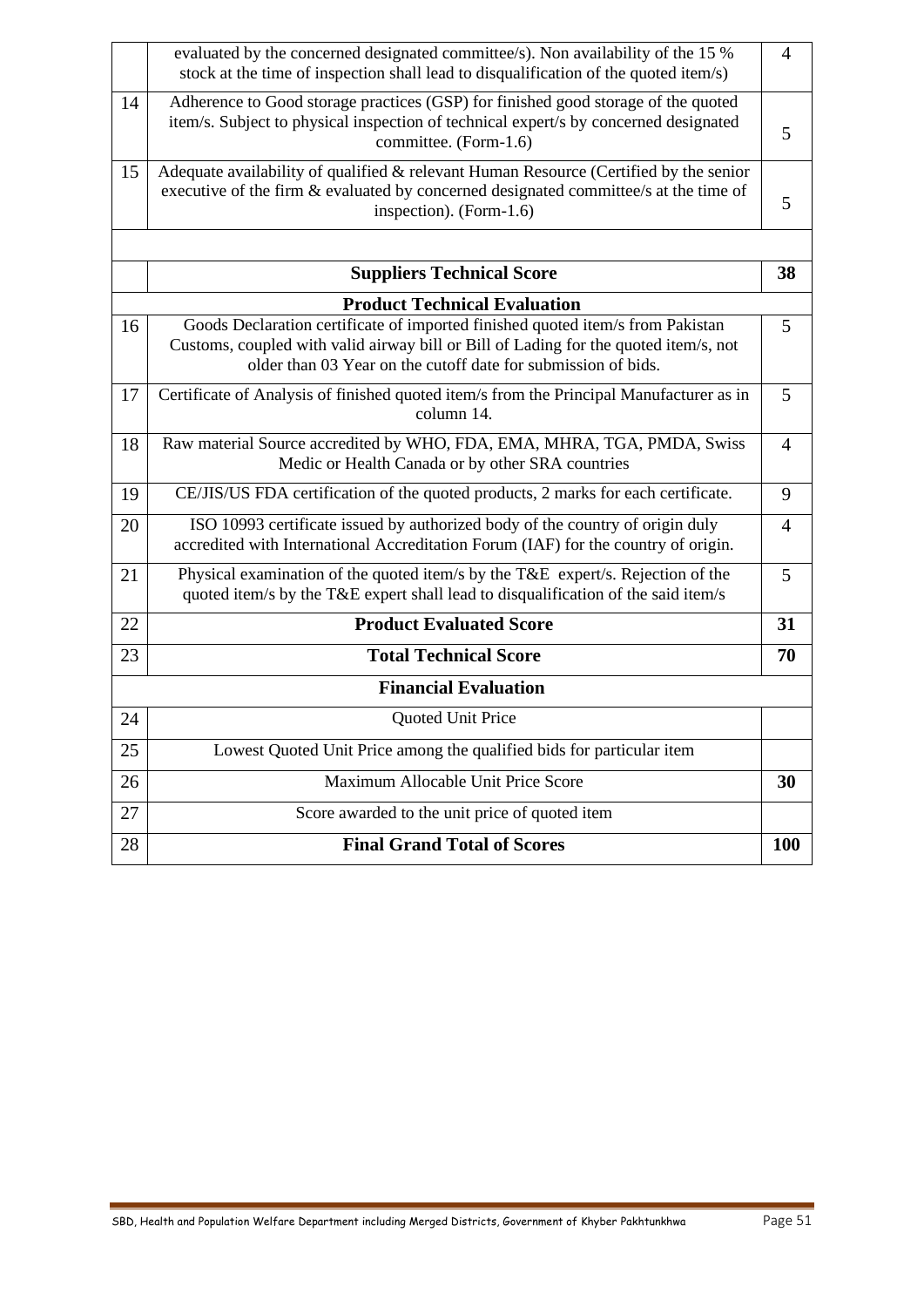| | | |
|---|---|---|
| | evaluated by the concerned designated committee/s). Non availability of the 15 % stock at the time of inspection shall lead to disqualification of the quoted item/s) | 4 |
| 14 | Adherence to Good storage practices (GSP) for finished good storage of the quoted item/s. Subject to physical inspection of technical expert/s by concerned designated committee. (Form-1.6) | 5 |
| 15 | Adequate availability of qualified & relevant Human Resource (Certified by the senior executive of the firm & evaluated by concerned designated committee/s at the time of inspection). (Form-1.6) | 5 |
| | | |
| | **Suppliers Technical Score** | **38** |
| | **Product Technical Evaluation** | |
| 16 | Goods Declaration certificate of imported finished quoted item/s from Pakistan Customs, coupled with valid airway bill or Bill of Lading for the quoted item/s, not older than 03 Year on the cutoff date for submission of bids. | 5 |
| 17 | Certificate of Analysis of finished quoted item/s from the Principal Manufacturer as in column 14. | 5 |
| 18 | Raw material Source accredited by WHO, FDA, EMA, MHRA, TGA, PMDA, Swiss Medic or Health Canada or by other SRA countries | 4 |
| 19 | CE/JIS/US FDA certification of the quoted products, 2 marks for each certificate. | 9 |
| 20 | ISO 10993 certificate issued by authorized body of the country of origin duly accredited with International Accreditation Forum (IAF) for the country of origin. | 4 |
| 21 | Physical examination of the quoted item/s by the T&E expert/s. Rejection of the quoted item/s by the T&E expert shall lead to disqualification of the said item/s | 5 |
| 22 | **Product Evaluated Score** | **31** |
| 23 | **Total Technical Score** | **70** |
| | **Financial Evaluation** | |
| 24 | Quoted Unit Price | |
| 25 | Lowest Quoted Unit Price among the qualified bids for particular item | |
| 26 | Maximum Allocable Unit Price Score | **30** |
| 27 | Score awarded to the unit price of quoted item | |
| 28 | **Final Grand Total of Scores** | **100** |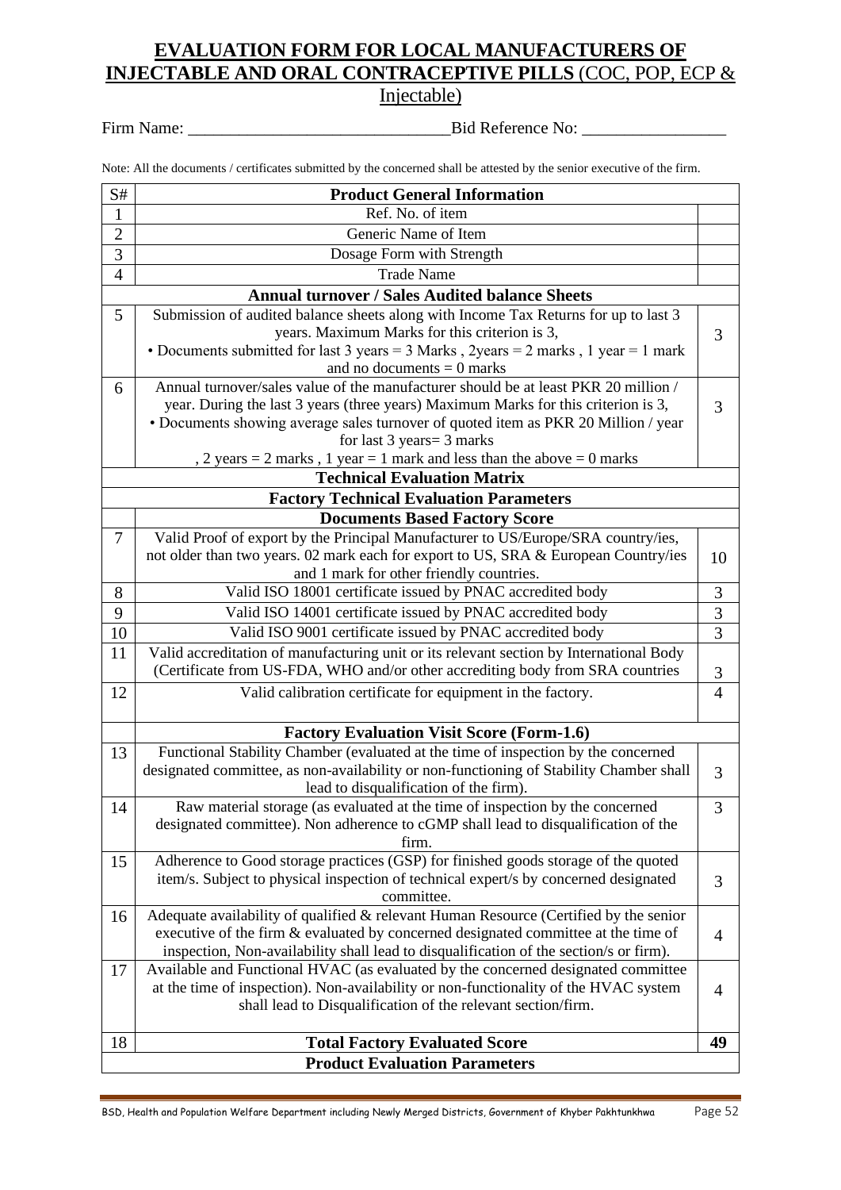## EVALUATION FORM FOR LOCAL MANUFACTURERS OF INJECTABLE AND ORAL CONTRACEPTIVE PILLS (COC, POP, ECP & Injectable)

Firm Name: ______________________________ Bid Reference No: ________________

Note: All the documents / certificates submitted by the concerned shall be attested by the senior executive of the firm.

| S# | Product General Information | |
|---|---|---|
| 1 | Ref. No. of item | |
| 2 | Generic Name of Item | |
| 3 | Dosage Form with Strength | |
| 4 | Trade Name | |
| | **Annual turnover / Sales Audited balance Sheets** | |
| 5 | Submission of audited balance sheets along with Income Tax Returns for up to last 3 years. Maximum Marks for this criterion is 3, • Documents submitted for last 3 years = 3 Marks , 2years = 2 marks , 1 year = 1 mark and no documents = 0 marks | 3 |
| 6 | Annual turnover/sales value of the manufacturer should be at least PKR 20 million / year. During the last 3 years (three years) Maximum Marks for this criterion is 3, • Documents showing average sales turnover of quoted item as PKR 20 Million / year for last 3 years= 3 marks , 2 years = 2 marks , 1 year = 1 mark and less than the above = 0 marks | 3 |
| | **Technical Evaluation Matrix** | |
| | **Factory Technical Evaluation Parameters** | |
| | **Documents Based Factory Score** | |
| 7 | Valid Proof of export by the Principal Manufacturer to US/Europe/SRA country/ies, not older than two years. 02 mark each for export to US, SRA & European Country/ies and 1 mark for other friendly countries. | 10 |
| 8 | Valid ISO 18001 certificate issued by PNAC accredited body | 3 |
| 9 | Valid ISO 14001 certificate issued by PNAC accredited body | 3 |
| 10 | Valid ISO 9001 certificate issued by PNAC accredited body | 3 |
| 11 | Valid accreditation of manufacturing unit or its relevant section by International Body (Certificate from US-FDA, WHO and/or other accrediting body from SRA countries | 3 |
| 12 | Valid calibration certificate for equipment in the factory. | 4 |
| | **Factory Evaluation Visit Score (Form-1.6)** | |
| 13 | Functional Stability Chamber (evaluated at the time of inspection by the concerned designated committee, as non-availability or non-functioning of Stability Chamber shall lead to disqualification of the firm). | 3 |
| 14 | Raw material storage (as evaluated at the time of inspection by the concerned designated committee). Non adherence to cGMP shall lead to disqualification of the firm. | 3 |
| 15 | Adherence to Good storage practices (GSP) for finished goods storage of the quoted item/s. Subject to physical inspection of technical expert/s by concerned designated committee. | 3 |
| 16 | Adequate availability of qualified & relevant Human Resource (Certified by the senior executive of the firm & evaluated by concerned designated committee at the time of inspection, Non-availability shall lead to disqualification of the section/s or firm). | 4 |
| 17 | Available and Functional HVAC (as evaluated by the concerned designated committee at the time of inspection). Non-availability or non-functionality of the HVAC system shall lead to Disqualification of the relevant section/firm. | 4 |
| 18 | **Total Factory Evaluated Score** | **49** |
| | **Product Evaluation Parameters** | |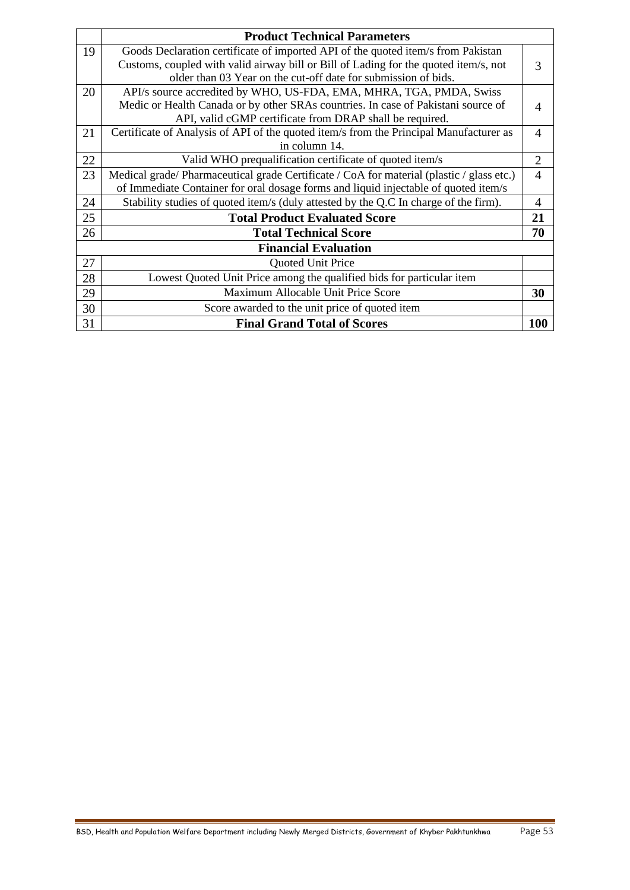| | Product Technical Parameters | |
|---|---|---|
| 19 | Goods Declaration certificate of imported API of the quoted item/s from Pakistan Customs, coupled with valid airway bill or Bill of Lading for the quoted item/s, not older than 03 Year on the cut-off date for submission of bids. | 3 |
| 20 | API/s source accredited by WHO, US-FDA, EMA, MHRA, TGA, PMDA, Swiss Medic or Health Canada or by other SRAs countries. In case of Pakistani source of API, valid cGMP certificate from DRAP shall be required. | 4 |
| 21 | Certificate of Analysis of API of the quoted item/s from the Principal Manufacturer as in column 14. | 4 |
| 22 | Valid WHO prequalification certificate of quoted item/s | 2 |
| 23 | Medical grade/ Pharmaceutical grade Certificate / CoA for material (plastic / glass etc.) of Immediate Container for oral dosage forms and liquid injectable of quoted item/s | 4 |
| 24 | Stability studies of quoted item/s (duly attested by the Q.C In charge of the firm). | 4 |
| 25 | **Total Product Evaluated Score** | **21** |
| 26 | **Total Technical Score** | **70** |
| | **Financial Evaluation** | |
| 27 | Quoted Unit Price | |
| 28 | Lowest Quoted Unit Price among the qualified bids for particular item | |
| 29 | Maximum Allocable Unit Price Score | **30** |
| 30 | Score awarded to the unit price of quoted item | |
| 31 | **Final Grand Total of Scores** | **100** |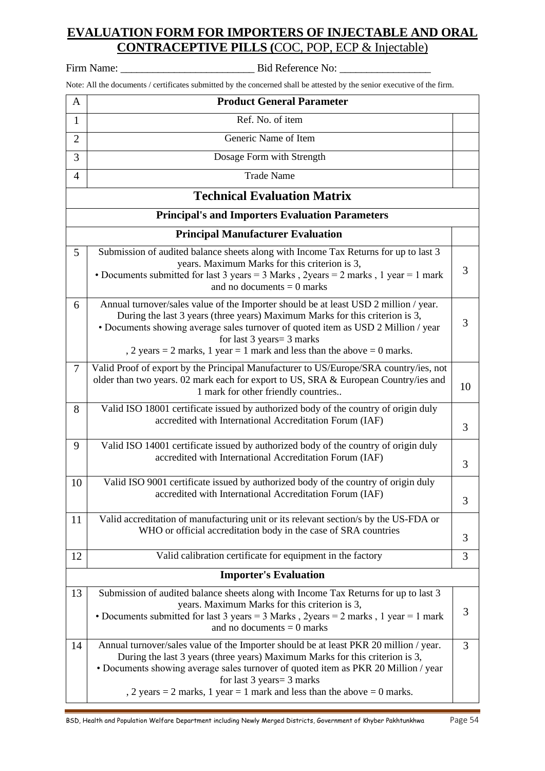# EVALUATION FORM FOR IMPORTERS OF INJECTABLE AND ORAL CONTRACEPTIVE PILLS (COC, POP, ECP & Injectable)

Firm Name: _________________________ Bid Reference No: _________________

Note: All the documents / certificates submitted by the concerned shall be attested by the senior executive of the firm.

| A | Product General Parameter | |
|---|---|---|
| 1 | Ref. No. of item | |
| 2 | Generic Name of Item | |
| 3 | Dosage Form with Strength | |
| 4 | Trade Name | |
| | **Technical Evaluation Matrix** | |
| | **Principal's and Importers Evaluation Parameters** | |
| | **Principal Manufacturer Evaluation** | |
| 5 | Submission of audited balance sheets along with Income Tax Returns for up to last 3 years. Maximum Marks for this criterion is 3, • Documents submitted for last 3 years = 3 Marks , 2years = 2 marks , 1 year = 1 mark and no documents = 0 marks | 3 |
| 6 | Annual turnover/sales value of the Importer should be at least USD 2 million / year. During the last 3 years (three years) Maximum Marks for this criterion is 3, • Documents showing average sales turnover of quoted item as USD 2 Million / year for last 3 years= 3 marks , 2 years = 2 marks, 1 year = 1 mark and less than the above = 0 marks. | 3 |
| 7 | Valid Proof of export by the Principal Manufacturer to US/Europe/SRA country/ies, not older than two years. 02 mark each for export to US, SRA & European Country/ies and 1 mark for other friendly countries.. | 10 |
| 8 | Valid ISO 18001 certificate issued by authorized body of the country of origin duly accredited with International Accreditation Forum (IAF) | 3 |
| 9 | Valid ISO 14001 certificate issued by authorized body of the country of origin duly accredited with International Accreditation Forum (IAF) | 3 |
| 10 | Valid ISO 9001 certificate issued by authorized body of the country of origin duly accredited with International Accreditation Forum (IAF) | 3 |
| 11 | Valid accreditation of manufacturing unit or its relevant section/s by the US-FDA or WHO or official accreditation body in the case of SRA countries | 3 |
| 12 | Valid calibration certificate for equipment in the factory | 3 |
| | **Importer's Evaluation** | |
| 13 | Submission of audited balance sheets along with Income Tax Returns for up to last 3 years. Maximum Marks for this criterion is 3, • Documents submitted for last 3 years = 3 Marks , 2years = 2 marks , 1 year = 1 mark and no documents = 0 marks | 3 |
| 14 | Annual turnover/sales value of the Importer should be at least PKR 20 million / year. During the last 3 years (three years) Maximum Marks for this criterion is 3, • Documents showing average sales turnover of quoted item as PKR 20 Million / year for last 3 years= 3 marks , 2 years = 2 marks, 1 year = 1 mark and less than the above = 0 marks. | 3 |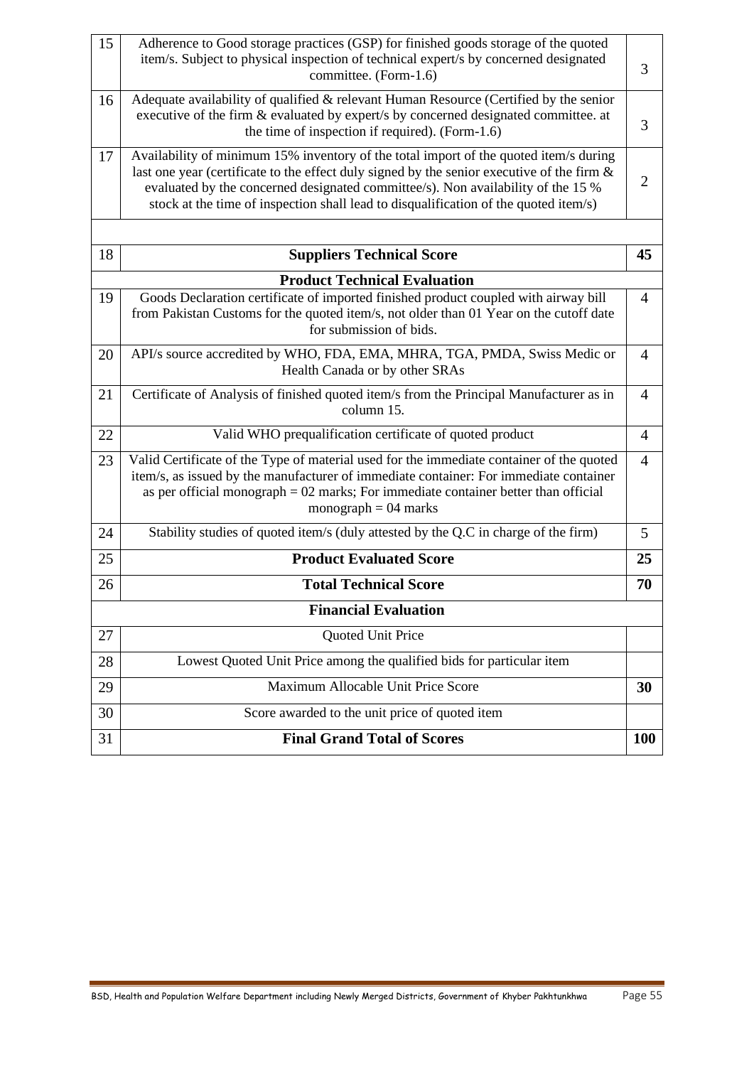| 15 | Adherence to Good storage practices (GSP) for finished goods storage of the quoted item/s. Subject to physical inspection of technical expert/s by concerned designated committee. (Form-1.6) | 3 |
|---|---|---|
| 16 | Adequate availability of qualified & relevant Human Resource (Certified by the senior executive of the firm & evaluated by expert/s by concerned designated committee. at the time of inspection if required). (Form-1.6) | 3 |
| 17 | Availability of minimum 15% inventory of the total import of the quoted item/s during last one year (certificate to the effect duly signed by the senior executive of the firm & evaluated by the concerned designated committee/s). Non availability of the 15 % stock at the time of inspection shall lead to disqualification of the quoted item/s) | 2 |
| | | |
| 18 | **Suppliers Technical Score** | **45** |
| | **Product Technical Evaluation** | |
| 19 | Goods Declaration certificate of imported finished product coupled with airway bill from Pakistan Customs for the quoted item/s, not older than 01 Year on the cutoff date for submission of bids. | 4 |
| 20 | API/s source accredited by WHO, FDA, EMA, MHRA, TGA, PMDA, Swiss Medic or Health Canada or by other SRAs | 4 |
| 21 | Certificate of Analysis of finished quoted item/s from the Principal Manufacturer as in column 15. | 4 |
| 22 | Valid WHO prequalification certificate of quoted product | 4 |
| 23 | Valid Certificate of the Type of material used for the immediate container of the quoted item/s, as issued by the manufacturer of immediate container: For immediate container as per official monograph = 02 marks; For immediate container better than official monograph = 04 marks | 4 |
| 24 | Stability studies of quoted item/s (duly attested by the Q.C in charge of the firm) | 5 |
| 25 | **Product Evaluated Score** | **25** |
| 26 | **Total Technical Score** | **70** |
| | **Financial Evaluation** | |
| 27 | Quoted Unit Price | |
| 28 | Lowest Quoted Unit Price among the qualified bids for particular item | |
| 29 | Maximum Allocable Unit Price Score | **30** |
| 30 | Score awarded to the unit price of quoted item | |
| 31 | **Final Grand Total of Scores** | **100** |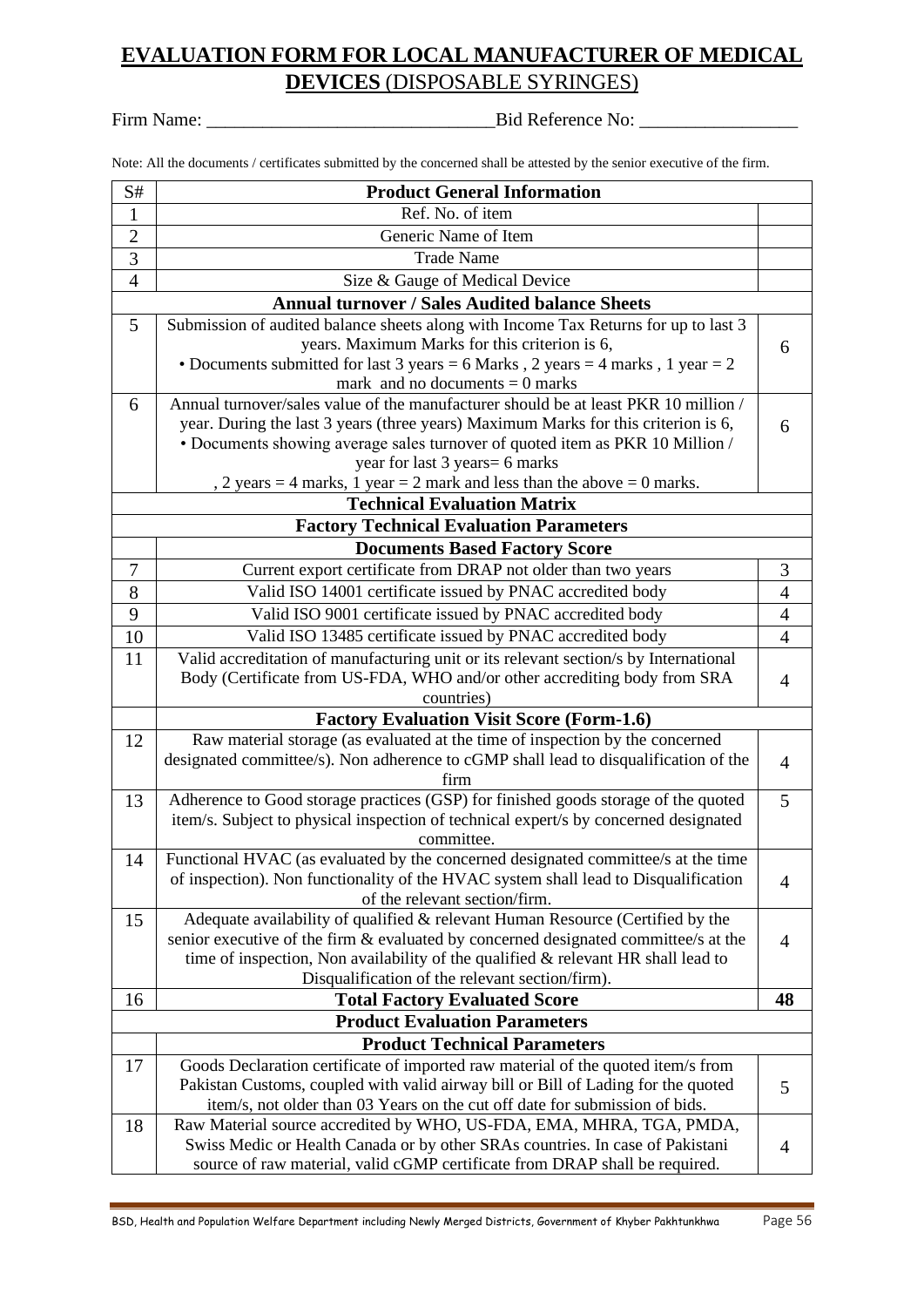# EVALUATION FORM FOR LOCAL MANUFACTURER OF MEDICAL DEVICES (DISPOSABLE SYRINGES)

Firm Name: ______________________________Bid Reference No: ________________

Note: All the documents / certificates submitted by the concerned shall be attested by the senior executive of the firm.

| S# | Product General Information | |
|---|---|---|
| 1 | Ref. No. of item | |
| 2 | Generic Name of Item | |
| 3 | Trade Name | |
| 4 | Size & Gauge of Medical Device | |
| | **Annual turnover / Sales Audited balance Sheets** | |
| 5 | Submission of audited balance sheets along with Income Tax Returns for up to last 3 years. Maximum Marks for this criterion is 6, • Documents submitted for last 3 years = 6 Marks , 2 years = 4 marks , 1 year = 2 mark and no documents = 0 marks | 6 |
| 6 | Annual turnover/sales value of the manufacturer should be at least PKR 10 million / year. During the last 3 years (three years) Maximum Marks for this criterion is 6, • Documents showing average sales turnover of quoted item as PKR 10 Million / year for last 3 years= 6 marks , 2 years = 4 marks, 1 year = 2 mark and less than the above = 0 marks. | 6 |
| | **Technical Evaluation Matrix** | |
| | **Factory Technical Evaluation Parameters** | |
| | **Documents Based Factory Score** | |
| 7 | Current export certificate from DRAP not older than two years | 3 |
| 8 | Valid ISO 14001 certificate issued by PNAC accredited body | 4 |
| 9 | Valid ISO 9001 certificate issued by PNAC accredited body | 4 |
| 10 | Valid ISO 13485 certificate issued by PNAC accredited body | 4 |
| 11 | Valid accreditation of manufacturing unit or its relevant section/s by International Body (Certificate from US-FDA, WHO and/or other accrediting body from SRA countries) | 4 |
| | **Factory Evaluation Visit Score (Form-1.6)** | |
| 12 | Raw material storage (as evaluated at the time of inspection by the concerned designated committee/s). Non adherence to cGMP shall lead to disqualification of the firm | 4 |
| 13 | Adherence to Good storage practices (GSP) for finished goods storage of the quoted item/s. Subject to physical inspection of technical expert/s by concerned designated committee. | 5 |
| 14 | Functional HVAC (as evaluated by the concerned designated committee/s at the time of inspection). Non functionality of the HVAC system shall lead to Disqualification of the relevant section/firm. | 4 |
| 15 | Adequate availability of qualified & relevant Human Resource (Certified by the senior executive of the firm & evaluated by concerned designated committee/s at the time of inspection, Non availability of the qualified & relevant HR shall lead to Disqualification of the relevant section/firm). | 4 |
| 16 | **Total Factory Evaluated Score** | **48** |
| | **Product Evaluation Parameters** | |
| | **Product Technical Parameters** | |
| 17 | Goods Declaration certificate of imported raw material of the quoted item/s from Pakistan Customs, coupled with valid airway bill or Bill of Lading for the quoted item/s, not older than 03 Years on the cut off date for submission of bids. | 5 |
| 18 | Raw Material source accredited by WHO, US-FDA, EMA, MHRA, TGA, PMDA, Swiss Medic or Health Canada or by other SRAs countries. In case of Pakistani source of raw material, valid cGMP certificate from DRAP shall be required. | 4 |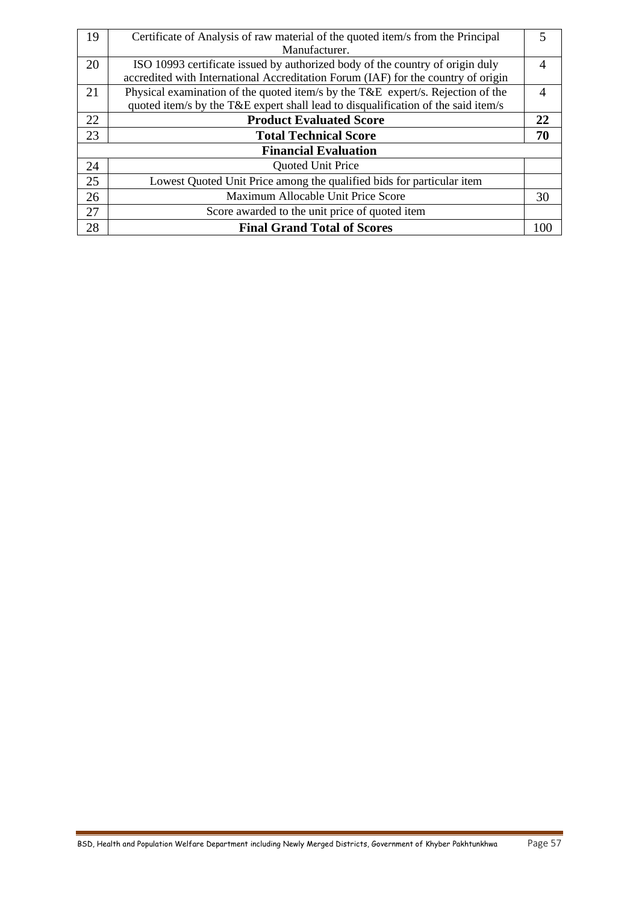| 19 | Certificate of Analysis of raw material of the quoted item/s from the Principal Manufacturer. | 5 |
|---|---|---|
| 20 | ISO 10993 certificate issued by authorized body of the country of origin duly accredited with International Accreditation Forum (IAF) for the country of origin | 4 |
| 21 | Physical examination of the quoted item/s by the T&E expert/s. Rejection of the quoted item/s by the T&E expert shall lead to disqualification of the said item/s | 4 |
| 22 | **Product Evaluated Score** | **22** |
| 23 | **Total Technical Score** | **70** |
| | **Financial Evaluation** | |
| 24 | Quoted Unit Price | |
| 25 | Lowest Quoted Unit Price among the qualified bids for particular item | |
| 26 | Maximum Allocable Unit Price Score | 30 |
| 27 | Score awarded to the unit price of quoted item | |
| 28 | **Final Grand Total of Scores** | 100 |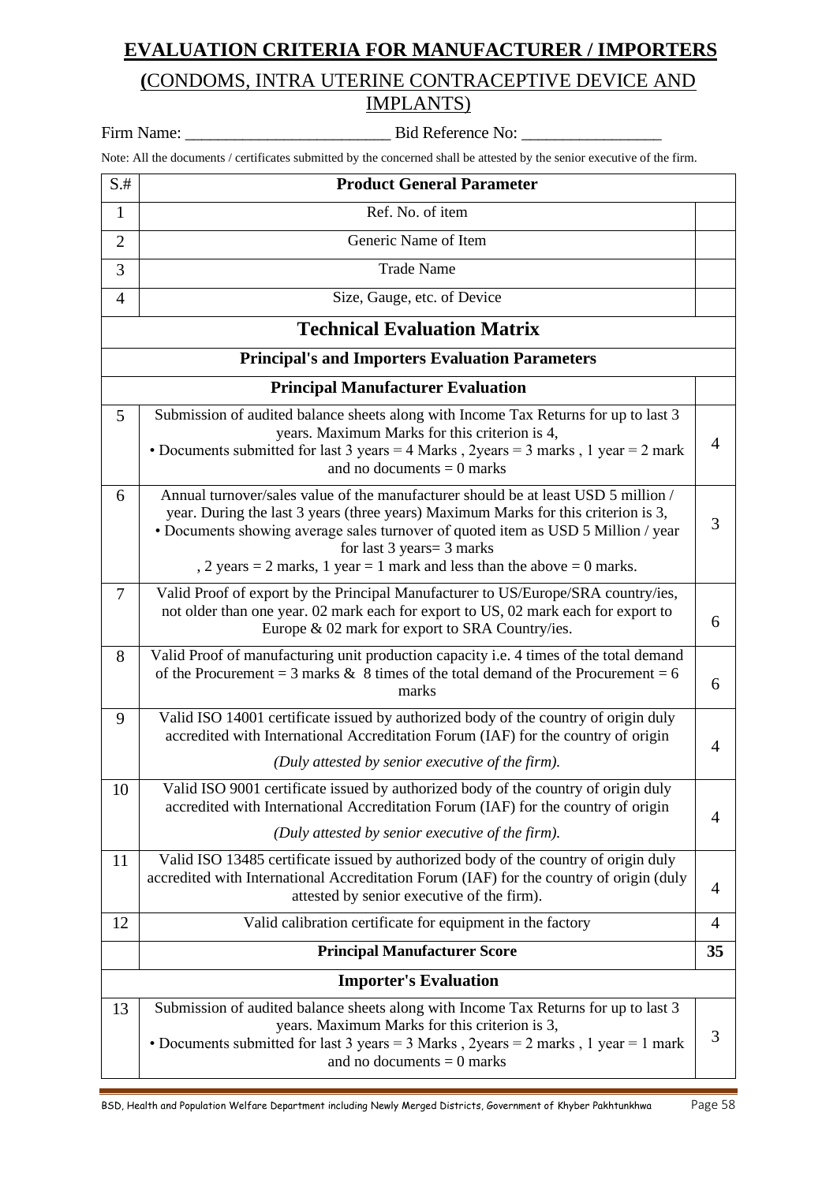# EVALUATION CRITERIA FOR MANUFACTURER / IMPORTERS

## (CONDOMS, INTRA UTERINE CONTRACEPTIVE DEVICE AND IMPLANTS)

Firm Name: ________________________ Bid Reference No: ________________

Note: All the documents / certificates submitted by the concerned shall be attested by the senior executive of the firm.

| S.# | Product General Parameter | |
|---|---|---|
| 1 | Ref. No. of item | |
| 2 | Generic Name of Item | |
| 3 | Trade Name | |
| 4 | Size, Gauge, etc. of Device | |
| | **Technical Evaluation Matrix** | |
| | **Principal's and Importers Evaluation Parameters** | |
| | **Principal Manufacturer Evaluation** | |
| 5 | Submission of audited balance sheets along with Income Tax Returns for up to last 3 years. Maximum Marks for this criterion is 4, • Documents submitted for last 3 years = 4 Marks , 2years = 3 marks , 1 year = 2 mark and no documents = 0 marks | 4 |
| 6 | Annual turnover/sales value of the manufacturer should be at least USD 5 million / year. During the last 3 years (three years) Maximum Marks for this criterion is 3, • Documents showing average sales turnover of quoted item as USD 5 Million / year for last 3 years= 3 marks , 2 years = 2 marks, 1 year = 1 mark and less than the above = 0 marks. | 3 |
| 7 | Valid Proof of export by the Principal Manufacturer to US/Europe/SRA country/ies, not older than one year. 02 mark each for export to US, 02 mark each for export to Europe & 02 mark for export to SRA Country/ies. | 6 |
| 8 | Valid Proof of manufacturing unit production capacity i.e. 4 times of the total demand of the Procurement = 3 marks & 8 times of the total demand of the Procurement = 6 marks | 6 |
| 9 | Valid ISO 14001 certificate issued by authorized body of the country of origin duly accredited with International Accreditation Forum (IAF) for the country of origin *(Duly attested by senior executive of the firm).* | 4 |
| 10 | Valid ISO 9001 certificate issued by authorized body of the country of origin duly accredited with International Accreditation Forum (IAF) for the country of origin *(Duly attested by senior executive of the firm).* | 4 |
| 11 | Valid ISO 13485 certificate issued by authorized body of the country of origin duly accredited with International Accreditation Forum (IAF) for the country of origin (duly attested by senior executive of the firm). | 4 |
| 12 | Valid calibration certificate for equipment in the factory | 4 |
| | **Principal Manufacturer Score** | **35** |
| | **Importer's Evaluation** | |
| 13 | Submission of audited balance sheets along with Income Tax Returns for up to last 3 years. Maximum Marks for this criterion is 3, • Documents submitted for last 3 years = 3 Marks , 2years = 2 marks , 1 year = 1 mark and no documents = 0 marks | 3 |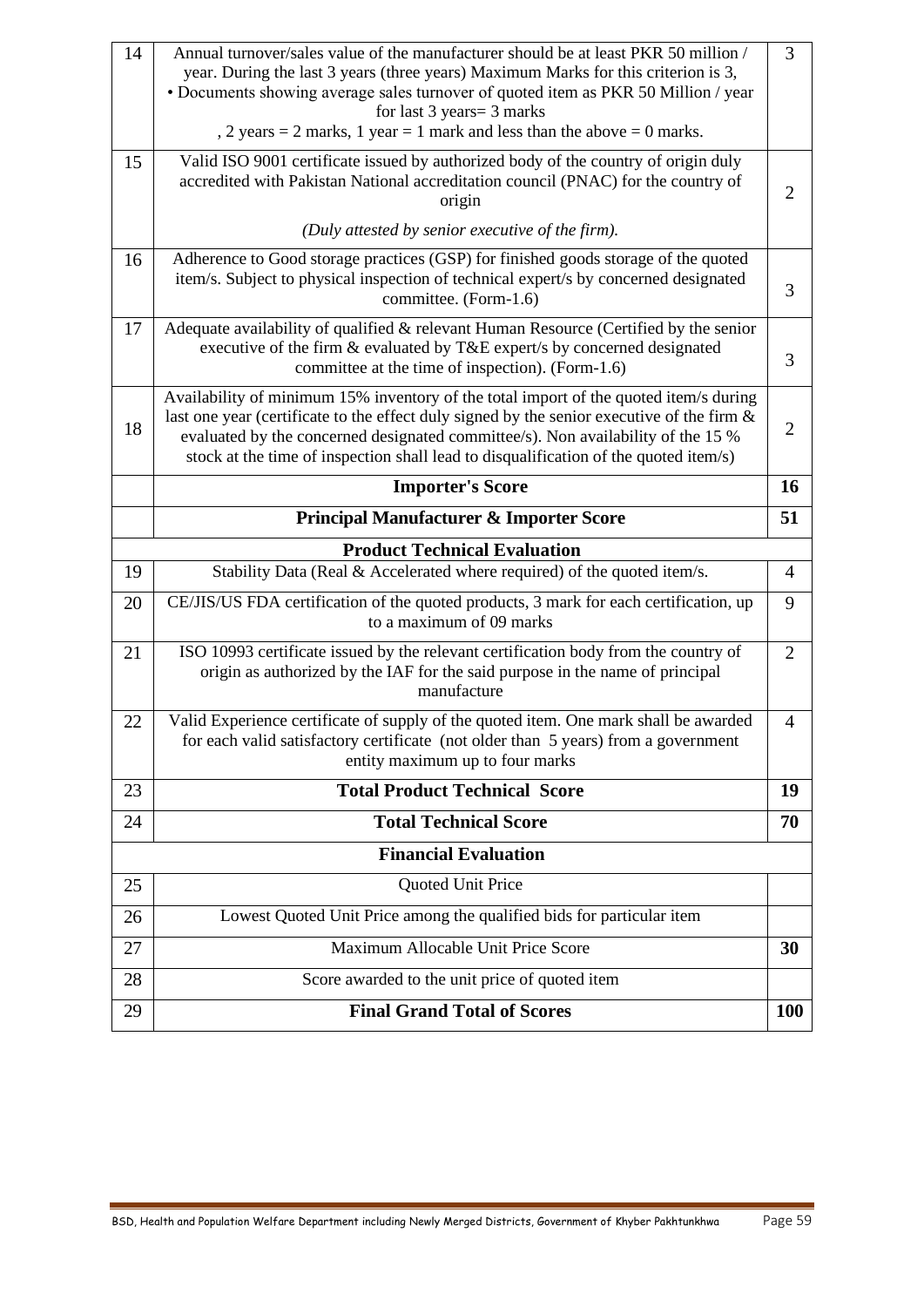| | | |
|---|---|---|
| 14 | Annual turnover/sales value of the manufacturer should be at least PKR 50 million / year. During the last 3 years (three years) Maximum Marks for this criterion is 3, • Documents showing average sales turnover of quoted item as PKR 50 Million / year for last 3 years= 3 marks , 2 years = 2 marks, 1 year = 1 mark and less than the above = 0 marks. | 3 |
| 15 | Valid ISO 9001 certificate issued by authorized body of the country of origin duly accredited with Pakistan National accreditation council (PNAC) for the country of origin *(Duly attested by senior executive of the firm).* | 2 |
| 16 | Adherence to Good storage practices (GSP) for finished goods storage of the quoted item/s. Subject to physical inspection of technical expert/s by concerned designated committee. (Form-1.6) | 3 |
| 17 | Adequate availability of qualified & relevant Human Resource (Certified by the senior executive of the firm & evaluated by T&E expert/s by concerned designated committee at the time of inspection). (Form-1.6) | 3 |
| 18 | Availability of minimum 15% inventory of the total import of the quoted item/s during last one year (certificate to the effect duly signed by the senior executive of the firm & evaluated by the concerned designated committee/s). Non availability of the 15 % stock at the time of inspection shall lead to disqualification of the quoted item/s) | 2 |
| | **Importer's Score** | **16** |
| | **Principal Manufacturer & Importer Score** | **51** |
| | **Product Technical Evaluation** | |
| 19 | Stability Data (Real & Accelerated where required) of the quoted item/s. | 4 |
| 20 | CE/JIS/US FDA certification of the quoted products, 3 mark for each certification, up to a maximum of 09 marks | 9 |
| 21 | ISO 10993 certificate issued by the relevant certification body from the country of origin as authorized by the IAF for the said purpose in the name of principal manufacture | 2 |
| 22 | Valid Experience certificate of supply of the quoted item. One mark shall be awarded for each valid satisfactory certificate (not older than 5 years) from a government entity maximum up to four marks | 4 |
| 23 | **Total Product Technical Score** | **19** |
| 24 | **Total Technical Score** | **70** |
| | **Financial Evaluation** | |
| 25 | Quoted Unit Price | |
| 26 | Lowest Quoted Unit Price among the qualified bids for particular item | |
| 27 | Maximum Allocable Unit Price Score | **30** |
| 28 | Score awarded to the unit price of quoted item | |
| 29 | **Final Grand Total of Scores** | **100** |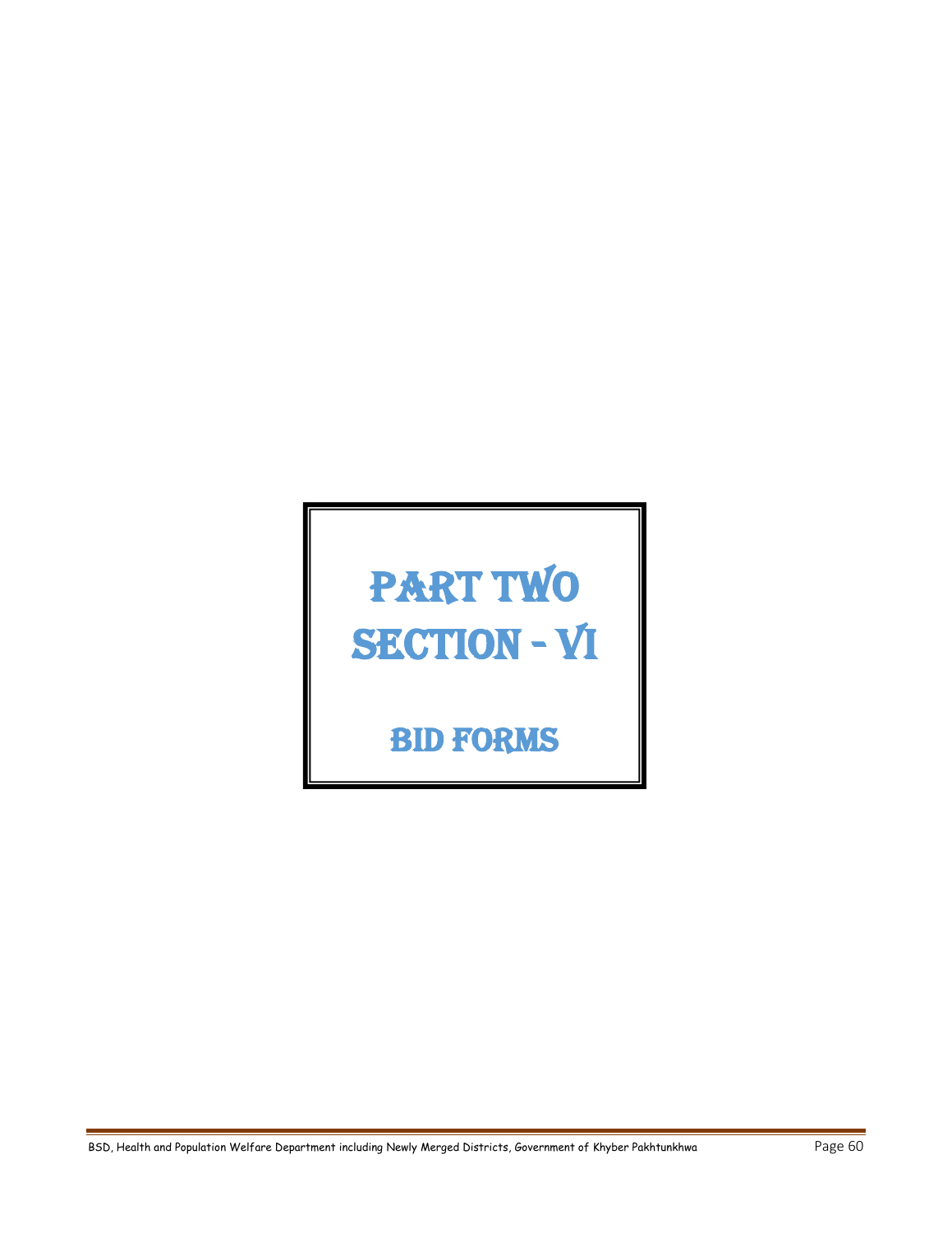# PART TWO

# SECTION - VI

## BID FORMS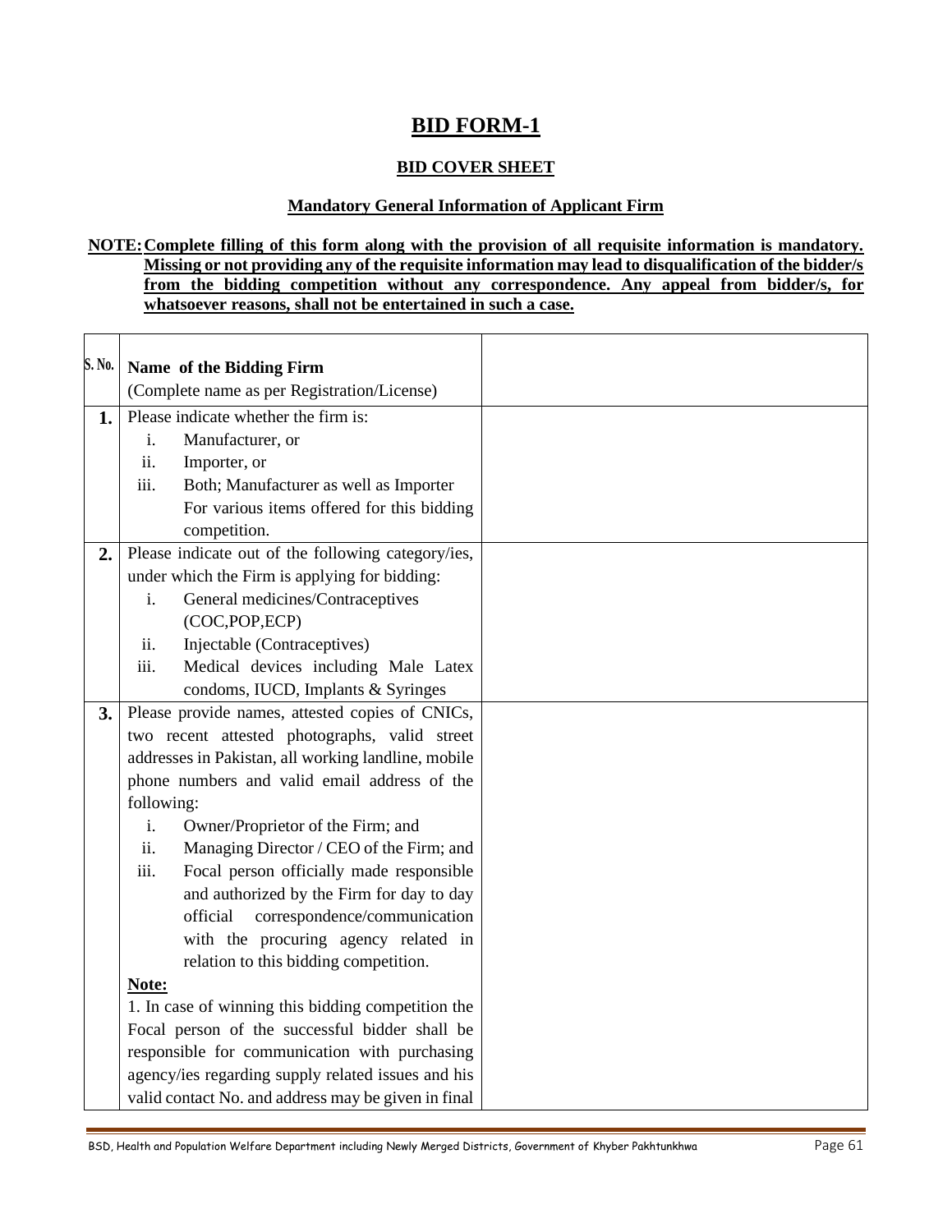# BID FORM-1

## BID COVER SHEET

### Mandatory General Information of Applicant Firm

**NOTE: Complete filling of this form along with the provision of all requisite information is mandatory. Missing or not providing any of the requisite information may lead to disqualification of the bidder/s from the bidding competition without any correspondence. Any appeal from bidder/s, for whatsoever reasons, shall not be entertained in such a case.**

| S. No. | **Name of the Bidding Firm**<br>(Complete name as per Registration/License) | |
|---|---|---|
| **1.** | Please indicate whether the firm is:<br>i. Manufacturer, or<br>ii. Importer, or<br>iii. Both; Manufacturer as well as Importer For various items offered for this bidding competition. | |
| **2.** | Please indicate out of the following category/ies, under which the Firm is applying for bidding:<br>i. General medicines/Contraceptives (COC,POP,ECP)<br>ii. Injectable (Contraceptives)<br>iii. Medical devices including Male Latex condoms, IUCD, Implants & Syringes | |
| **3.** | Please provide names, attested copies of CNICs, two recent attested photographs, valid street addresses in Pakistan, all working landline, mobile phone numbers and valid email address of the following:<br>i. Owner/Proprietor of the Firm; and<br>ii. Managing Director / CEO of the Firm; and<br>iii. Focal person officially made responsible and authorized by the Firm for day to day official correspondence/communication with the procuring agency related in relation to this bidding competition.<br>**Note:**<br>1. In case of winning this bidding competition the Focal person of the successful bidder shall be responsible for communication with purchasing agency/ies regarding supply related issues and his valid contact No. and address may be given in final | |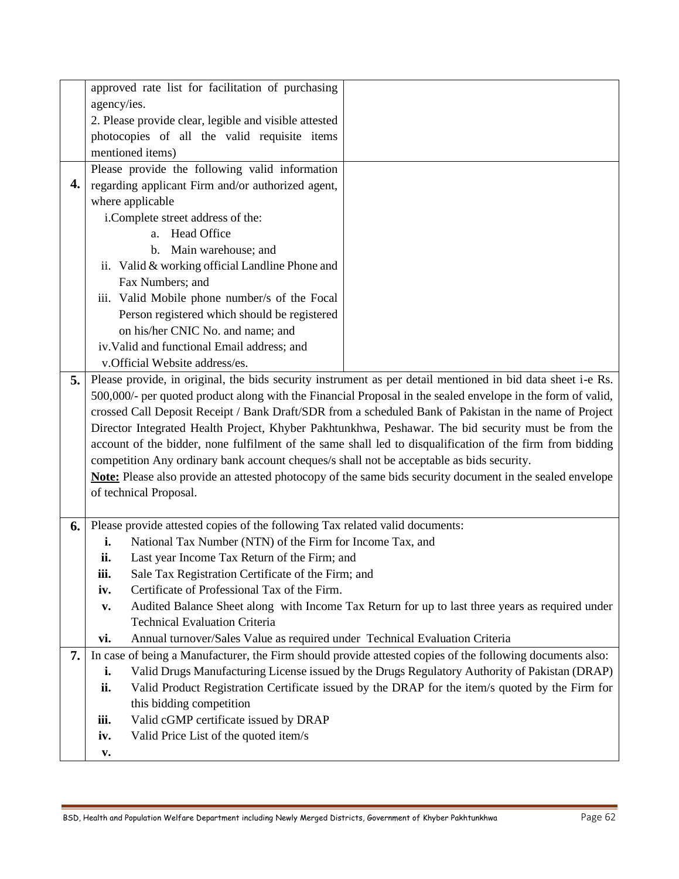| | | |
|---|---|---|
| | approved rate list for facilitation of purchasing agency/ies.<br>2. Please provide clear, legible and visible attested photocopies of all the valid requisite items mentioned items) | |
| **4.** | Please provide the following valid information regarding applicant Firm and/or authorized agent, where applicable<br>i. Complete street address of the:<br>a. Head Office<br>b. Main warehouse; and<br>ii. Valid & working official Landline Phone and Fax Numbers; and<br>iii. Valid Mobile phone number/s of the Focal Person registered which should be registered on his/her CNIC No. and name; and<br>iv. Valid and functional Email address; and<br>v. Official Website address/es. | |
| **5.** | Please provide, in original, the bids security instrument as per detail mentioned in bid data sheet i-e Rs. 500,000/- per quoted product along with the Financial Proposal in the sealed envelope in the form of valid, crossed Call Deposit Receipt / Bank Draft/SDR from a scheduled Bank of Pakistan in the name of Project Director Integrated Health Project, Khyber Pakhtunkhwa, Peshawar. The bid security must be from the account of the bidder, none fulfilment of the same shall led to disqualification of the firm from bidding competition Any ordinary bank account cheques/s shall not be acceptable as bids security.<br>**Note:** Please also provide an attested photocopy of the same bids security document in the sealed envelope of technical Proposal. | |
| **6.** | Please provide attested copies of the following Tax related valid documents:<br>**i.** National Tax Number (NTN) of the Firm for Income Tax, and<br>**ii.** Last year Income Tax Return of the Firm; and<br>**iii.** Sale Tax Registration Certificate of the Firm; and<br>**iv.** Certificate of Professional Tax of the Firm.<br>**v.** Audited Balance Sheet along with Income Tax Return for up to last three years as required under Technical Evaluation Criteria<br>**vi.** Annual turnover/Sales Value as required under Technical Evaluation Criteria | |
| **7.** | In case of being a Manufacturer, the Firm should provide attested copies of the following documents also:<br>**i.** Valid Drugs Manufacturing License issued by the Drugs Regulatory Authority of Pakistan (DRAP)<br>**ii.** Valid Product Registration Certificate issued by the DRAP for the item/s quoted by the Firm for this bidding competition<br>**iii.** Valid cGMP certificate issued by DRAP<br>**iv.** Valid Price List of the quoted item/s<br>**v.** | |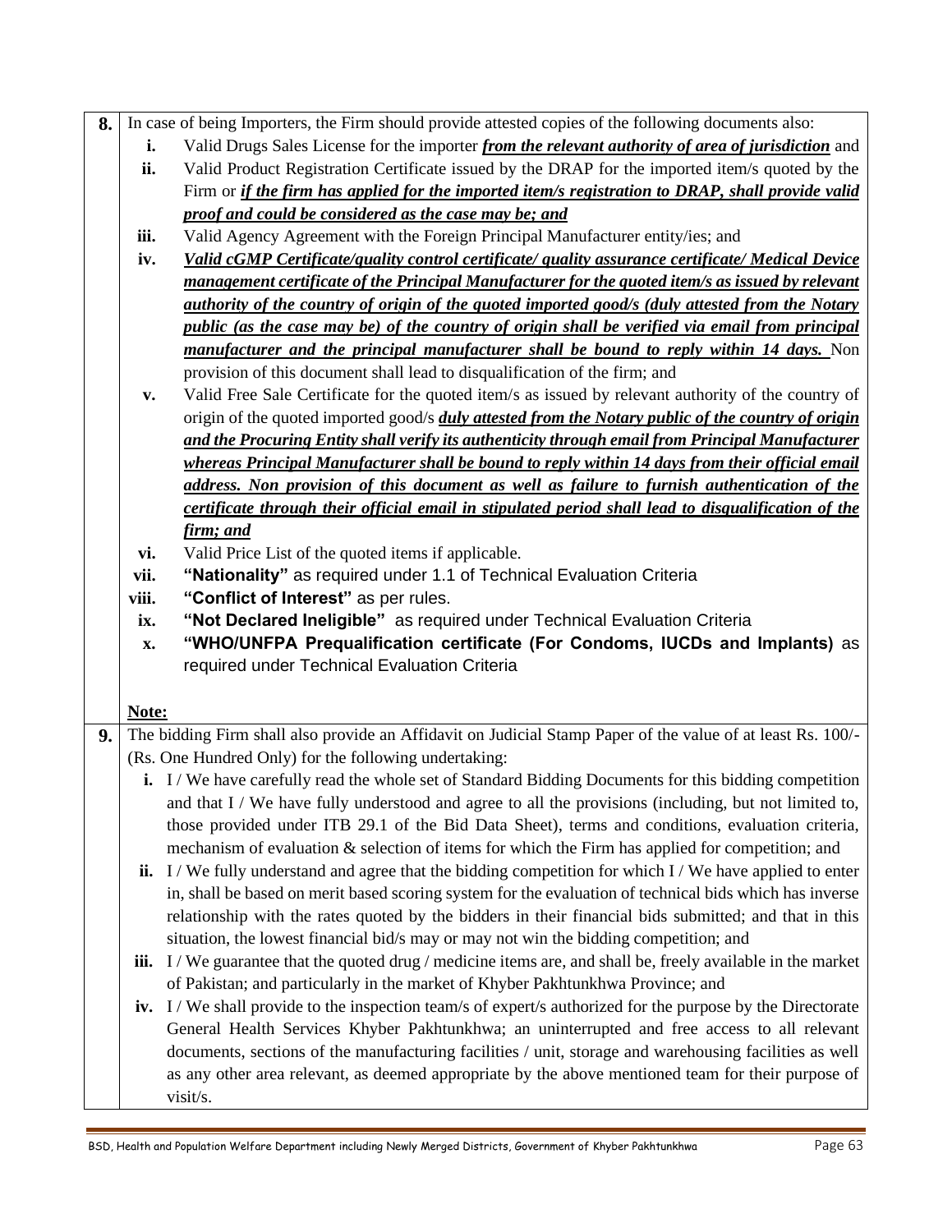| | |
|---|---|
| **8.** | In case of being Importers, the Firm should provide attested copies of the following documents also:<br>**i.** Valid Drugs Sales License for the importer ***from the relevant authority of area of jurisdiction*** and<br>**ii.** Valid Product Registration Certificate issued by the DRAP for the imported item/s quoted by the Firm or ***if the firm has applied for the imported item/s registration to DRAP, shall provide valid proof and could be considered as the case may be; and***<br>**iii.** Valid Agency Agreement with the Foreign Principal Manufacturer entity/ies; and<br>**iv.** ***Valid cGMP Certificate/quality control certificate/ quality assurance certificate/ Medical Device management certificate of the Principal Manufacturer for the quoted item/s as issued by relevant authority of the country of origin of the quoted imported good/s (duly attested from the Notary public (as the case may be) of the country of origin shall be verified via email from principal manufacturer and the principal manufacturer shall be bound to reply within 14 days.*** Non provision of this document shall lead to disqualification of the firm; and<br>**v.** Valid Free Sale Certificate for the quoted item/s as issued by relevant authority of the country of origin of the quoted imported good/s ***duly attested from the Notary public of the country of origin and the Procuring Entity shall verify its authenticity through email from Principal Manufacturer whereas Principal Manufacturer shall be bound to reply within 14 days from their official email address. Non provision of this document as well as failure to furnish authentication of the certificate through their official email in stipulated period shall lead to disqualification of the firm; and***<br>**vi.** Valid Price List of the quoted items if applicable.<br>**vii.** **"Nationality"** as required under 1.1 of Technical Evaluation Criteria<br>**viii.** **"Conflict of Interest"** as per rules.<br>**ix.** **"Not Declared Ineligible"** as required under Technical Evaluation Criteria<br>**x.** **"WHO/UNFPA Prequalification certificate (For Condoms, IUCDs and Implants)** as required under Technical Evaluation Criteria<br><br>**Note:** |
| **9.** | The bidding Firm shall also provide an Affidavit on Judicial Stamp Paper of the value of at least Rs. 100/- (Rs. One Hundred Only) for the following undertaking:<br>**i.** I / We have carefully read the whole set of Standard Bidding Documents for this bidding competition and that I / We have fully understood and agree to all the provisions (including, but not limited to, those provided under ITB 29.1 of the Bid Data Sheet), terms and conditions, evaluation criteria, mechanism of evaluation & selection of items for which the Firm has applied for competition; and<br>**ii.** I / We fully understand and agree that the bidding competition for which I / We have applied to enter in, shall be based on merit based scoring system for the evaluation of technical bids which has inverse relationship with the rates quoted by the bidders in their financial bids submitted; and that in this situation, the lowest financial bid/s may or may not win the bidding competition; and<br>**iii.** I / We guarantee that the quoted drug / medicine items are, and shall be, freely available in the market of Pakistan; and particularly in the market of Khyber Pakhtunkhwa Province; and<br>**iv.** I / We shall provide to the inspection team/s of expert/s authorized for the purpose by the Directorate General Health Services Khyber Pakhtunkhwa; an uninterrupted and free access to all relevant documents, sections of the manufacturing facilities / unit, storage and warehousing facilities as well as any other area relevant, as deemed appropriate by the above mentioned team for their purpose of visit/s. |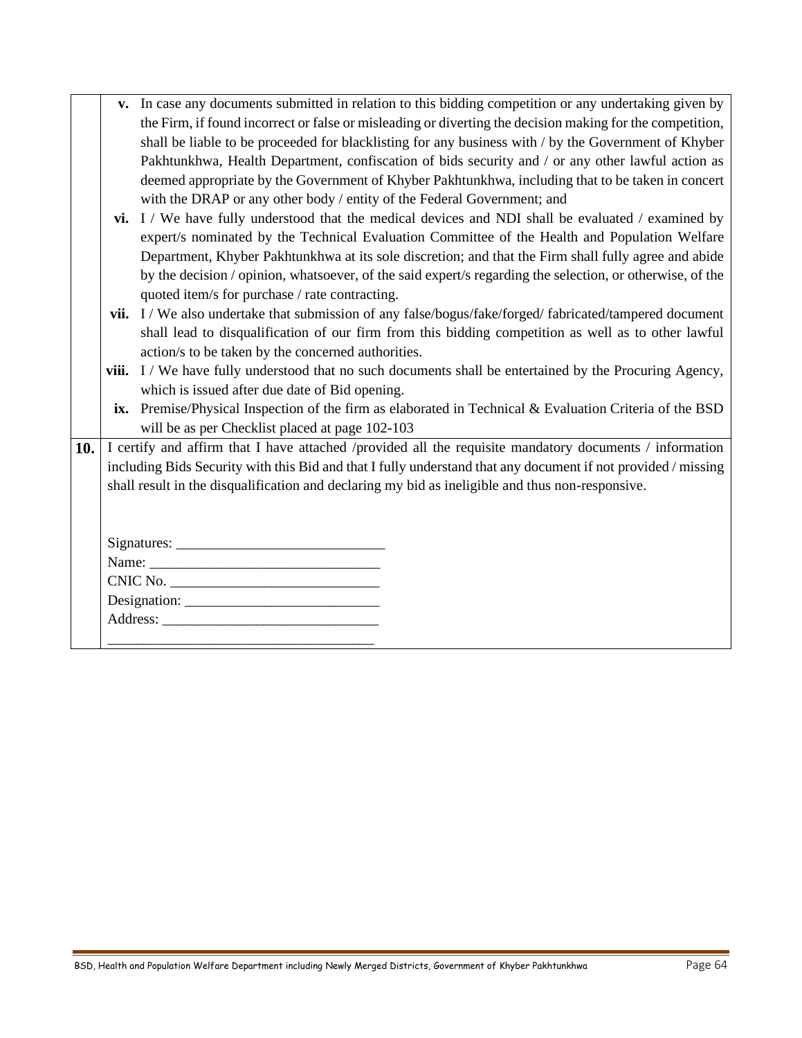| | |
|---|---|
| | **v.** In case any documents submitted in relation to this bidding competition or any undertaking given by the Firm, if found incorrect or false or misleading or diverting the decision making for the competition, shall be liable to be proceeded for blacklisting for any business with / by the Government of Khyber Pakhtunkhwa, Health Department, confiscation of bids security and / or any other lawful action as deemed appropriate by the Government of Khyber Pakhtunkhwa, including that to be taken in concert with the DRAP or any other body / entity of the Federal Government; and<br>**vi.** I / We have fully understood that the medical devices and NDI shall be evaluated / examined by expert/s nominated by the Technical Evaluation Committee of the Health and Population Welfare Department, Khyber Pakhtunkhwa at its sole discretion; and that the Firm shall fully agree and abide by the decision / opinion, whatsoever, of the said expert/s regarding the selection, or otherwise, of the quoted item/s for purchase / rate contracting.<br>**vii.** I / We also undertake that submission of any false/bogus/fake/forged/ fabricated/tampered document shall lead to disqualification of our firm from this bidding competition as well as to other lawful action/s to be taken by the concerned authorities.<br>**viii.** I / We have fully understood that no such documents shall be entertained by the Procuring Agency, which is issued after due date of Bid opening.<br>**ix.** Premise/Physical Inspection of the firm as elaborated in Technical & Evaluation Criteria of the BSD will be as per Checklist placed at page 102-103 |
| **10.** | I certify and affirm that I have attached /provided all the requisite mandatory documents / information including Bids Security with this Bid and that I fully understand that any document if not provided / missing shall result in the disqualification and declaring my bid as ineligible and thus non-responsive.<br><br>Signatures: ____________________________<br>Name: _______________________________<br>CNIC No. ____________________________<br>Designation: __________________________<br>Address: _____________________________<br>___________________________________ |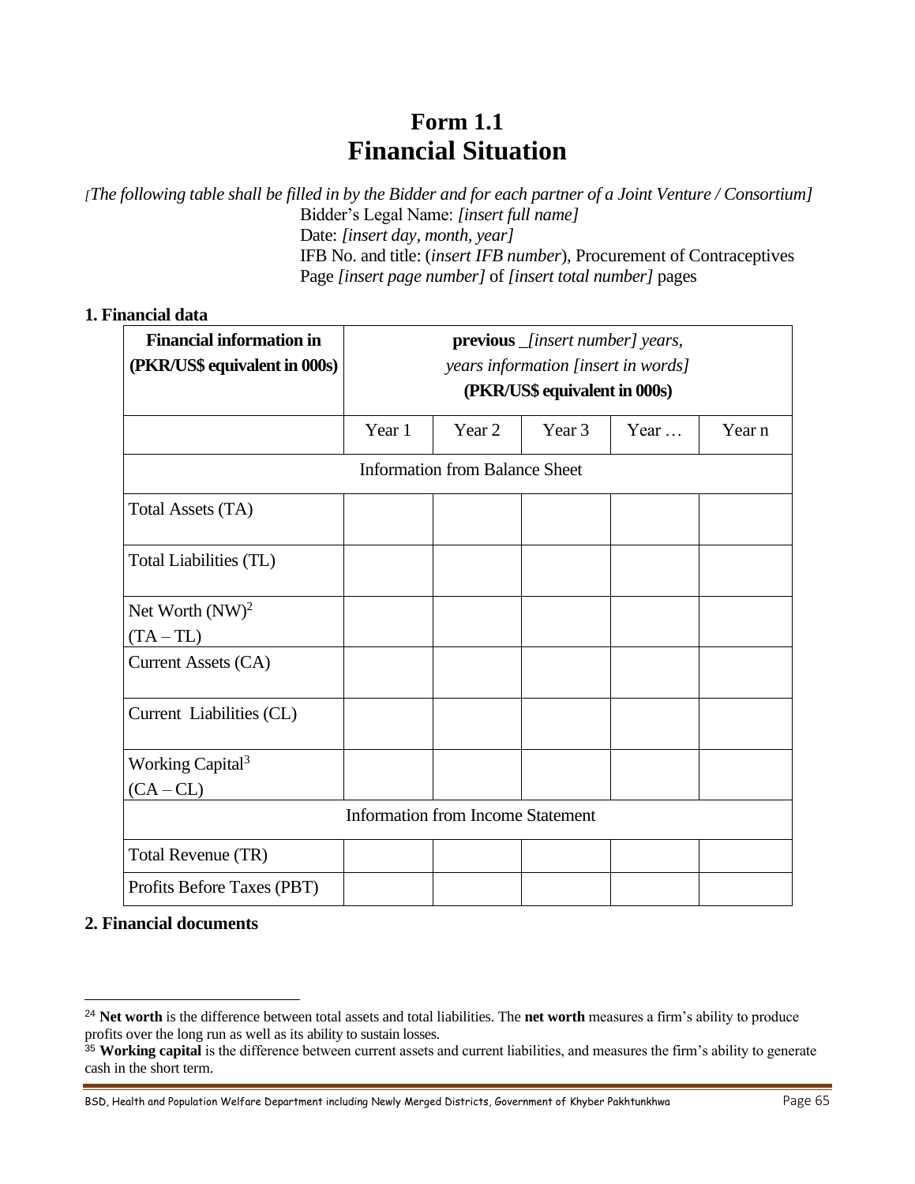# Form 1.1
# Financial Situation

*[The following table shall be filled in by the Bidder and for each partner of a Joint Venture / Consortium]*

Bidder's Legal Name: *[insert full name]*
Date: *[insert day, month, year]*
IFB No. and title: (*insert IFB number*), Procurement of Contraceptives
Page *[insert page number]* of *[insert total number]* pages

**1. Financial data**

| **Financial information in (PKR/US$ equivalent in 000s)** | **previous** _*[insert number] years, years information [insert in words]* **(PKR/US$ equivalent in 000s)** | | | | |
|---|---|---|---|---|---|
| | Year 1 | Year 2 | Year 3 | Year … | Year n |
| Information from Balance Sheet | | | | | |
| Total Assets (TA) | | | | | |
| Total Liabilities (TL) | | | | | |
| Net Worth (NW)[2] (TA – TL) | | | | | |
| Current Assets (CA) | | | | | |
| Current Liabilities (CL) | | | | | |
| Working Capital[3] (CA – CL) | | | | | |
| Information from Income Statement | | | | | |
| Total Revenue (TR) | | | | | |
| Profits Before Taxes (PBT) | | | | | |

**2. Financial documents**

---

[24] **Net worth** is the difference between total assets and total liabilities. The **net worth** measures a firm's ability to produce profits over the long run as well as its ability to sustain losses.

[35] **Working capital** is the difference between current assets and current liabilities, and measures the firm's ability to generate cash in the short term.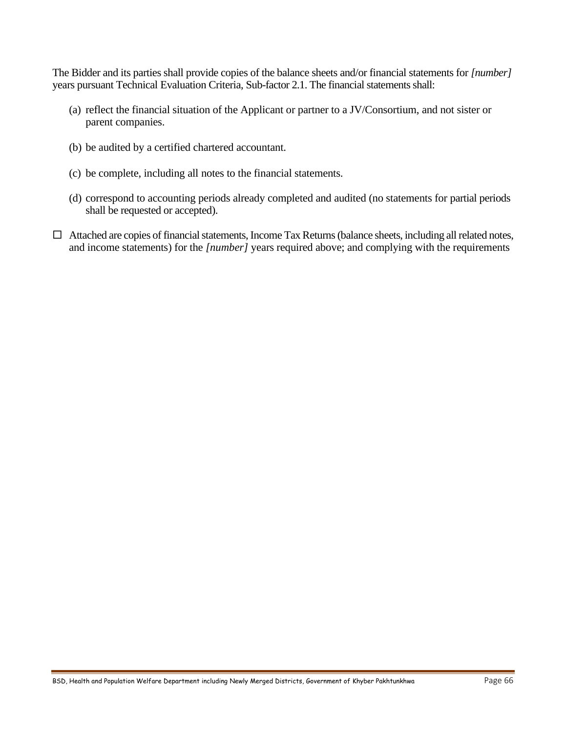The Bidder and its parties shall provide copies of the balance sheets and/or financial statements for *[number]* years pursuant Technical Evaluation Criteria, Sub-factor 2.1. The financial statements shall:

(a) reflect the financial situation of the Applicant or partner to a JV/Consortium, and not sister or parent companies.

(b) be audited by a certified chartered accountant.

(c) be complete, including all notes to the financial statements.

(d) correspond to accounting periods already completed and audited (no statements for partial periods shall be requested or accepted).

☐ Attached are copies of financial statements, Income Tax Returns (balance sheets, including all related notes, and income statements) for the *[number]* years required above; and complying with the requirements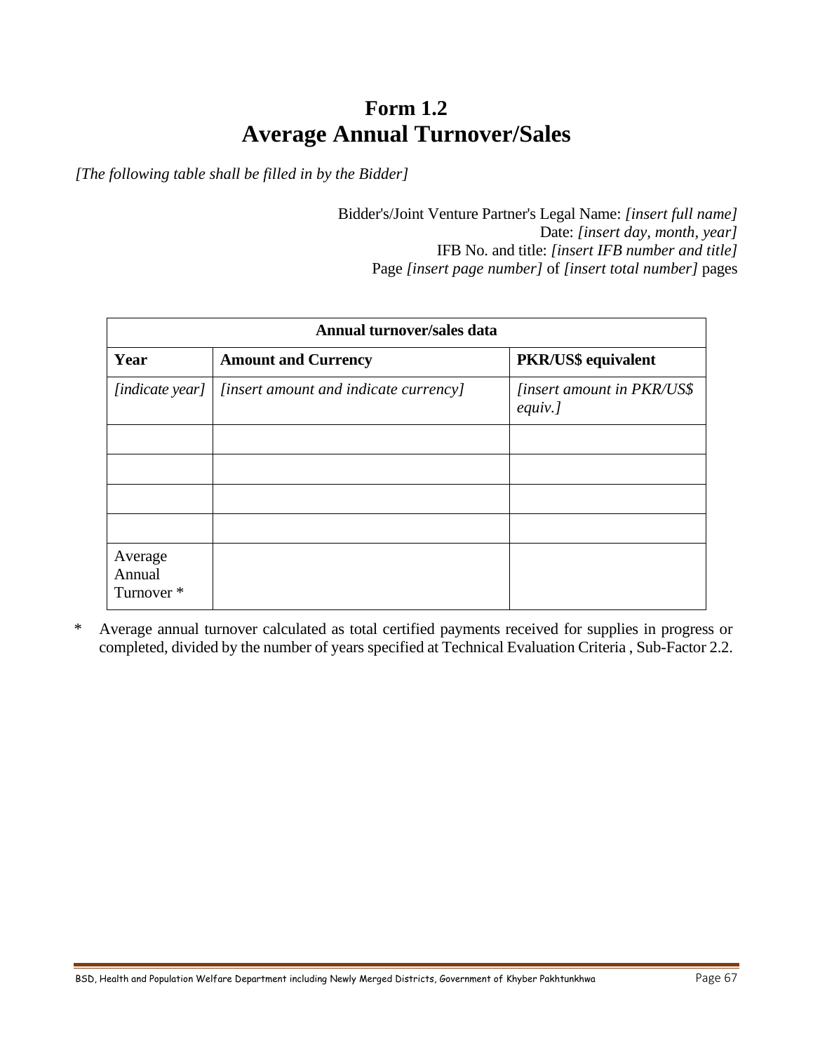# Form 1.2
# Average Annual Turnover/Sales

*[The following table shall be filled in by the Bidder]*

Bidder's/Joint Venture Partner's Legal Name: *[insert full name]*
Date: *[insert day, month, year]*
IFB No. and title: *[insert IFB number and title]*
Page *[insert page number]* of *[insert total number]* pages

| Annual turnover/sales data | | |
|---|---|---|
| **Year** | **Amount and Currency** | **PKR/US$ equivalent** |
| *[indicate year]* | *[insert amount and indicate currency]* | *[insert amount in PKR/US$ equiv.]* |
| | | |
| | | |
| | | |
| | | |
| Average Annual Turnover * | | |

\* Average annual turnover calculated as total certified payments received for supplies in progress or completed, divided by the number of years specified at Technical Evaluation Criteria , Sub-Factor 2.2.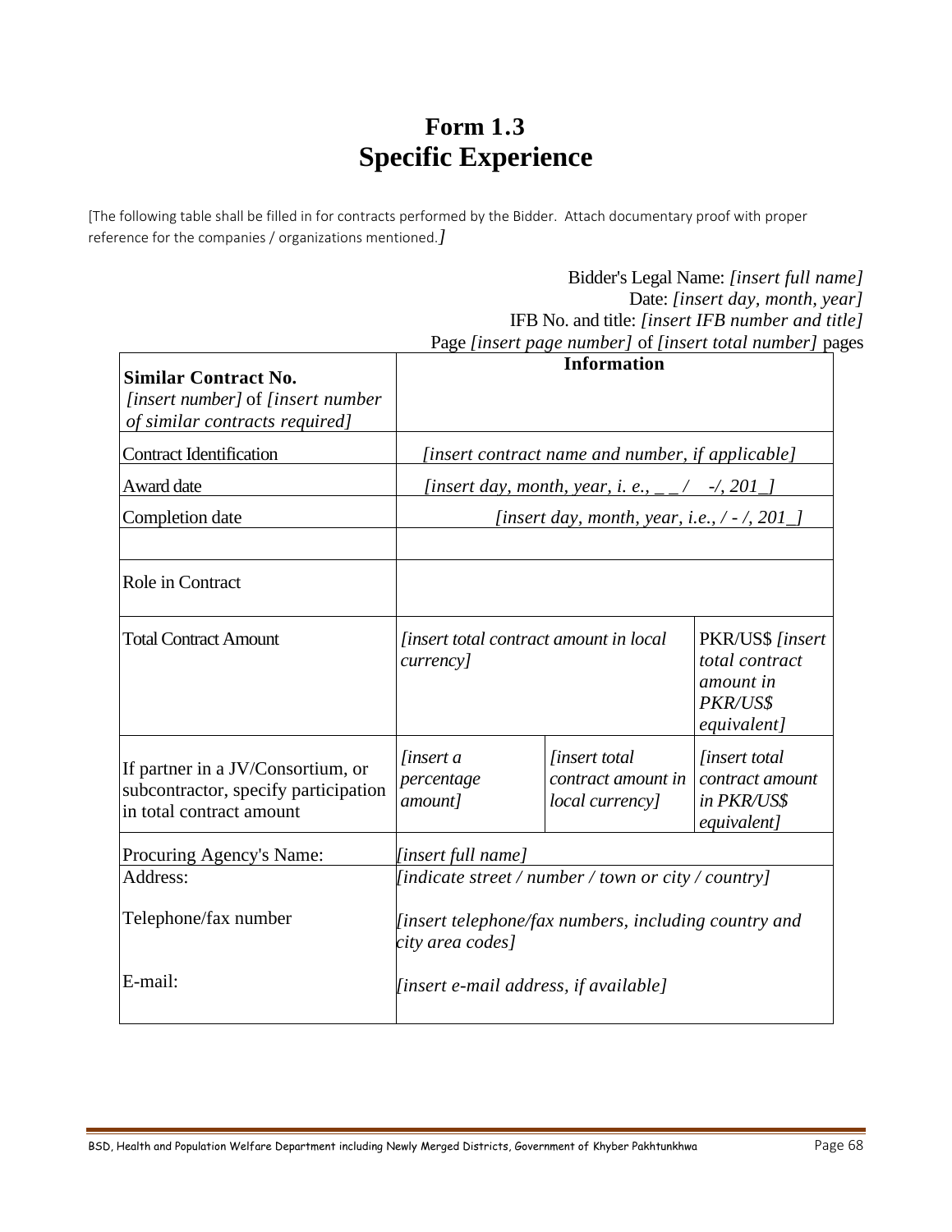# Form 1.3
# Specific Experience

[The following table shall be filled in for contracts performed by the Bidder. Attach documentary proof with proper reference for the companies / organizations mentioned.*]*

Bidder's Legal Name: *[insert full name]*
Date: *[insert day, month, year]*
IFB No. and title: *[insert IFB number and title]*
Page *[insert page number]* of *[insert total number]* pages

| **Similar Contract No.** *[insert number]* of *[insert number of similar contracts required]* | **Information** | | |
|---|---|---|---|
| Contract Identification | *[insert contract name and number, if applicable]* | | |
| Award date | *[insert day, month, year, i. e., _ _ / -/, 201_]* | | |
| Completion date | *[insert day, month, year, i.e., / - /, 201_]* | | |
| | | | |
| Role in Contract | | | |
| Total Contract Amount | *[insert total contract amount in local currency]* | | PKR/US$ *[insert total contract amount in PKR/US$ equivalent]* |
| If partner in a JV/Consortium, or subcontractor, specify participation in total contract amount | *[insert a percentage amount]* | *[insert total contract amount in local currency]* | *[insert total contract amount in PKR/US$ equivalent]* |
| Procuring Agency's Name: | *[insert full name]* | | |
| Address:<br><br>Telephone/fax number<br><br>E-mail: | *[indicate street / number / town or city / country]*<br><br>*[insert telephone/fax numbers, including country and city area codes]*<br><br>*[insert e-mail address, if available]* | | |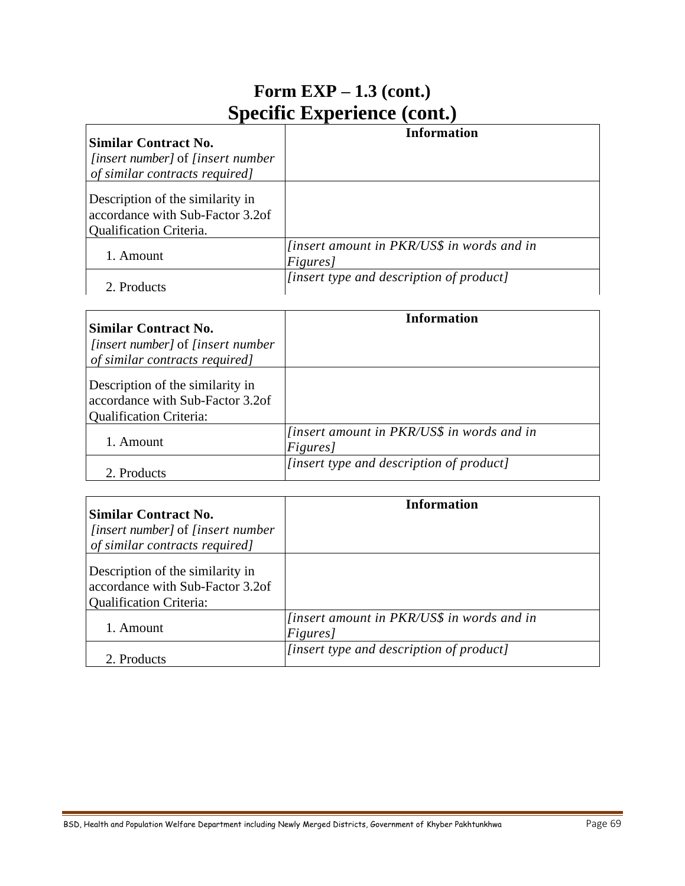# Form EXP – 1.3 (cont.)
## Specific Experience (cont.)

| **Similar Contract No.** *[insert number]* of *[insert number of similar contracts required]* | **Information** |
| --- | --- |
| Description of the similarity in accordance with Sub-Factor 3.2of Qualification Criteria. | |
| 1. Amount | *[insert amount in PKR/US$ in words and in Figures]* |
| 2. Products | *[insert type and description of product]* |

| **Similar Contract No.** *[insert number]* of *[insert number of similar contracts required]* | **Information** |
| --- | --- |
| Description of the similarity in accordance with Sub-Factor 3.2of Qualification Criteria: | |
| 1. Amount | *[insert amount in PKR/US$ in words and in Figures]* |
| 2. Products | *[insert type and description of product]* |

| **Similar Contract No.** *[insert number]* of *[insert number of similar contracts required]* | **Information** |
| --- | --- |
| Description of the similarity in accordance with Sub-Factor 3.2of Qualification Criteria: | |
| 1. Amount | *[insert amount in PKR/US$ in words and in Figures]* |
| 2. Products | *[insert type and description of product]* |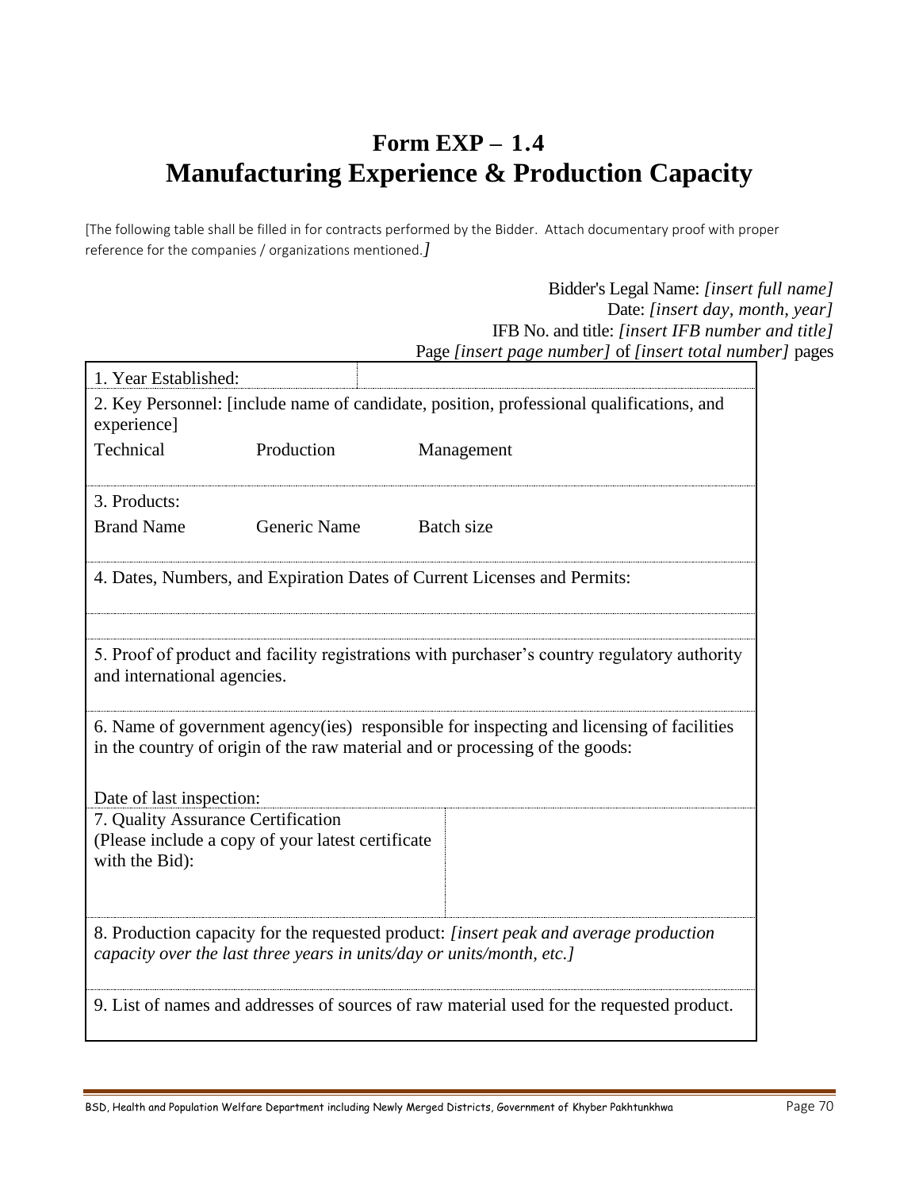# Form EXP – 1.4
# Manufacturing Experience & Production Capacity

[The following table shall be filled in for contracts performed by the Bidder. Attach documentary proof with proper reference for the companies / organizations mentioned.*]*

Bidder's Legal Name: *[insert full name]*
Date: *[insert day, month, year]*
IFB No. and title: *[insert IFB number and title]*
Page *[insert page number]* of *[insert total number]* pages

| | | |
|---|---|---|
| 1. Year Established: | | |
| 2. Key Personnel: [include name of candidate, position, professional qualifications, and experience] | | |
| Technical | Production | Management |
| 3. Products: | | |
| Brand Name | Generic Name | Batch size |
| 4. Dates, Numbers, and Expiration Dates of Current Licenses and Permits: | | |
| | | |
| 5. Proof of product and facility registrations with purchaser's country regulatory authority and international agencies. | | |
| 6. Name of government agency(ies) responsible for inspecting and licensing of facilities in the country of origin of the raw material and or processing of the goods:<br><br>Date of last inspection: | | |
| 7. Quality Assurance Certification (Please include a copy of your latest certificate with the Bid): | | |
| 8. Production capacity for the requested product: *[insert peak and average production capacity over the last three years in units/day or units/month, etc.]* | | |
| 9. List of names and addresses of sources of raw material used for the requested product. | | |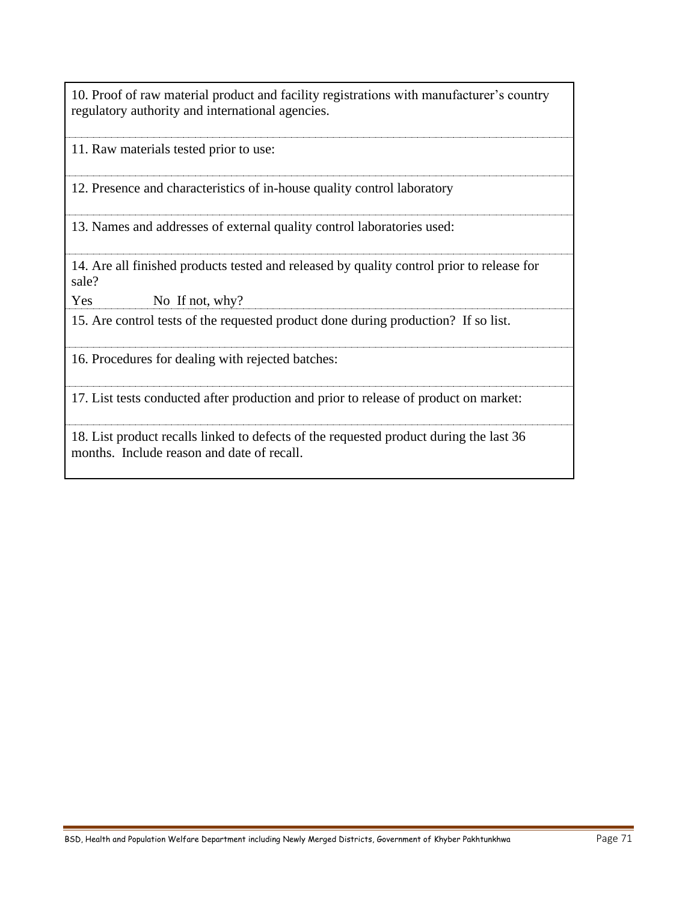| 10. Proof of raw material product and facility registrations with manufacturer's country regulatory authority and international agencies. |
|---|
| 11. Raw materials tested prior to use: |
| 12. Presence and characteristics of in-house quality control laboratory |
| 13. Names and addresses of external quality control laboratories used: |
| 14. Are all finished products tested and released by quality control prior to release for sale?<br>Yes No If not, why? |
| 15. Are control tests of the requested product done during production? If so list. |
| 16. Procedures for dealing with rejected batches: |
| 17. List tests conducted after production and prior to release of product on market: |
| 18. List product recalls linked to defects of the requested product during the last 36 months. Include reason and date of recall. |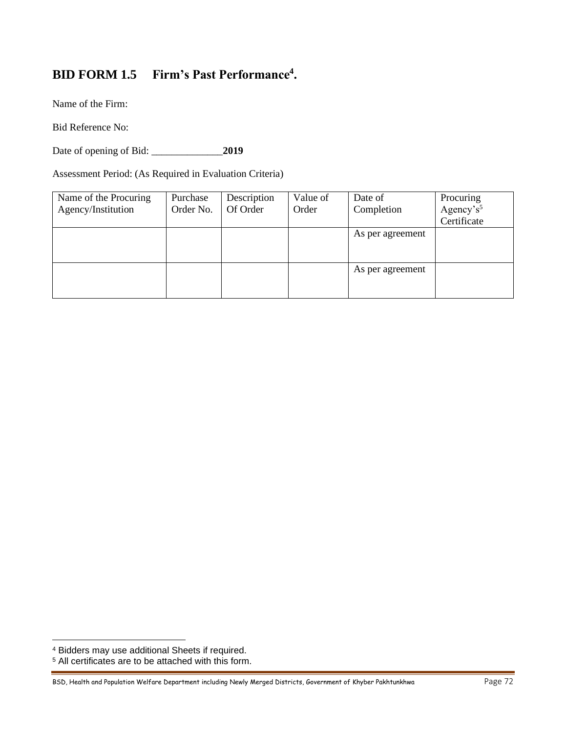## BID FORM 1.5 Firm's Past Performance[4].

Name of the Firm:

Bid Reference No:

Date of opening of Bid: ______________**2019**

Assessment Period: (As Required in Evaluation Criteria)

| Name of the Procuring Agency/Institution | Purchase Order No. | Description Of Order | Value of Order | Date of Completion | Procuring Agency's[5] Certificate |
|---|---|---|---|---|---|
| | | | | As per agreement | |
| | | | | As per agreement | |

[4] Bidders may use additional Sheets if required.

[5] All certificates are to be attached with this form.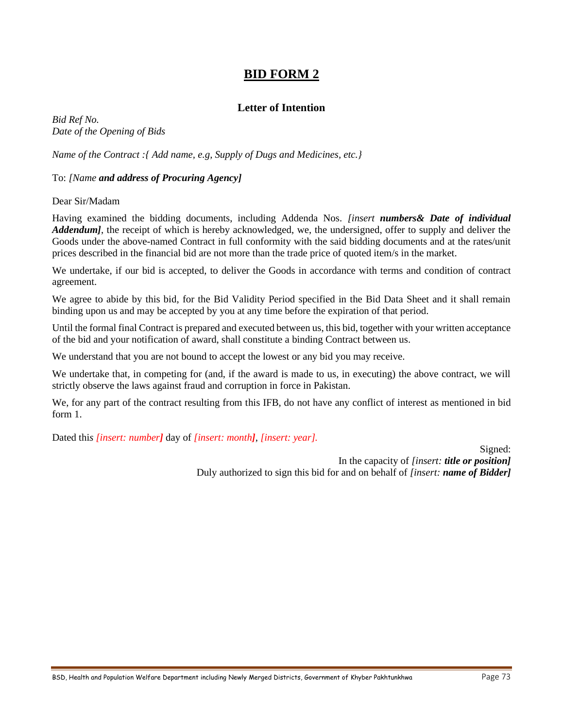# BID FORM 2

### Letter of Intention

*Bid Ref No.*
*Date of the Opening of Bids*

*Name of the Contract :{ Add name, e.g, Supply of Dugs and Medicines, etc.}*

To: *[Name **and address of Procuring Agency]***

Dear Sir/Madam

Having examined the bidding documents, including Addenda Nos. *[insert **numbers& Date of individual Addendum]***, the receipt of which is hereby acknowledged, we, the undersigned, offer to supply and deliver the Goods under the above-named Contract in full conformity with the said bidding documents and at the rates/unit prices described in the financial bid are not more than the trade price of quoted item/s in the market.

We undertake, if our bid is accepted, to deliver the Goods in accordance with terms and condition of contract agreement.

We agree to abide by this bid, for the Bid Validity Period specified in the Bid Data Sheet and it shall remain binding upon us and may be accepted by you at any time before the expiration of that period.

Until the formal final Contract is prepared and executed between us, this bid, together with your written acceptance of the bid and your notification of award, shall constitute a binding Contract between us.

We understand that you are not bound to accept the lowest or any bid you may receive.

We undertake that, in competing for (and, if the award is made to us, in executing) the above contract, we will strictly observe the laws against fraud and corruption in force in Pakistan.

We, for any part of the contract resulting from this IFB, do not have any conflict of interest as mentioned in bid form 1.

Dated this *[insert: number]* day of *[insert: month]*, *[insert: year]*.

Signed:
In the capacity of *[insert: **title or position]***
Duly authorized to sign this bid for and on behalf of *[insert: **name of Bidder]***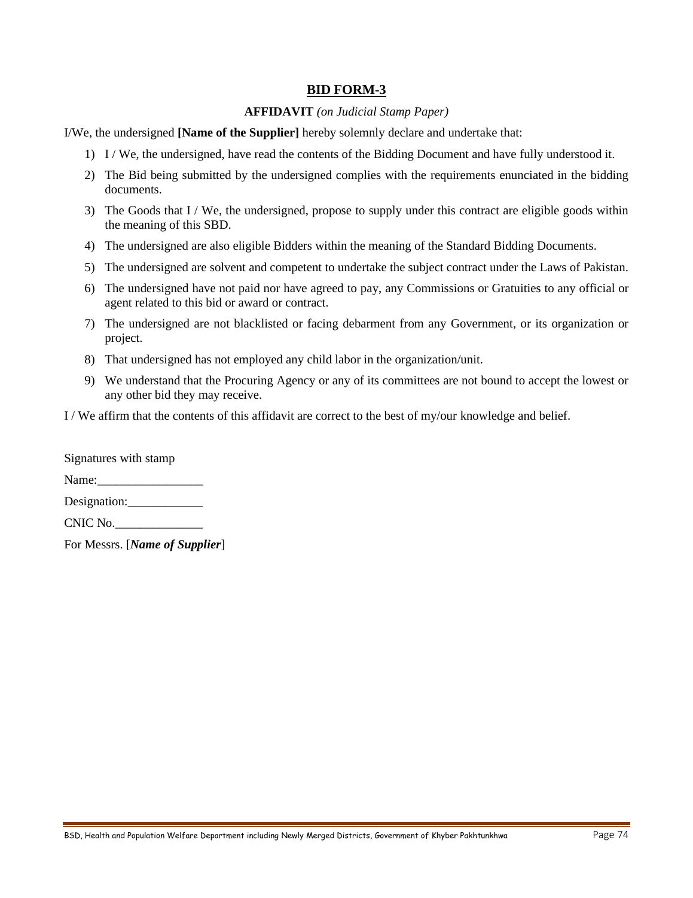## BID FORM-3

**AFFIDAVIT** *(on Judicial Stamp Paper)*

I/We, the undersigned **[Name of the Supplier]** hereby solemnly declare and undertake that:

1) I / We, the undersigned, have read the contents of the Bidding Document and have fully understood it.
2) The Bid being submitted by the undersigned complies with the requirements enunciated in the bidding documents.
3) The Goods that I / We, the undersigned, propose to supply under this contract are eligible goods within the meaning of this SBD.
4) The undersigned are also eligible Bidders within the meaning of the Standard Bidding Documents.
5) The undersigned are solvent and competent to undertake the subject contract under the Laws of Pakistan.
6) The undersigned have not paid nor have agreed to pay, any Commissions or Gratuities to any official or agent related to this bid or award or contract.
7) The undersigned are not blacklisted or facing debarment from any Government, or its organization or project.
8) That undersigned has not employed any child labor in the organization/unit.
9) We understand that the Procuring Agency or any of its committees are not bound to accept the lowest or any other bid they may receive.

I / We affirm that the contents of this affidavit are correct to the best of my/our knowledge and belief.

Signatures with stamp

Name:_________________

Designation:____________

CNIC No.______________

For Messrs. [***Name of Supplier***]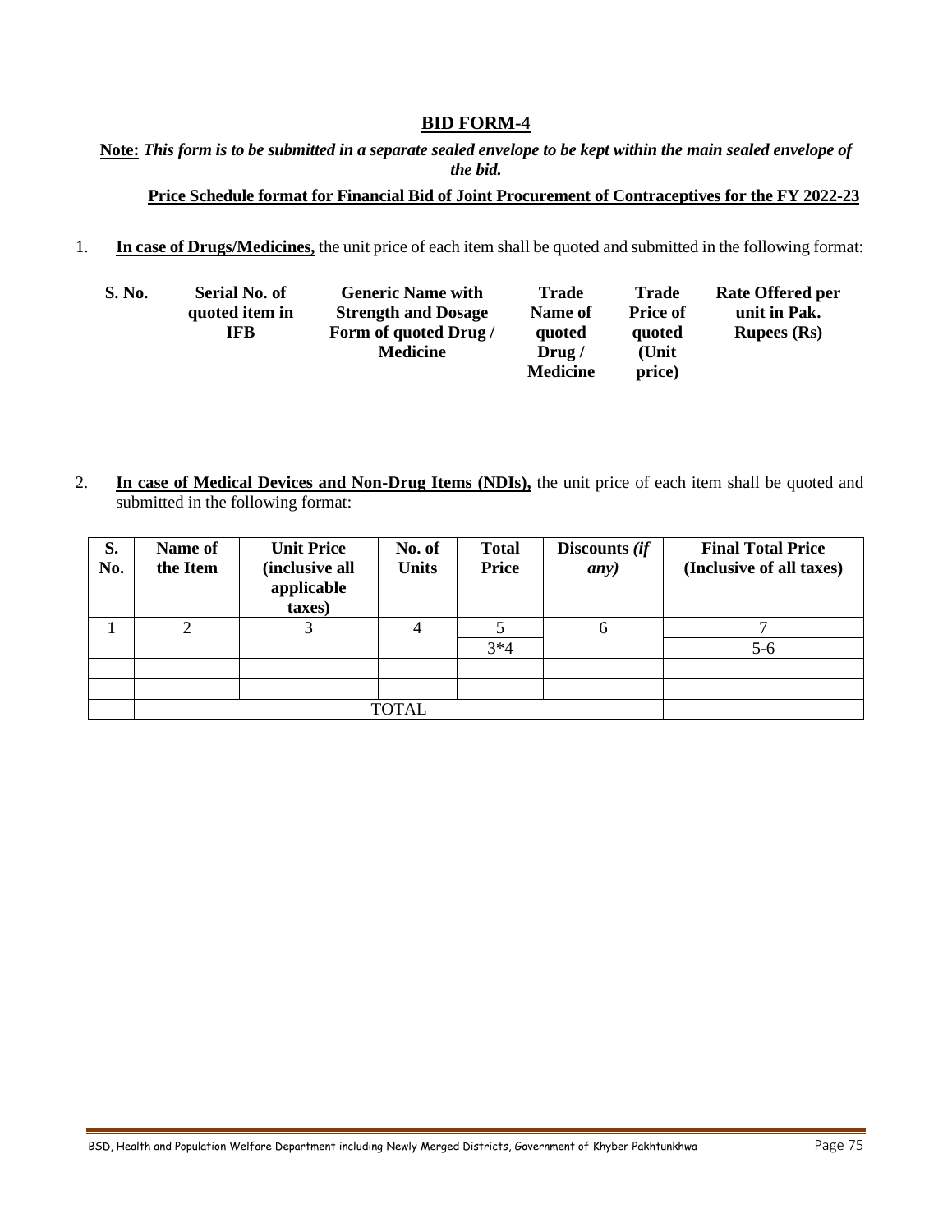## BID FORM-4

**Note:** ***This form is to be submitted in a separate sealed envelope to be kept within the main sealed envelope of the bid.***

**Price Schedule format for Financial Bid of Joint Procurement of Contraceptives for the FY 2022-23**

1. **In case of Drugs/Medicines,** the unit price of each item shall be quoted and submitted in the following format:

| S. No. | Serial No. of quoted item in IFB | Generic Name with Strength and Dosage Form of quoted Drug / Medicine | Trade Name of quoted Drug / Medicine | Trade Price of quoted (Unit price) | Rate Offered per unit in Pak. Rupees (Rs) |
|---|---|---|---|---|---|

2. **In case of Medical Devices and Non-Drug Items (NDIs),** the unit price of each item shall be quoted and submitted in the following format:

| S. No. | Name of the Item | Unit Price (inclusive all applicable taxes) | No. of Units | Total Price | Discounts *(if any)* | Final Total Price (Inclusive of all taxes) |
|---|---|---|---|---|---|---|
| 1 | 2 | 3 | 4 | 5 | 6 | 7 |
| | | | | 3*4 | | 5-6 |
| | | | | | | |
| | | | | | | |
| | TOTAL | | | | | |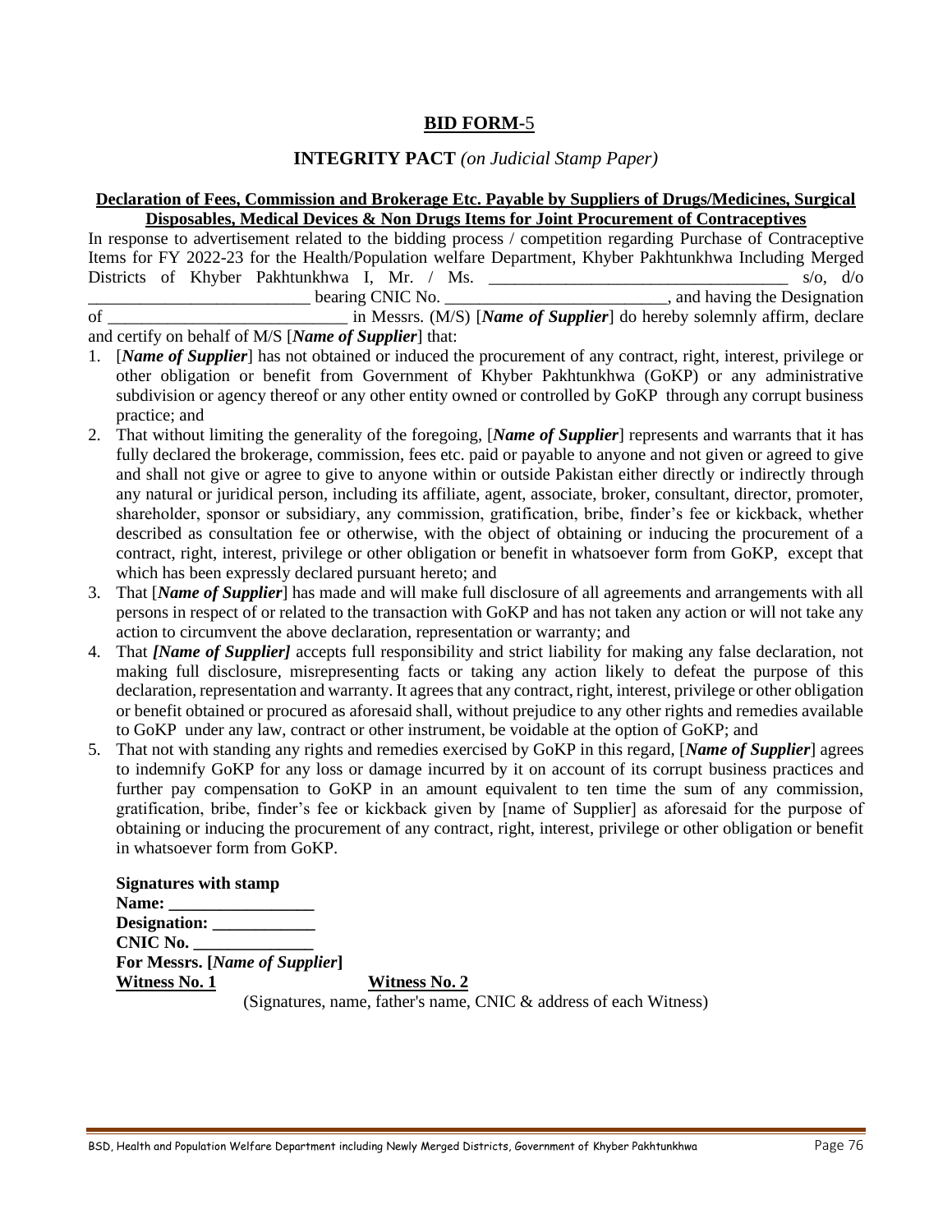## **BID FORM-5**

### **INTEGRITY PACT** *(on Judicial Stamp Paper)*

**Declaration of Fees, Commission and Brokerage Etc. Payable by Suppliers of Drugs/Medicines, Surgical Disposables, Medical Devices & Non Drugs Items for Joint Procurement of Contraceptives**

In response to advertisement related to the bidding process / competition regarding Purchase of Contraceptive Items for FY 2022-23 for the Health/Population welfare Department, Khyber Pakhtunkhwa Including Merged Districts of Khyber Pakhtunkhwa I, Mr. / Ms. ___________________________________ s/o, d/o ___________________________ bearing CNIC No. _________________________, and having the Designation of _____________________________ in Messrs. (M/S) [***Name of Supplier***] do hereby solemnly affirm, declare and certify on behalf of M/S [***Name of Supplier***] that:

1. [***Name of Supplier***] has not obtained or induced the procurement of any contract, right, interest, privilege or other obligation or benefit from Government of Khyber Pakhtunkhwa (GoKP) or any administrative subdivision or agency thereof or any other entity owned or controlled by GoKP through any corrupt business practice; and
2. That without limiting the generality of the foregoing, [***Name of Supplier***] represents and warrants that it has fully declared the brokerage, commission, fees etc. paid or payable to anyone and not given or agreed to give and shall not give or agree to give to anyone within or outside Pakistan either directly or indirectly through any natural or juridical person, including its affiliate, agent, associate, broker, consultant, director, promoter, shareholder, sponsor or subsidiary, any commission, gratification, bribe, finder's fee or kickback, whether described as consultation fee or otherwise, with the object of obtaining or inducing the procurement of a contract, right, interest, privilege or other obligation or benefit in whatsoever form from GoKP, except that which has been expressly declared pursuant hereto; and
3. That [***Name of Supplier***] has made and will make full disclosure of all agreements and arrangements with all persons in respect of or related to the transaction with GoKP and has not taken any action or will not take any action to circumvent the above declaration, representation or warranty; and
4. That ***[Name of Supplier]*** accepts full responsibility and strict liability for making any false declaration, not making full disclosure, misrepresenting facts or taking any action likely to defeat the purpose of this declaration, representation and warranty. It agrees that any contract, right, interest, privilege or other obligation or benefit obtained or procured as aforesaid shall, without prejudice to any other rights and remedies available to GoKP under any law, contract or other instrument, be voidable at the option of GoKP; and
5. That not with standing any rights and remedies exercised by GoKP in this regard, [***Name of Supplier***] agrees to indemnify GoKP for any loss or damage incurred by it on account of its corrupt business practices and further pay compensation to GoKP in an amount equivalent to ten time the sum of any commission, gratification, bribe, finder's fee or kickback given by [name of Supplier] as aforesaid for the purpose of obtaining or inducing the procurement of any contract, right, interest, privilege or other obligation or benefit in whatsoever form from GoKP.

**Signatures with stamp**
**Name: _________________**
**Designation: ____________**
**CNIC No. ______________**
**For Messrs. [*Name of Supplier*]**

**Witness No. 1** **Witness No. 2**

(Signatures, name, father's name, CNIC & address of each Witness)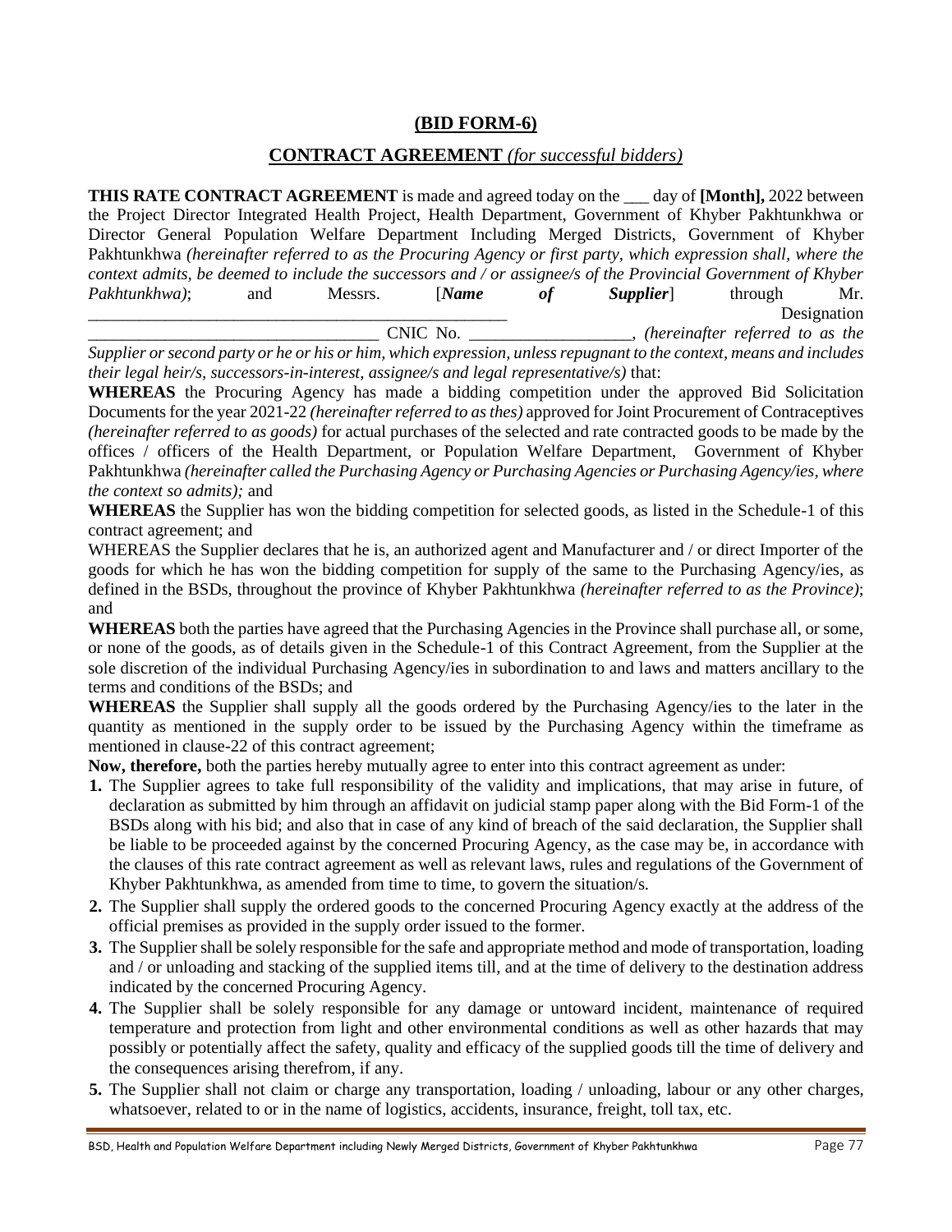**(BID FORM-6)**

**CONTRACT AGREEMENT** *(for successful bidders)*

**THIS RATE CONTRACT AGREEMENT** is made and agreed today on the ___ day of **[Month],** 2022 between the Project Director Integrated Health Project, Health Department, Government of Khyber Pakhtunkhwa or Director General Population Welfare Department Including Merged Districts, Government of Khyber Pakhtunkhwa *(hereinafter referred to as the Procuring Agency or first party, which expression shall, where the context admits, be deemed to include the successors and / or assignee/s of the Provincial Government of Khyber Pakhtunkhwa)*; and Messrs. [***Name of Supplier***] through Mr. ____________________________________________________ Designation __________________________________ CNIC No. ___________________, *(hereinafter referred to as the Supplier or second party or he or his or him, which expression, unless repugnant to the context, means and includes their legal heir/s, successors-in-interest, assignee/s and legal representative/s)* that:

**WHEREAS** the Procuring Agency has made a bidding competition under the approved Bid Solicitation Documents for the year 2021-22 *(hereinafter referred to as thes)* approved for Joint Procurement of Contraceptives *(hereinafter referred to as goods)* for actual purchases of the selected and rate contracted goods to be made by the offices / officers of the Health Department, or Population Welfare Department, Government of Khyber Pakhtunkhwa *(hereinafter called the Purchasing Agency or Purchasing Agencies or Purchasing Agency/ies, where the context so admits);* and

**WHEREAS** the Supplier has won the bidding competition for selected goods, as listed in the Schedule-1 of this contract agreement; and

WHEREAS the Supplier declares that he is, an authorized agent and Manufacturer and / or direct Importer of the goods for which he has won the bidding competition for supply of the same to the Purchasing Agency/ies, as defined in the BSDs, throughout the province of Khyber Pakhtunkhwa *(hereinafter referred to as the Province)*; and

**WHEREAS** both the parties have agreed that the Purchasing Agencies in the Province shall purchase all, or some, or none of the goods, as of details given in the Schedule-1 of this Contract Agreement, from the Supplier at the sole discretion of the individual Purchasing Agency/ies in subordination to and laws and matters ancillary to the terms and conditions of the BSDs; and

**WHEREAS** the Supplier shall supply all the goods ordered by the Purchasing Agency/ies to the later in the quantity as mentioned in the supply order to be issued by the Purchasing Agency within the timeframe as mentioned in clause-22 of this contract agreement;

**Now, therefore,** both the parties hereby mutually agree to enter into this contract agreement as under:

1. The Supplier agrees to take full responsibility of the validity and implications, that may arise in future, of declaration as submitted by him through an affidavit on judicial stamp paper along with the Bid Form-1 of the BSDs along with his bid; and also that in case of any kind of breach of the said declaration, the Supplier shall be liable to be proceeded against by the concerned Procuring Agency, as the case may be, in accordance with the clauses of this rate contract agreement as well as relevant laws, rules and regulations of the Government of Khyber Pakhtunkhwa, as amended from time to time, to govern the situation/s.
2. The Supplier shall supply the ordered goods to the concerned Procuring Agency exactly at the address of the official premises as provided in the supply order issued to the former.
3. The Supplier shall be solely responsible for the safe and appropriate method and mode of transportation, loading and / or unloading and stacking of the supplied items till, and at the time of delivery to the destination address indicated by the concerned Procuring Agency.
4. The Supplier shall be solely responsible for any damage or untoward incident, maintenance of required temperature and protection from light and other environmental conditions as well as other hazards that may possibly or potentially affect the safety, quality and efficacy of the supplied goods till the time of delivery and the consequences arising therefrom, if any.
5. The Supplier shall not claim or charge any transportation, loading / unloading, labour or any other charges, whatsoever, related to or in the name of logistics, accidents, insurance, freight, toll tax, etc.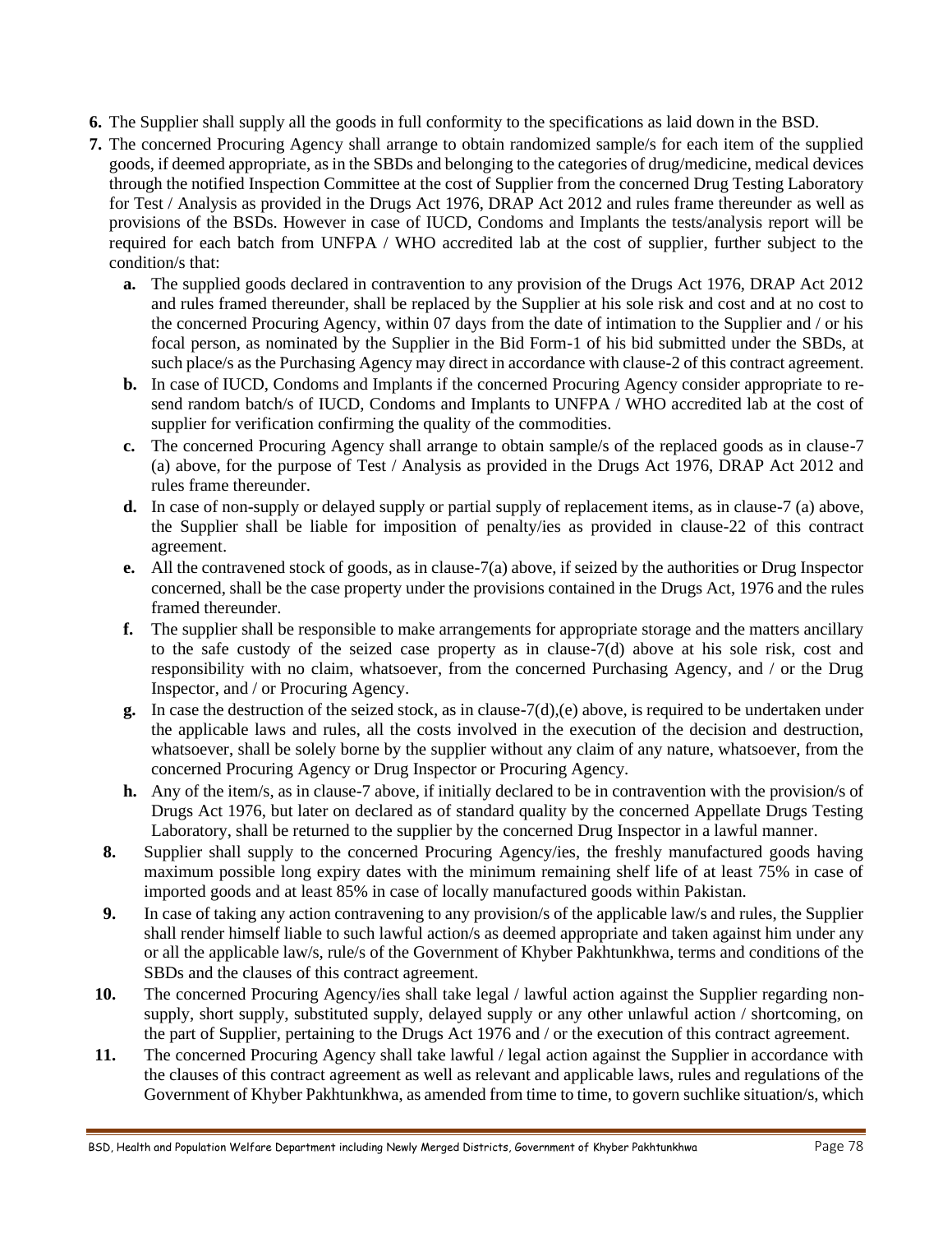6. The Supplier shall supply all the goods in full conformity to the specifications as laid down in the BSD.
7. The concerned Procuring Agency shall arrange to obtain randomized sample/s for each item of the supplied goods, if deemed appropriate, as in the SBDs and belonging to the categories of drug/medicine, medical devices through the notified Inspection Committee at the cost of Supplier from the concerned Drug Testing Laboratory for Test / Analysis as provided in the Drugs Act 1976, DRAP Act 2012 and rules frame thereunder as well as provisions of the BSDs. However in case of IUCD, Condoms and Implants the tests/analysis report will be required for each batch from UNFPA / WHO accredited lab at the cost of supplier, further subject to the condition/s that:
   - **a.** The supplied goods declared in contravention to any provision of the Drugs Act 1976, DRAP Act 2012 and rules framed thereunder, shall be replaced by the Supplier at his sole risk and cost and at no cost to the concerned Procuring Agency, within 07 days from the date of intimation to the Supplier and / or his focal person, as nominated by the Supplier in the Bid Form-1 of his bid submitted under the SBDs, at such place/s as the Purchasing Agency may direct in accordance with clause-2 of this contract agreement.
   - **b.** In case of IUCD, Condoms and Implants if the concerned Procuring Agency consider appropriate to re-send random batch/s of IUCD, Condoms and Implants to UNFPA / WHO accredited lab at the cost of supplier for verification confirming the quality of the commodities.
   - **c.** The concerned Procuring Agency shall arrange to obtain sample/s of the replaced goods as in clause-7 (a) above, for the purpose of Test / Analysis as provided in the Drugs Act 1976, DRAP Act 2012 and rules frame thereunder.
   - **d.** In case of non-supply or delayed supply or partial supply of replacement items, as in clause-7 (a) above, the Supplier shall be liable for imposition of penalty/ies as provided in clause-22 of this contract agreement.
   - **e.** All the contravened stock of goods, as in clause-7(a) above, if seized by the authorities or Drug Inspector concerned, shall be the case property under the provisions contained in the Drugs Act, 1976 and the rules framed thereunder.
   - **f.** The supplier shall be responsible to make arrangements for appropriate storage and the matters ancillary to the safe custody of the seized case property as in clause-7(d) above at his sole risk, cost and responsibility with no claim, whatsoever, from the concerned Purchasing Agency, and / or the Drug Inspector, and / or Procuring Agency.
   - **g.** In case the destruction of the seized stock, as in clause-7(d),(e) above, is required to be undertaken under the applicable laws and rules, all the costs involved in the execution of the decision and destruction, whatsoever, shall be solely borne by the supplier without any claim of any nature, whatsoever, from the concerned Procuring Agency or Drug Inspector or Procuring Agency.
   - **h.** Any of the item/s, as in clause-7 above, if initially declared to be in contravention with the provision/s of Drugs Act 1976, but later on declared as of standard quality by the concerned Appellate Drugs Testing Laboratory, shall be returned to the supplier by the concerned Drug Inspector in a lawful manner.
8. Supplier shall supply to the concerned Procuring Agency/ies, the freshly manufactured goods having maximum possible long expiry dates with the minimum remaining shelf life of at least 75% in case of imported goods and at least 85% in case of locally manufactured goods within Pakistan.
9. In case of taking any action contravening to any provision/s of the applicable law/s and rules, the Supplier shall render himself liable to such lawful action/s as deemed appropriate and taken against him under any or all the applicable law/s, rule/s of the Government of Khyber Pakhtunkhwa, terms and conditions of the SBDs and the clauses of this contract agreement.
10. The concerned Procuring Agency/ies shall take legal / lawful action against the Supplier regarding non-supply, short supply, substituted supply, delayed supply or any other unlawful action / shortcoming, on the part of Supplier, pertaining to the Drugs Act 1976 and / or the execution of this contract agreement.
11. The concerned Procuring Agency shall take lawful / legal action against the Supplier in accordance with the clauses of this contract agreement as well as relevant and applicable laws, rules and regulations of the Government of Khyber Pakhtunkhwa, as amended from time to time, to govern suchlike situation/s, which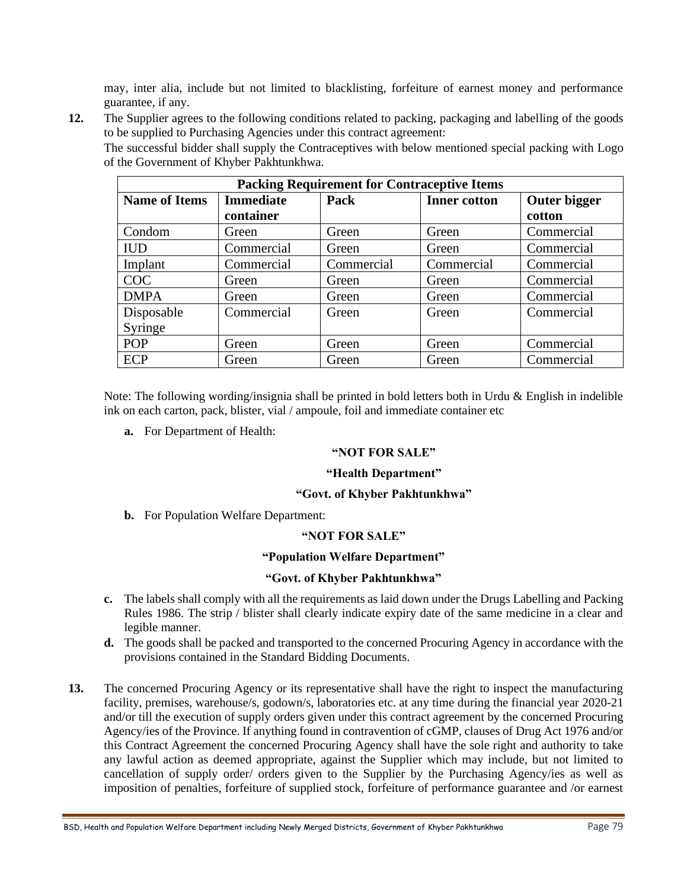may, inter alia, include but not limited to blacklisting, forfeiture of earnest money and performance guarantee, if any.

**12.** The Supplier agrees to the following conditions related to packing, packaging and labelling of the goods to be supplied to Purchasing Agencies under this contract agreement:

The successful bidder shall supply the Contraceptives with below mentioned special packing with Logo of the Government of Khyber Pakhtunkhwa.

| **Packing Requirement for Contraceptive Items** | | | | |
|---|---|---|---|---|
| **Name of Items** | **Immediate container** | **Pack** | **Inner cotton** | **Outer bigger cotton** |
| Condom | Green | Green | Green | Commercial |
| IUD | Commercial | Green | Green | Commercial |
| Implant | Commercial | Commercial | Commercial | Commercial |
| COC | Green | Green | Green | Commercial |
| DMPA | Green | Green | Green | Commercial |
| Disposable Syringe | Commercial | Green | Green | Commercial |
| POP | Green | Green | Green | Commercial |
| ECP | Green | Green | Green | Commercial |

Note: The following wording/insignia shall be printed in bold letters both in Urdu & English in indelible ink on each carton, pack, blister, vial / ampoule, foil and immediate container etc

**a.** For Department of Health:

**"NOT FOR SALE"**

**"Health Department"**

**"Govt. of Khyber Pakhtunkhwa"**

**b.** For Population Welfare Department:

**"NOT FOR SALE"**

**"Population Welfare Department"**

**"Govt. of Khyber Pakhtunkhwa"**

**c.** The labels shall comply with all the requirements as laid down under the Drugs Labelling and Packing Rules 1986. The strip / blister shall clearly indicate expiry date of the same medicine in a clear and legible manner.

**d.** The goods shall be packed and transported to the concerned Procuring Agency in accordance with the provisions contained in the Standard Bidding Documents.

**13.** The concerned Procuring Agency or its representative shall have the right to inspect the manufacturing facility, premises, warehouse/s, godown/s, laboratories etc. at any time during the financial year 2020-21 and/or till the execution of supply orders given under this contract agreement by the concerned Procuring Agency/ies of the Province. If anything found in contravention of cGMP, clauses of Drug Act 1976 and/or this Contract Agreement the concerned Procuring Agency shall have the sole right and authority to take any lawful action as deemed appropriate, against the Supplier which may include, but not limited to cancellation of supply order/ orders given to the Supplier by the Purchasing Agency/ies as well as imposition of penalties, forfeiture of supplied stock, forfeiture of performance guarantee and /or earnest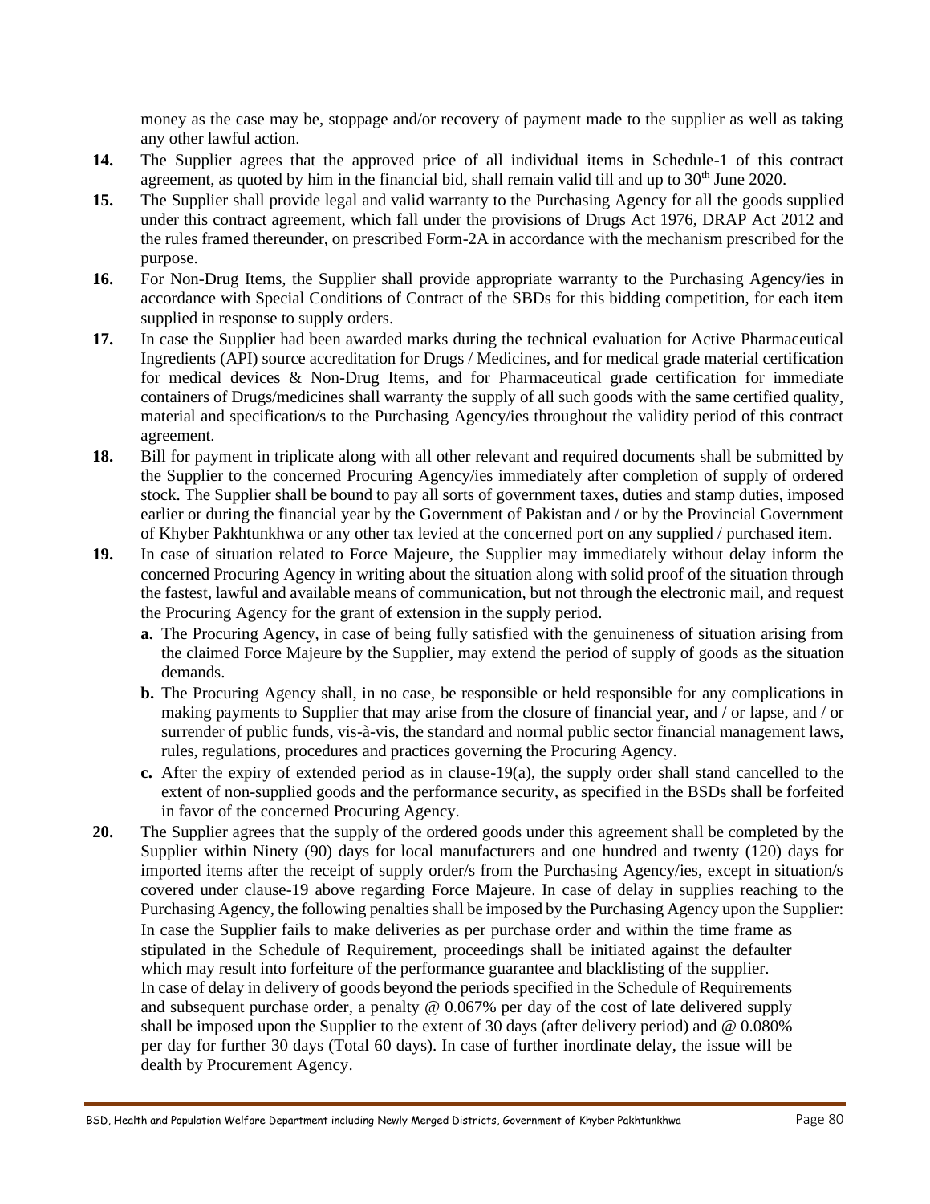money as the case may be, stoppage and/or recovery of payment made to the supplier as well as taking any other lawful action.

**14.** The Supplier agrees that the approved price of all individual items in Schedule-1 of this contract agreement, as quoted by him in the financial bid, shall remain valid till and up to 30th June 2020.

**15.** The Supplier shall provide legal and valid warranty to the Purchasing Agency for all the goods supplied under this contract agreement, which fall under the provisions of Drugs Act 1976, DRAP Act 2012 and the rules framed thereunder, on prescribed Form-2A in accordance with the mechanism prescribed for the purpose.

**16.** For Non-Drug Items, the Supplier shall provide appropriate warranty to the Purchasing Agency/ies in accordance with Special Conditions of Contract of the SBDs for this bidding competition, for each item supplied in response to supply orders.

**17.** In case the Supplier had been awarded marks during the technical evaluation for Active Pharmaceutical Ingredients (API) source accreditation for Drugs / Medicines, and for medical grade material certification for medical devices & Non-Drug Items, and for Pharmaceutical grade certification for immediate containers of Drugs/medicines shall warranty the supply of all such goods with the same certified quality, material and specification/s to the Purchasing Agency/ies throughout the validity period of this contract agreement.

**18.** Bill for payment in triplicate along with all other relevant and required documents shall be submitted by the Supplier to the concerned Procuring Agency/ies immediately after completion of supply of ordered stock. The Supplier shall be bound to pay all sorts of government taxes, duties and stamp duties, imposed earlier or during the financial year by the Government of Pakistan and / or by the Provincial Government of Khyber Pakhtunkhwa or any other tax levied at the concerned port on any supplied / purchased item.

**19.** In case of situation related to Force Majeure, the Supplier may immediately without delay inform the concerned Procuring Agency in writing about the situation along with solid proof of the situation through the fastest, lawful and available means of communication, but not through the electronic mail, and request the Procuring Agency for the grant of extension in the supply period.

   **a.** The Procuring Agency, in case of being fully satisfied with the genuineness of situation arising from the claimed Force Majeure by the Supplier, may extend the period of supply of goods as the situation demands.

   **b.** The Procuring Agency shall, in no case, be responsible or held responsible for any complications in making payments to Supplier that may arise from the closure of financial year, and / or lapse, and / or surrender of public funds, vis-à-vis, the standard and normal public sector financial management laws, rules, regulations, procedures and practices governing the Procuring Agency.

   **c.** After the expiry of extended period as in clause-19(a), the supply order shall stand cancelled to the extent of non-supplied goods and the performance security, as specified in the BSDs shall be forfeited in favor of the concerned Procuring Agency.

**20.** The Supplier agrees that the supply of the ordered goods under this agreement shall be completed by the Supplier within Ninety (90) days for local manufacturers and one hundred and twenty (120) days for imported items after the receipt of supply order/s from the Purchasing Agency/ies, except in situation/s covered under clause-19 above regarding Force Majeure. In case of delay in supplies reaching to the Purchasing Agency, the following penalties shall be imposed by the Purchasing Agency upon the Supplier:

In case the Supplier fails to make deliveries as per purchase order and within the time frame as stipulated in the Schedule of Requirement, proceedings shall be initiated against the defaulter which may result into forfeiture of the performance guarantee and blacklisting of the supplier.

In case of delay in delivery of goods beyond the periods specified in the Schedule of Requirements and subsequent purchase order, a penalty @ 0.067% per day of the cost of late delivered supply shall be imposed upon the Supplier to the extent of 30 days (after delivery period) and @ 0.080% per day for further 30 days (Total 60 days). In case of further inordinate delay, the issue will be dealth by Procurement Agency.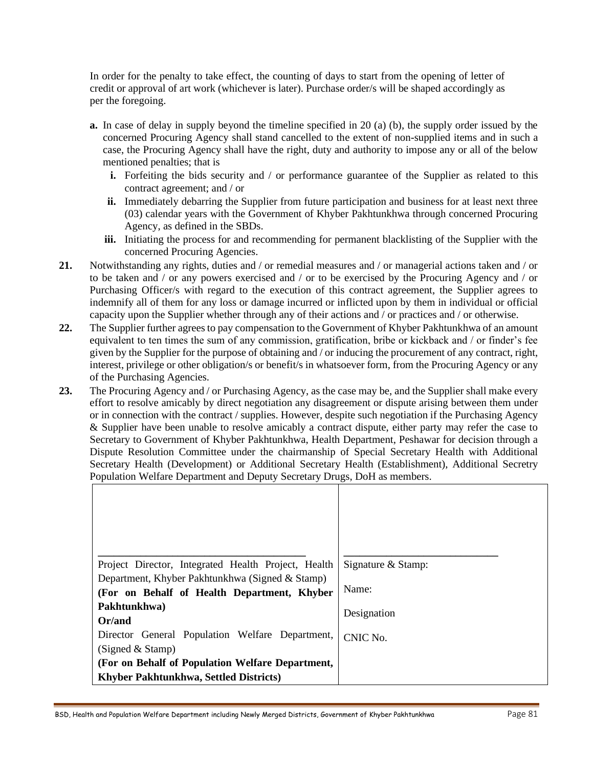In order for the penalty to take effect, the counting of days to start from the opening of letter of credit or approval of art work (whichever is later). Purchase order/s will be shaped accordingly as per the foregoing.

**a.** In case of delay in supply beyond the timeline specified in 20 (a) (b), the supply order issued by the concerned Procuring Agency shall stand cancelled to the extent of non-supplied items and in such a case, the Procuring Agency shall have the right, duty and authority to impose any or all of the below mentioned penalties; that is

   **i.** Forfeiting the bids security and / or performance guarantee of the Supplier as related to this contract agreement; and / or

   **ii.** Immediately debarring the Supplier from future participation and business for at least next three (03) calendar years with the Government of Khyber Pakhtunkhwa through concerned Procuring Agency, as defined in the SBDs.

   **iii.** Initiating the process for and recommending for permanent blacklisting of the Supplier with the concerned Procuring Agencies.

**21.** Notwithstanding any rights, duties and / or remedial measures and / or managerial actions taken and / or to be taken and / or any powers exercised and / or to be exercised by the Procuring Agency and / or Purchasing Officer/s with regard to the execution of this contract agreement, the Supplier agrees to indemnify all of them for any loss or damage incurred or inflicted upon by them in individual or official capacity upon the Supplier whether through any of their actions and / or practices and / or otherwise.

**22.** The Supplier further agrees to pay compensation to the Government of Khyber Pakhtunkhwa of an amount equivalent to ten times the sum of any commission, gratification, bribe or kickback and / or finder's fee given by the Supplier for the purpose of obtaining and / or inducing the procurement of any contract, right, interest, privilege or other obligation/s or benefit/s in whatsoever form, from the Procuring Agency or any of the Purchasing Agencies.

**23.** The Procuring Agency and / or Purchasing Agency, as the case may be, and the Supplier shall make every effort to resolve amicably by direct negotiation any disagreement or dispute arising between them under or in connection with the contract / supplies. However, despite such negotiation if the Purchasing Agency & Supplier have been unable to resolve amicably a contract dispute, either party may refer the case to Secretary to Government of Khyber Pakhtunkhwa, Health Department, Peshawar for decision through a Dispute Resolution Committee under the chairmanship of Special Secretary Health with Additional Secretary Health (Development) or Additional Secretary Health (Establishment), Additional Secretry Population Welfare Department and Deputy Secretary Drugs, DoH as members.

| | |
|---|---|
| \_\_\_\_\_\_\_\_\_\_\_\_\_\_\_\_\_\_\_\_\_\_\_\_\_\_\_\_\_\_\_\_\_\_\_\_<br>Project Director, Integrated Health Project, Health Department, Khyber Pakhtunkhwa (Signed & Stamp)<br>**(For on Behalf of Health Department, Khyber Pakhtunkhwa)**<br>**Or/and**<br>Director General Population Welfare Department, (Signed & Stamp)<br>**(For on Behalf of Population Welfare Department, Khyber Pakhtunkhwa, Settled Districts)** | \_\_\_\_\_\_\_\_\_\_\_\_\_\_\_\_\_\_\_\_\_\_\_\_\_\_\_<br>Signature & Stamp:<br><br>Name:<br><br>Designation<br><br>CNIC No. |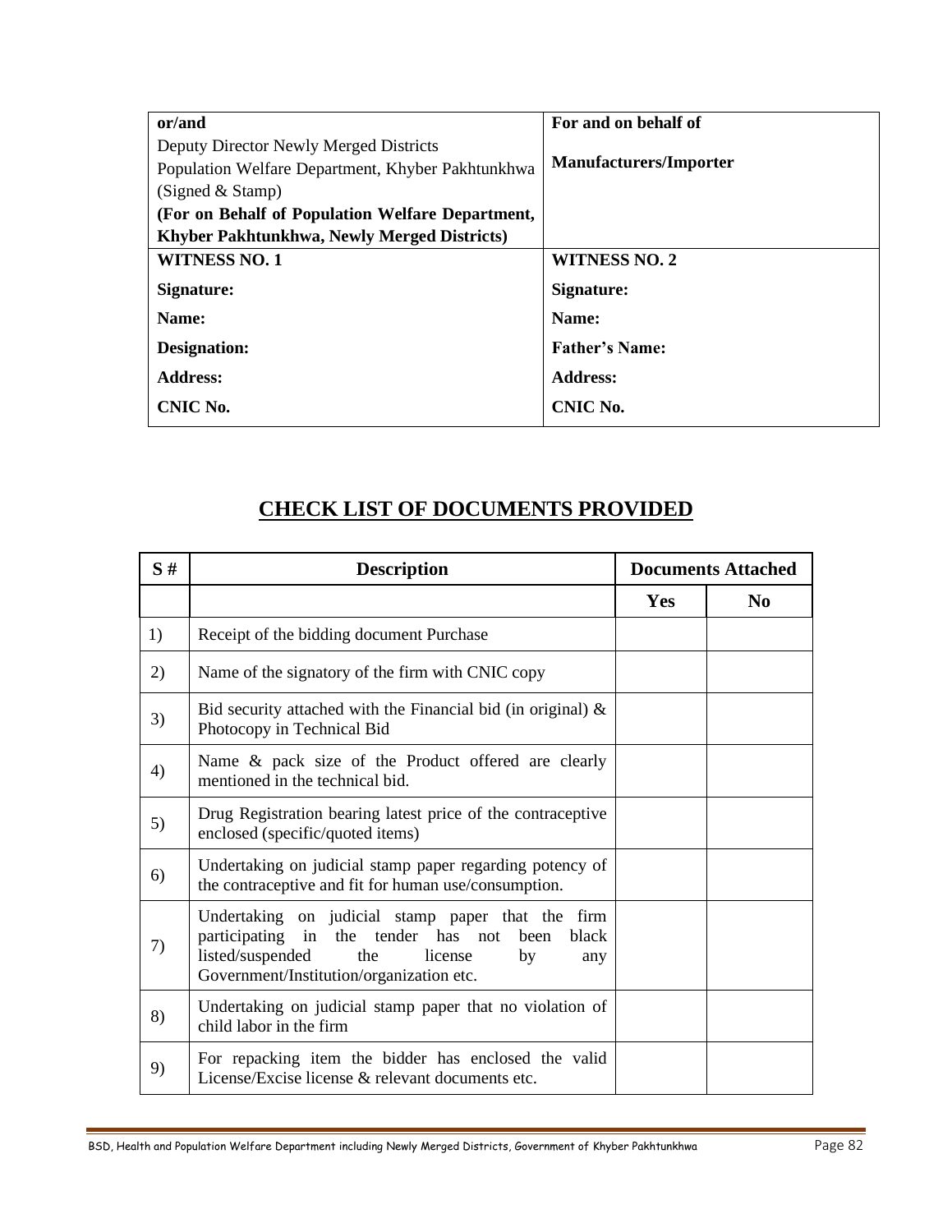| or/and | For and on behalf of |
|---|---|
| Deputy Director Newly Merged Districts<br>Population Welfare Department, Khyber Pakhtunkhwa<br>(Signed & Stamp)<br>**(For on Behalf of Population Welfare Department, Khyber Pakhtunkhwa, Newly Merged Districts)** | **Manufacturers/Importer** |
| **WITNESS NO. 1** | **WITNESS NO. 2** |
| **Signature:** | **Signature:** |
| **Name:** | **Name:** |
| **Designation:** | **Father's Name:** |
| **Address:** | **Address:** |
| **CNIC No.** | **CNIC No.** |

## CHECK LIST OF DOCUMENTS PROVIDED

| S # | Description | Documents Attached | |
|---|---|---|---|
| | | **Yes** | **No** |
| 1) | Receipt of the bidding document Purchase | | |
| 2) | Name of the signatory of the firm with CNIC copy | | |
| 3) | Bid security attached with the Financial bid (in original) & Photocopy in Technical Bid | | |
| 4) | Name & pack size of the Product offered are clearly mentioned in the technical bid. | | |
| 5) | Drug Registration bearing latest price of the contraceptive enclosed (specific/quoted items) | | |
| 6) | Undertaking on judicial stamp paper regarding potency of the contraceptive and fit for human use/consumption. | | |
| 7) | Undertaking on judicial stamp paper that the firm participating in the tender has not been black listed/suspended the license by any Government/Institution/organization etc. | | |
| 8) | Undertaking on judicial stamp paper that no violation of child labor in the firm | | |
| 9) | For repacking item the bidder has enclosed the valid License/Excise license & relevant documents etc. | | |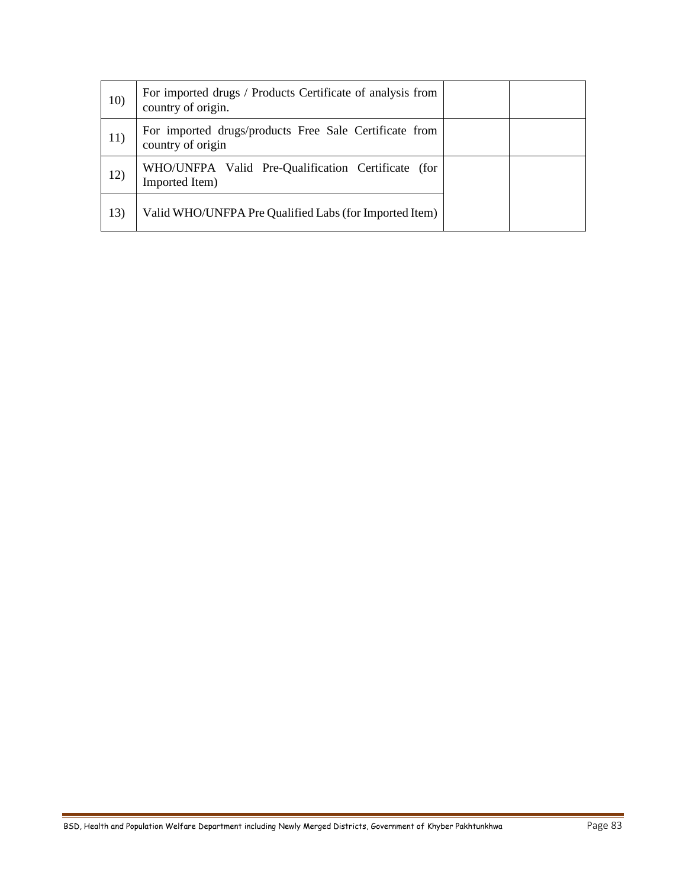| | | | |
|---|---|---|---|
| 10) | For imported drugs / Products Certificate of analysis from country of origin. | | |
| 11) | For imported drugs/products Free Sale Certificate from country of origin | | |
| 12) | WHO/UNFPA Valid Pre-Qualification Certificate (for Imported Item) | | |
| 13) | Valid WHO/UNFPA Pre Qualified Labs (for Imported Item) | | |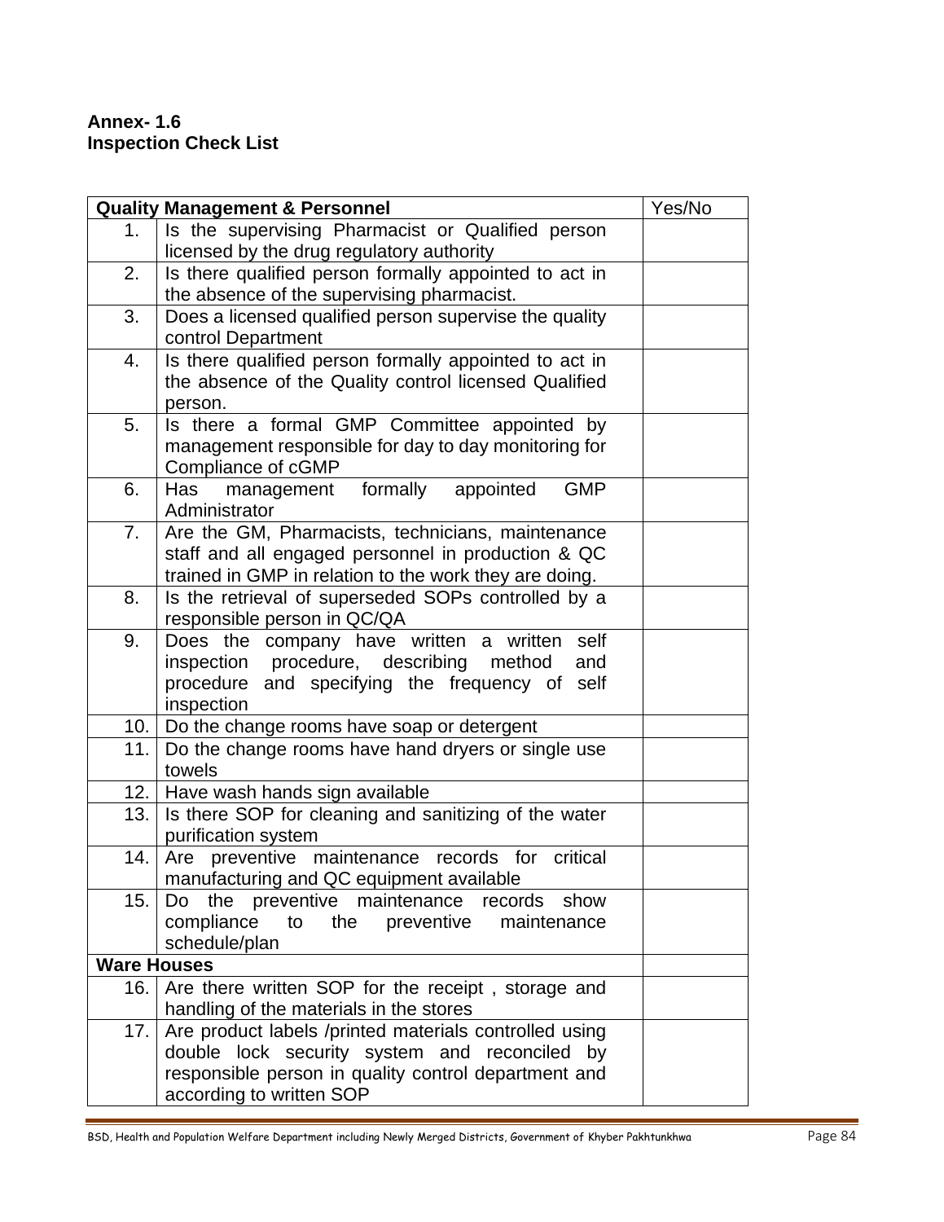**Annex- 1.6**
**Inspection Check List**

| Quality Management & Personnel | | Yes/No |
|---|---|---|
| 1. | Is the supervising Pharmacist or Qualified person licensed by the drug regulatory authority | |
| 2. | Is there qualified person formally appointed to act in the absence of the supervising pharmacist. | |
| 3. | Does a licensed qualified person supervise the quality control Department | |
| 4. | Is there qualified person formally appointed to act in the absence of the Quality control licensed Qualified person. | |
| 5. | Is there a formal GMP Committee appointed by management responsible for day to day monitoring for Compliance of cGMP | |
| 6. | Has management formally appointed GMP Administrator | |
| 7. | Are the GM, Pharmacists, technicians, maintenance staff and all engaged personnel in production & QC trained in GMP in relation to the work they are doing. | |
| 8. | Is the retrieval of superseded SOPs controlled by a responsible person in QC/QA | |
| 9. | Does the company have written a written self inspection procedure, describing method and procedure and specifying the frequency of self inspection | |
| 10. | Do the change rooms have soap or detergent | |
| 11. | Do the change rooms have hand dryers or single use towels | |
| 12. | Have wash hands sign available | |
| 13. | Is there SOP for cleaning and sanitizing of the water purification system | |
| 14. | Are preventive maintenance records for critical manufacturing and QC equipment available | |
| 15. | Do the preventive maintenance records show compliance to the preventive maintenance schedule/plan | |
| **Ware Houses** | | |
| 16. | Are there written SOP for the receipt , storage and handling of the materials in the stores | |
| 17. | Are product labels /printed materials controlled using double lock security system and reconciled by responsible person in quality control department and according to written SOP | |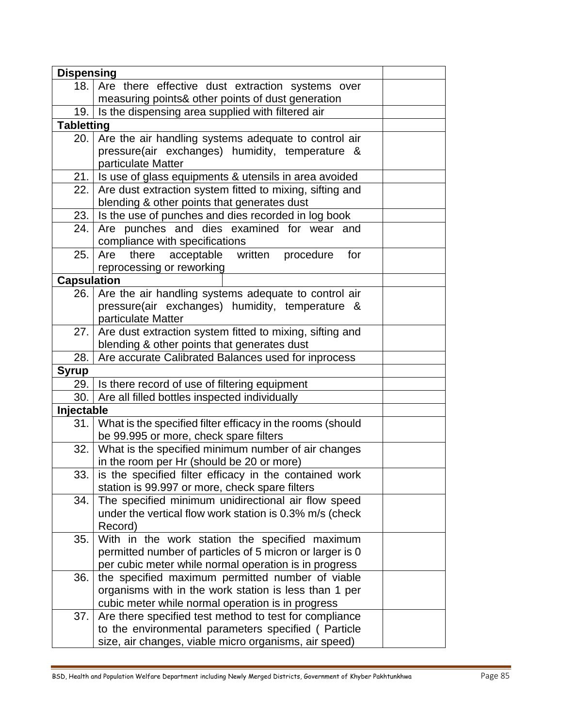| **Dispensing** | | |
|---|---|---|
| 18. | Are there effective dust extraction systems over measuring points& other points of dust generation | |
| 19. | Is the dispensing area supplied with filtered air | |
| **Tabletting** | | |
| 20. | Are the air handling systems adequate to control air pressure(air exchanges) humidity, temperature & particulate Matter | |
| 21. | Is use of glass equipments & utensils in area avoided | |
| 22. | Are dust extraction system fitted to mixing, sifting and blending & other points that generates dust | |
| 23. | Is the use of punches and dies recorded in log book | |
| 24. | Are punches and dies examined for wear and compliance with specifications | |
| 25. | Are there acceptable written procedure for reprocessing or reworking | |
| **Capsulation** | | |
| 26. | Are the air handling systems adequate to control air pressure(air exchanges) humidity, temperature & particulate Matter | |
| 27. | Are dust extraction system fitted to mixing, sifting and blending & other points that generates dust | |
| 28. | Are accurate Calibrated Balances used for inprocess | |
| **Syrup** | | |
| 29. | Is there record of use of filtering equipment | |
| 30. | Are all filled bottles inspected individually | |
| **Injectable** | | |
| 31. | What is the specified filter efficacy in the rooms (should be 99.995 or more, check spare filters | |
| 32. | What is the specified minimum number of air changes in the room per Hr (should be 20 or more) | |
| 33. | is the specified filter efficacy in the contained work station is 99.997 or more, check spare filters | |
| 34. | The specified minimum unidirectional air flow speed under the vertical flow work station is 0.3% m/s (check Record) | |
| 35. | With in the work station the specified maximum permitted number of particles of 5 micron or larger is 0 per cubic meter while normal operation is in progress | |
| 36. | the specified maximum permitted number of viable organisms with in the work station is less than 1 per cubic meter while normal operation is in progress | |
| 37. | Are there specified test method to test for compliance to the environmental parameters specified ( Particle size, air changes, viable micro organisms, air speed) | |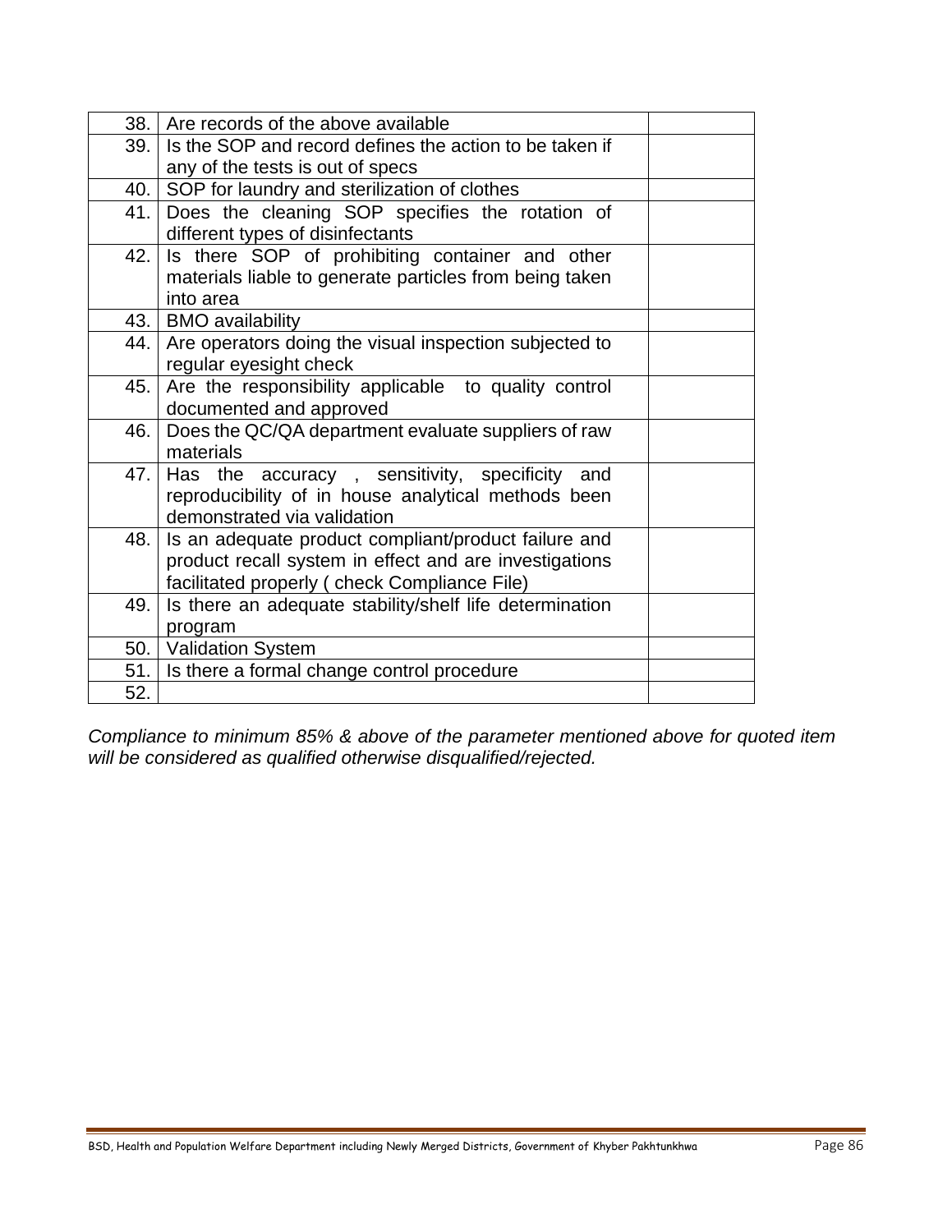| | | |
|---|---|---|
| 38. | Are records of the above available | |
| 39. | Is the SOP and record defines the action to be taken if any of the tests is out of specs | |
| 40. | SOP for laundry and sterilization of clothes | |
| 41. | Does the cleaning SOP specifies the rotation of different types of disinfectants | |
| 42. | Is there SOP of prohibiting container and other materials liable to generate particles from being taken into area | |
| 43. | BMO availability | |
| 44. | Are operators doing the visual inspection subjected to regular eyesight check | |
| 45. | Are the responsibility applicable to quality control documented and approved | |
| 46. | Does the QC/QA department evaluate suppliers of raw materials | |
| 47. | Has the accuracy , sensitivity, specificity and reproducibility of in house analytical methods been demonstrated via validation | |
| 48. | Is an adequate product compliant/product failure and product recall system in effect and are investigations facilitated properly ( check Compliance File) | |
| 49. | Is there an adequate stability/shelf life determination program | |
| 50. | Validation System | |
| 51. | Is there a formal change control procedure | |
| 52. | | |

*Compliance to minimum 85% & above of the parameter mentioned above for quoted item will be considered as qualified otherwise disqualified/rejected.*